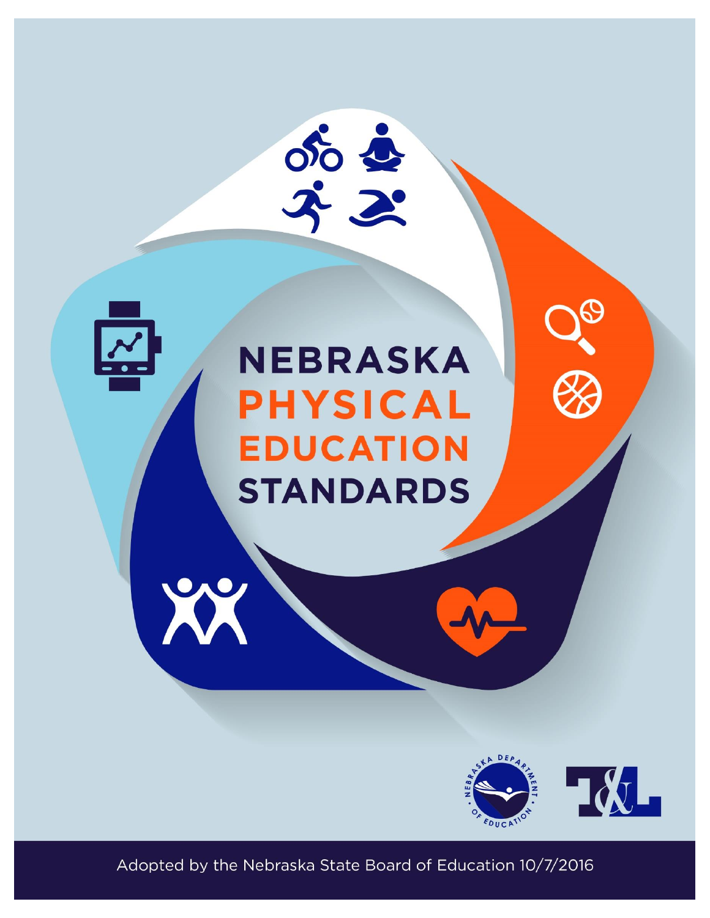# NEBRASKA PHYSICAL EDUCATION STANDARDS

Adopted by the Nebraska State Board of Education 10/7/2016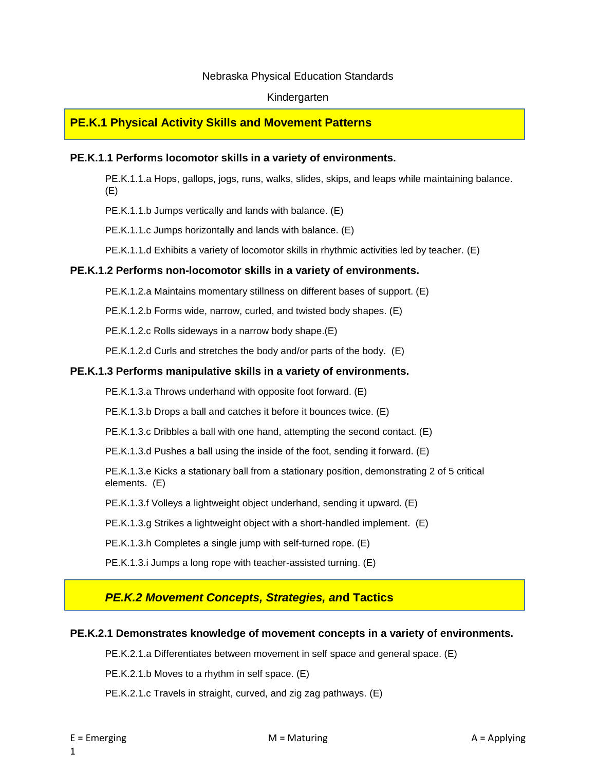Nebraska Physical Education Standards

Kindergarten

## PE.K.1 Physical Activity Skills and Movement Patterns

### PE.K.1.1 Performs locomotor skills in a variety of environments.

PE.K.1.1.a Hops, gallops, jogs, runs, walks, slides, skips, and leaps while maintaining balance. (E)

PE.K.1.1.b Jumps vertically and lands with balance. (E)

PE.K.1.1.c Jumps horizontally and lands with balance. (E)

PE.K.1.1.d Exhibits a variety of locomotor skills in rhythmic activities led by teacher. (E)

### PE.K.1.2 Performs non-locomotor skills in a variety of environments.

PE.K.1.2.a Maintains momentary stillness on different bases of support. (E)

PE.K.1.2.b Forms wide, narrow, curled, and twisted body shapes. (E)

PE.K.1.2.c Rolls sideways in a narrow body shape.(E)

PE.K.1.2.d Curls and stretches the body and/or parts of the body. (E)

### PE.K.1.3 Performs manipulative skills in a variety of environments.

PE.K.1.3.a Throws underhand with opposite foot forward. (E)

PE.K.1.3.b Drops a ball and catches it before it bounces twice. (E)

PE.K.1.3.c Dribbles a ball with one hand, attempting the second contact. (E)

PE.K.1.3.d Pushes a ball using the inside of the foot, sending it forward. (E)

PE.K.1.3.e Kicks a stationary ball from a stationary position, demonstrating 2 of 5 critical elements. (E)

PE.K.1.3.f Volleys a lightweight object underhand, sending it upward. (E)

PE.K.1.3.g Strikes a lightweight object with a short-handled implement. (E)

PE.K.1.3.h Completes a single jump with self-turned rope. (E)

PE.K.1.3.i Jumps a long rope with teacher-assisted turning. (E)

## *PE.K.2 Movement Concepts, Strategies, and* Tactics

### PE.K.2.1 Demonstrates knowledge of movement concepts in a variety of environments.

PE.K.2.1.a Differentiates between movement in self space and general space. (E)

PE.K.2.1.b Moves to a rhythm in self space. (E)

PE.K.2.1.c Travels in straight, curved, and zig zag pathways. (E)

E = Emerging M = Maturing A = Applying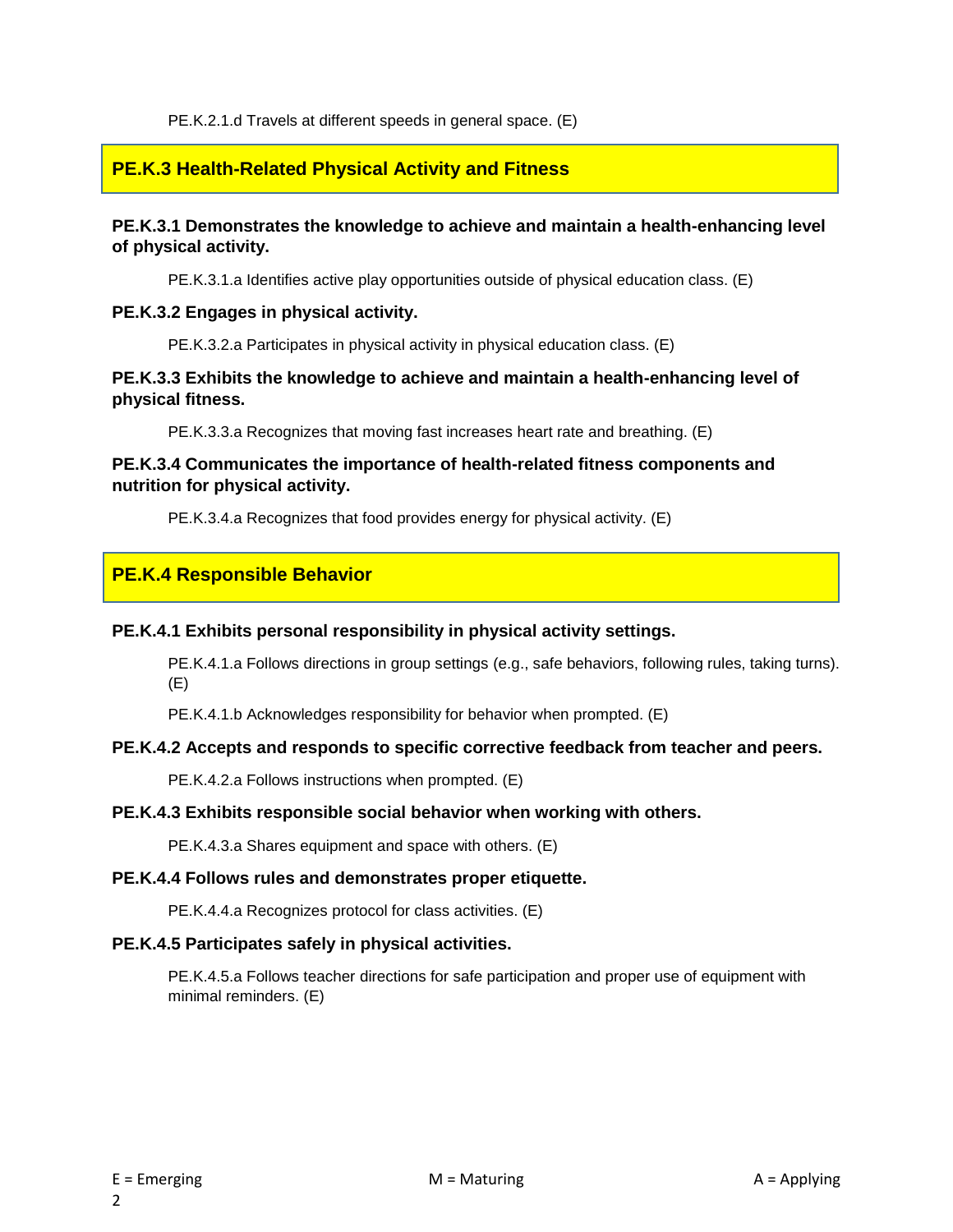PE.K.2.1.d Travels at different speeds in general space. (E)

## PE.K.3 Health-Related Physical Activity and Fitness

**PE.K.3.1 Demonstrates the knowledge to achieve and maintain a health-enhancing level of physical activity.**

PE.K.3.1.a Identifies active play opportunities outside of physical education class. (E)

**PE.K.3.2 Engages in physical activity.**

PE.K.3.2.a Participates in physical activity in physical education class. (E)

**PE.K.3.3 Exhibits the knowledge to achieve and maintain a health-enhancing level of physical fitness.**

PE.K.3.3.a Recognizes that moving fast increases heart rate and breathing. (E)

**PE.K.3.4 Communicates the importance of health-related fitness components and nutrition for physical activity.**

PE.K.3.4.a Recognizes that food provides energy for physical activity. (E)

## PE.K.4 Responsible Behavior

**PE.K.4.1 Exhibits personal responsibility in physical activity settings.**

PE.K.4.1.a Follows directions in group settings (e.g., safe behaviors, following rules, taking turns). (E)

PE.K.4.1.b Acknowledges responsibility for behavior when prompted. (E)

**PE.K.4.2 Accepts and responds to specific corrective feedback from teacher and peers.**

PE.K.4.2.a Follows instructions when prompted. (E)

**PE.K.4.3 Exhibits responsible social behavior when working with others.**

PE.K.4.3.a Shares equipment and space with others. (E)

**PE.K.4.4 Follows rules and demonstrates proper etiquette.**

PE.K.4.4.a Recognizes protocol for class activities. (E)

**PE.K.4.5 Participates safely in physical activities.**

PE.K.4.5.a Follows teacher directions for safe participation and proper use of equipment with minimal reminders. (E)

E = Emerging M = Maturing A = Applying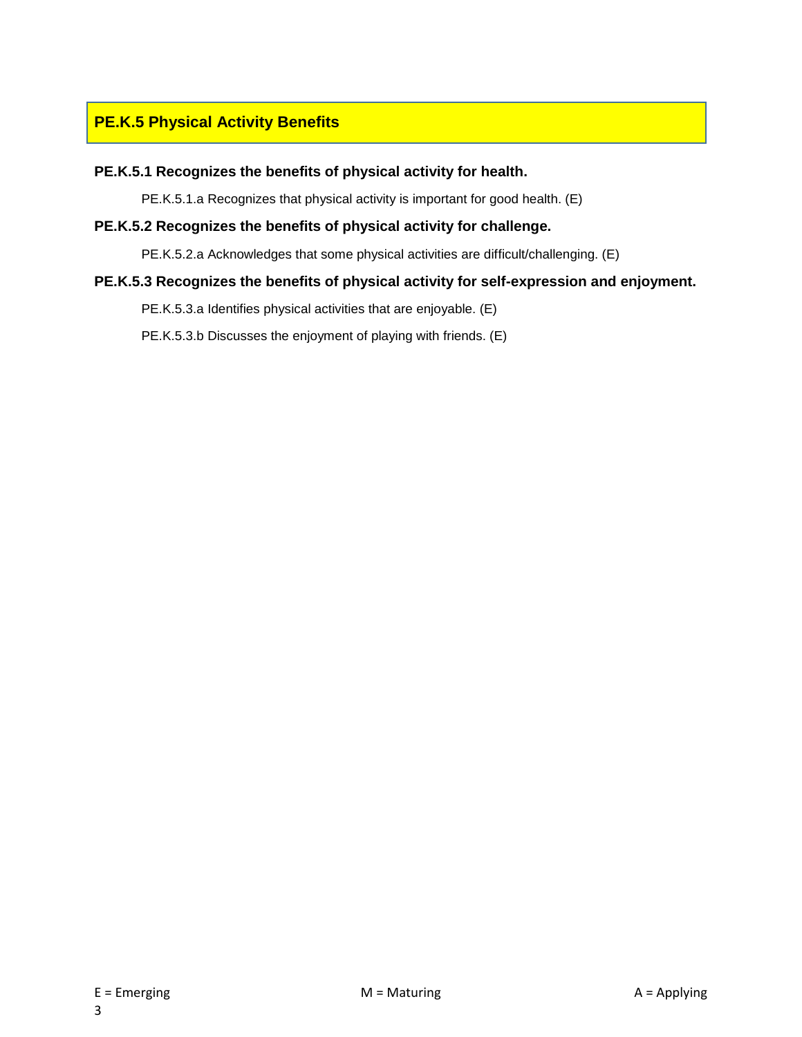## PE.K.5 Physical Activity Benefits

**PE.K.5.1 Recognizes the benefits of physical activity for health.**

PE.K.5.1.a Recognizes that physical activity is important for good health. (E)

**PE.K.5.2 Recognizes the benefits of physical activity for challenge.**

PE.K.5.2.a Acknowledges that some physical activities are difficult/challenging. (E)

**PE.K.5.3 Recognizes the benefits of physical activity for self-expression and enjoyment.**

PE.K.5.3.a Identifies physical activities that are enjoyable. (E)

PE.K.5.3.b Discusses the enjoyment of playing with friends. (E)

E = Emerging M = Maturing A = Applying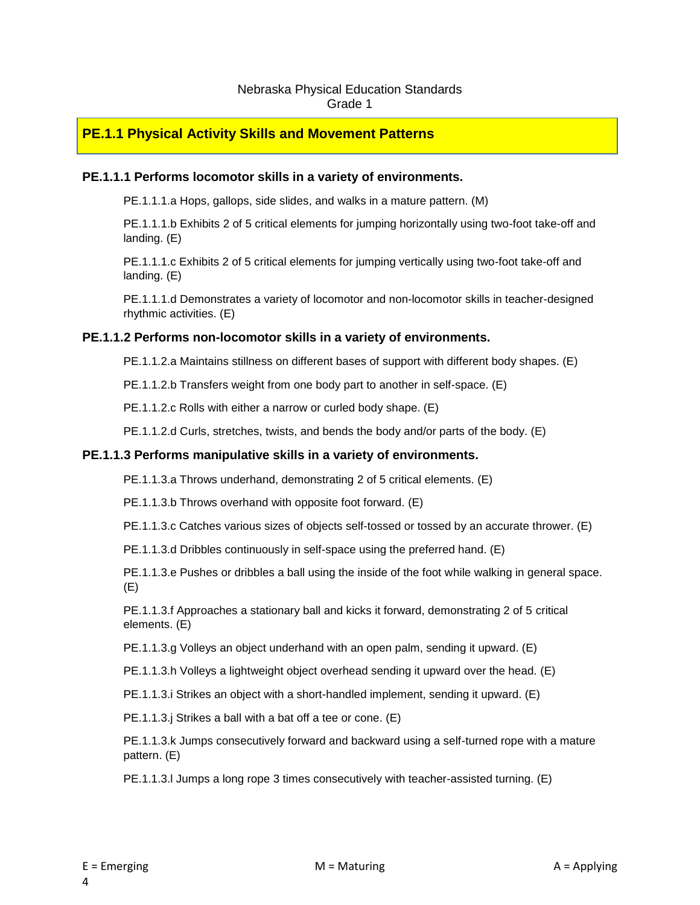Nebraska Physical Education Standards
Grade 1

## PE.1.1 Physical Activity Skills and Movement Patterns

### PE.1.1.1 Performs locomotor skills in a variety of environments.

PE.1.1.1.a Hops, gallops, side slides, and walks in a mature pattern. (M)

PE.1.1.1.b Exhibits 2 of 5 critical elements for jumping horizontally using two-foot take-off and landing. (E)

PE.1.1.1.c Exhibits 2 of 5 critical elements for jumping vertically using two-foot take-off and landing. (E)

PE.1.1.1.d Demonstrates a variety of locomotor and non-locomotor skills in teacher-designed rhythmic activities. (E)

### PE.1.1.2 Performs non-locomotor skills in a variety of environments.

PE.1.1.2.a Maintains stillness on different bases of support with different body shapes. (E)

PE.1.1.2.b Transfers weight from one body part to another in self-space. (E)

PE.1.1.2.c Rolls with either a narrow or curled body shape. (E)

PE.1.1.2.d Curls, stretches, twists, and bends the body and/or parts of the body. (E)

### PE.1.1.3 Performs manipulative skills in a variety of environments.

PE.1.1.3.a Throws underhand, demonstrating 2 of 5 critical elements. (E)

PE.1.1.3.b Throws overhand with opposite foot forward. (E)

PE.1.1.3.c Catches various sizes of objects self-tossed or tossed by an accurate thrower. (E)

PE.1.1.3.d Dribbles continuously in self-space using the preferred hand. (E)

PE.1.1.3.e Pushes or dribbles a ball using the inside of the foot while walking in general space. (E)

PE.1.1.3.f Approaches a stationary ball and kicks it forward, demonstrating 2 of 5 critical elements. (E)

PE.1.1.3.g Volleys an object underhand with an open palm, sending it upward. (E)

PE.1.1.3.h Volleys a lightweight object overhead sending it upward over the head. (E)

PE.1.1.3.i Strikes an object with a short-handled implement, sending it upward. (E)

PE.1.1.3.j Strikes a ball with a bat off a tee or cone. (E)

PE.1.1.3.k Jumps consecutively forward and backward using a self-turned rope with a mature pattern. (E)

PE.1.1.3.l Jumps a long rope 3 times consecutively with teacher-assisted turning. (E)

E = Emerging M = Maturing A = Applying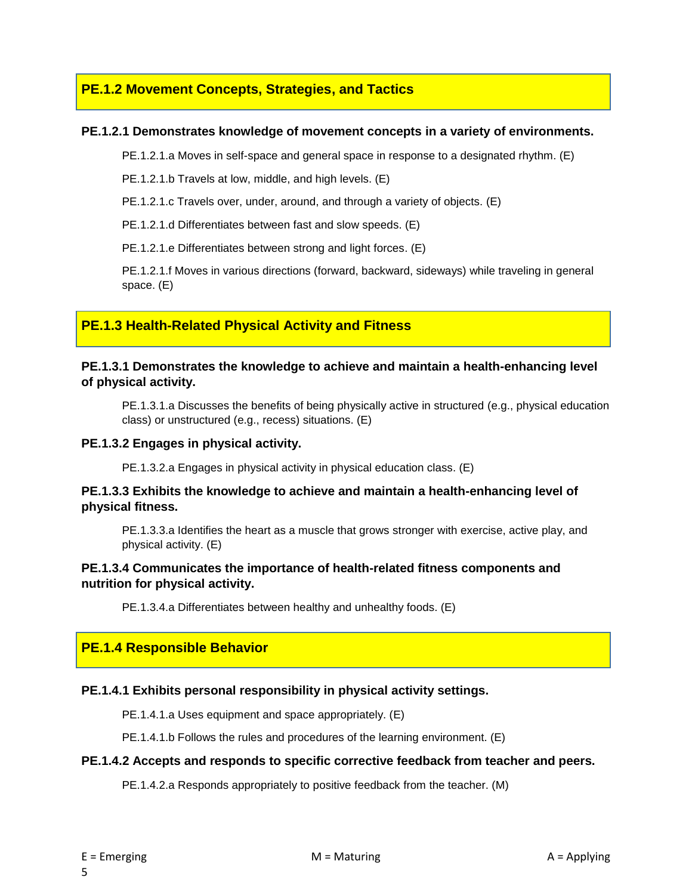## PE.1.2 Movement Concepts, Strategies, and Tactics

**PE.1.2.1 Demonstrates knowledge of movement concepts in a variety of environments.**

PE.1.2.1.a Moves in self-space and general space in response to a designated rhythm. (E)

PE.1.2.1.b Travels at low, middle, and high levels. (E)

PE.1.2.1.c Travels over, under, around, and through a variety of objects. (E)

PE.1.2.1.d Differentiates between fast and slow speeds. (E)

PE.1.2.1.e Differentiates between strong and light forces. (E)

PE.1.2.1.f Moves in various directions (forward, backward, sideways) while traveling in general space. (E)

## PE.1.3 Health-Related Physical Activity and Fitness

**PE.1.3.1 Demonstrates the knowledge to achieve and maintain a health-enhancing level of physical activity.**

PE.1.3.1.a Discusses the benefits of being physically active in structured (e.g., physical education class) or unstructured (e.g., recess) situations. (E)

**PE.1.3.2 Engages in physical activity.**

PE.1.3.2.a Engages in physical activity in physical education class. (E)

**PE.1.3.3 Exhibits the knowledge to achieve and maintain a health-enhancing level of physical fitness.**

PE.1.3.3.a Identifies the heart as a muscle that grows stronger with exercise, active play, and physical activity. (E)

**PE.1.3.4 Communicates the importance of health-related fitness components and nutrition for physical activity.**

PE.1.3.4.a Differentiates between healthy and unhealthy foods. (E)

## PE.1.4 Responsible Behavior

**PE.1.4.1 Exhibits personal responsibility in physical activity settings.**

PE.1.4.1.a Uses equipment and space appropriately. (E)

PE.1.4.1.b Follows the rules and procedures of the learning environment. (E)

**PE.1.4.2 Accepts and responds to specific corrective feedback from teacher and peers.**

PE.1.4.2.a Responds appropriately to positive feedback from the teacher. (M)

E = Emerging M = Maturing A = Applying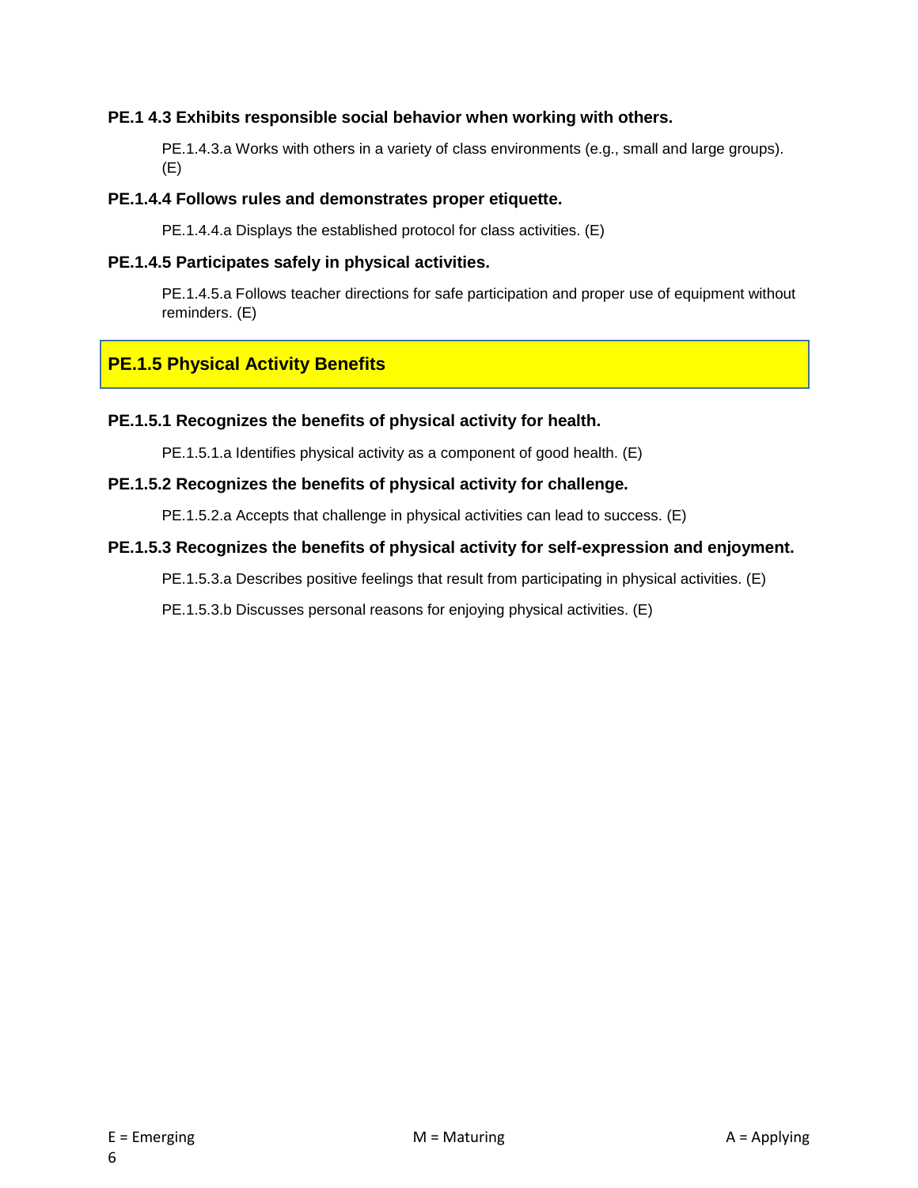**PE.1 4.3 Exhibits responsible social behavior when working with others.**

PE.1.4.3.a Works with others in a variety of class environments (e.g., small and large groups). (E)

**PE.1.4.4 Follows rules and demonstrates proper etiquette.**

PE.1.4.4.a Displays the established protocol for class activities. (E)

**PE.1.4.5 Participates safely in physical activities.**

PE.1.4.5.a Follows teacher directions for safe participation and proper use of equipment without reminders. (E)

## PE.1.5 Physical Activity Benefits

**PE.1.5.1 Recognizes the benefits of physical activity for health.**

PE.1.5.1.a Identifies physical activity as a component of good health. (E)

**PE.1.5.2 Recognizes the benefits of physical activity for challenge.**

PE.1.5.2.a Accepts that challenge in physical activities can lead to success. (E)

**PE.1.5.3 Recognizes the benefits of physical activity for self-expression and enjoyment.**

PE.1.5.3.a Describes positive feelings that result from participating in physical activities. (E)

PE.1.5.3.b Discusses personal reasons for enjoying physical activities. (E)

E = Emerging M = Maturing A = Applying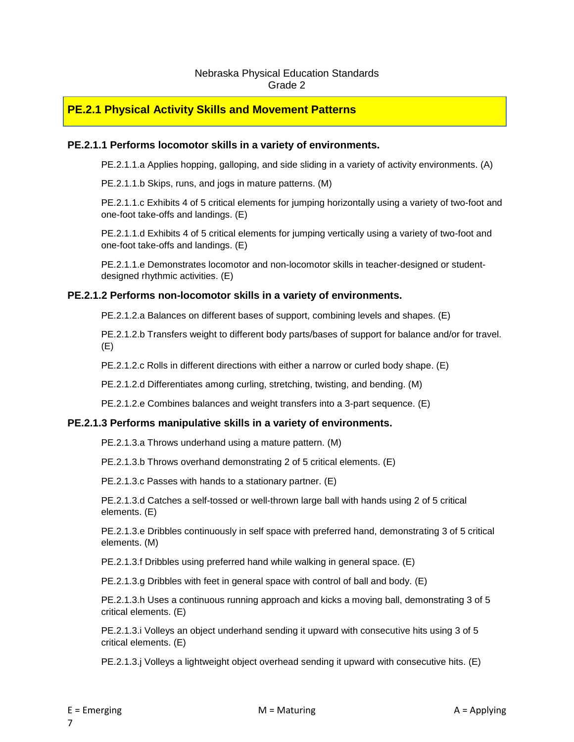Nebraska Physical Education Standards
Grade 2

## PE.2.1 Physical Activity Skills and Movement Patterns

### PE.2.1.1 Performs locomotor skills in a variety of environments.

PE.2.1.1.a Applies hopping, galloping, and side sliding in a variety of activity environments. (A)

PE.2.1.1.b Skips, runs, and jogs in mature patterns. (M)

PE.2.1.1.c Exhibits 4 of 5 critical elements for jumping horizontally using a variety of two-foot and one-foot take-offs and landings. (E)

PE.2.1.1.d Exhibits 4 of 5 critical elements for jumping vertically using a variety of two-foot and one-foot take-offs and landings. (E)

PE.2.1.1.e Demonstrates locomotor and non-locomotor skills in teacher-designed or student-designed rhythmic activities. (E)

### PE.2.1.2 Performs non-locomotor skills in a variety of environments.

PE.2.1.2.a Balances on different bases of support, combining levels and shapes. (E)

PE.2.1.2.b Transfers weight to different body parts/bases of support for balance and/or for travel. (E)

PE.2.1.2.c Rolls in different directions with either a narrow or curled body shape. (E)

PE.2.1.2.d Differentiates among curling, stretching, twisting, and bending. (M)

PE.2.1.2.e Combines balances and weight transfers into a 3-part sequence. (E)

### PE.2.1.3 Performs manipulative skills in a variety of environments.

PE.2.1.3.a Throws underhand using a mature pattern. (M)

PE.2.1.3.b Throws overhand demonstrating 2 of 5 critical elements. (E)

PE.2.1.3.c Passes with hands to a stationary partner. (E)

PE.2.1.3.d Catches a self-tossed or well-thrown large ball with hands using 2 of 5 critical elements. (E)

PE.2.1.3.e Dribbles continuously in self space with preferred hand, demonstrating 3 of 5 critical elements. (M)

PE.2.1.3.f Dribbles using preferred hand while walking in general space. (E)

PE.2.1.3.g Dribbles with feet in general space with control of ball and body. (E)

PE.2.1.3.h Uses a continuous running approach and kicks a moving ball, demonstrating 3 of 5 critical elements. (E)

PE.2.1.3.i Volleys an object underhand sending it upward with consecutive hits using 3 of 5 critical elements. (E)

PE.2.1.3.j Volleys a lightweight object overhead sending it upward with consecutive hits. (E)

E = Emerging M = Maturing A = Applying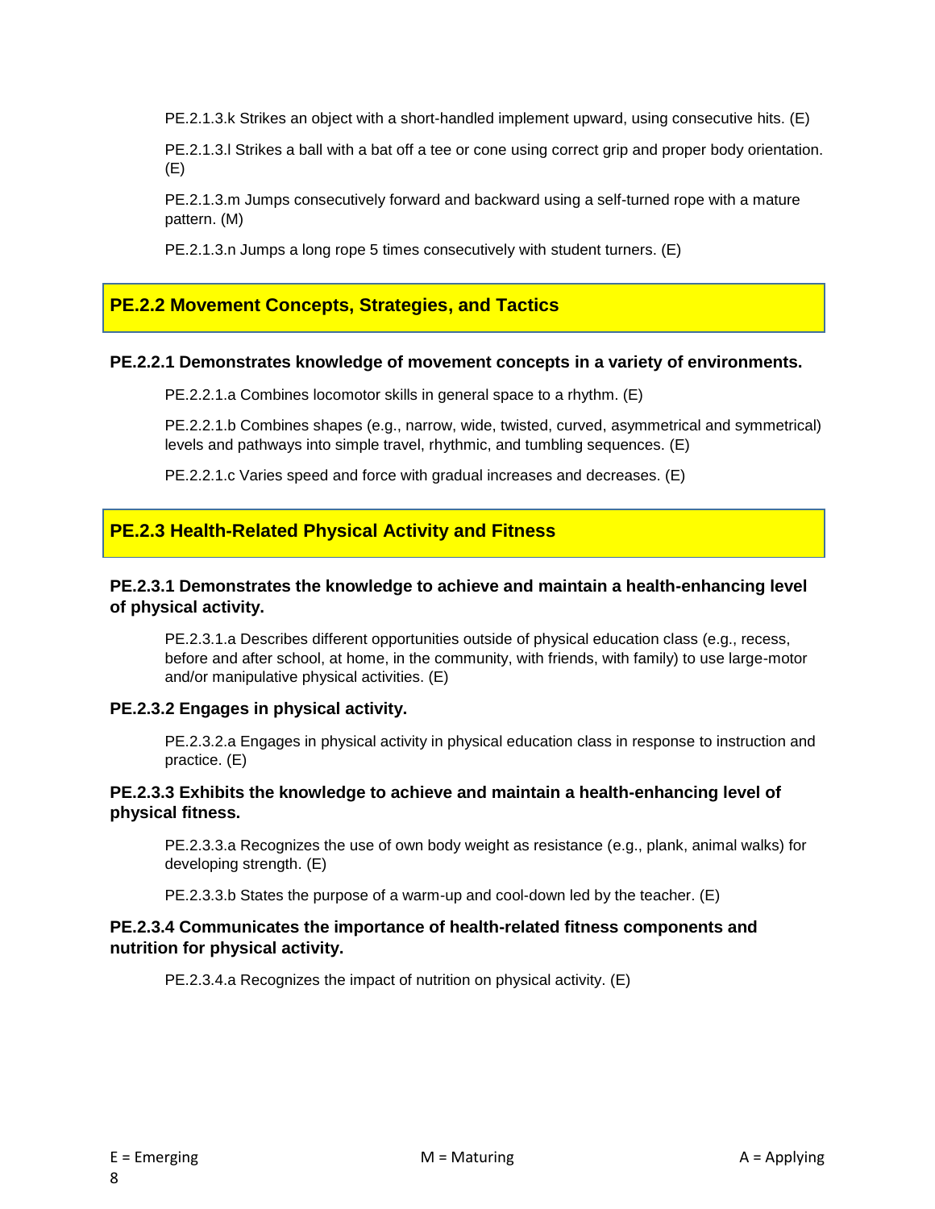PE.2.1.3.k Strikes an object with a short-handled implement upward, using consecutive hits. (E)

PE.2.1.3.l Strikes a ball with a bat off a tee or cone using correct grip and proper body orientation. (E)

PE.2.1.3.m Jumps consecutively forward and backward using a self-turned rope with a mature pattern. (M)

PE.2.1.3.n Jumps a long rope 5 times consecutively with student turners. (E)

## PE.2.2 Movement Concepts, Strategies, and Tactics

### PE.2.2.1 Demonstrates knowledge of movement concepts in a variety of environments.

PE.2.2.1.a Combines locomotor skills in general space to a rhythm. (E)

PE.2.2.1.b Combines shapes (e.g., narrow, wide, twisted, curved, asymmetrical and symmetrical) levels and pathways into simple travel, rhythmic, and tumbling sequences. (E)

PE.2.2.1.c Varies speed and force with gradual increases and decreases. (E)

## PE.2.3 Health-Related Physical Activity and Fitness

### PE.2.3.1 Demonstrates the knowledge to achieve and maintain a health-enhancing level of physical activity.

PE.2.3.1.a Describes different opportunities outside of physical education class (e.g., recess, before and after school, at home, in the community, with friends, with family) to use large-motor and/or manipulative physical activities. (E)

### PE.2.3.2 Engages in physical activity.

PE.2.3.2.a Engages in physical activity in physical education class in response to instruction and practice. (E)

### PE.2.3.3 Exhibits the knowledge to achieve and maintain a health-enhancing level of physical fitness.

PE.2.3.3.a Recognizes the use of own body weight as resistance (e.g., plank, animal walks) for developing strength. (E)

PE.2.3.3.b States the purpose of a warm-up and cool-down led by the teacher. (E)

### PE.2.3.4 Communicates the importance of health-related fitness components and nutrition for physical activity.

PE.2.3.4.a Recognizes the impact of nutrition on physical activity. (E)

E = Emerging M = Maturing A = Applying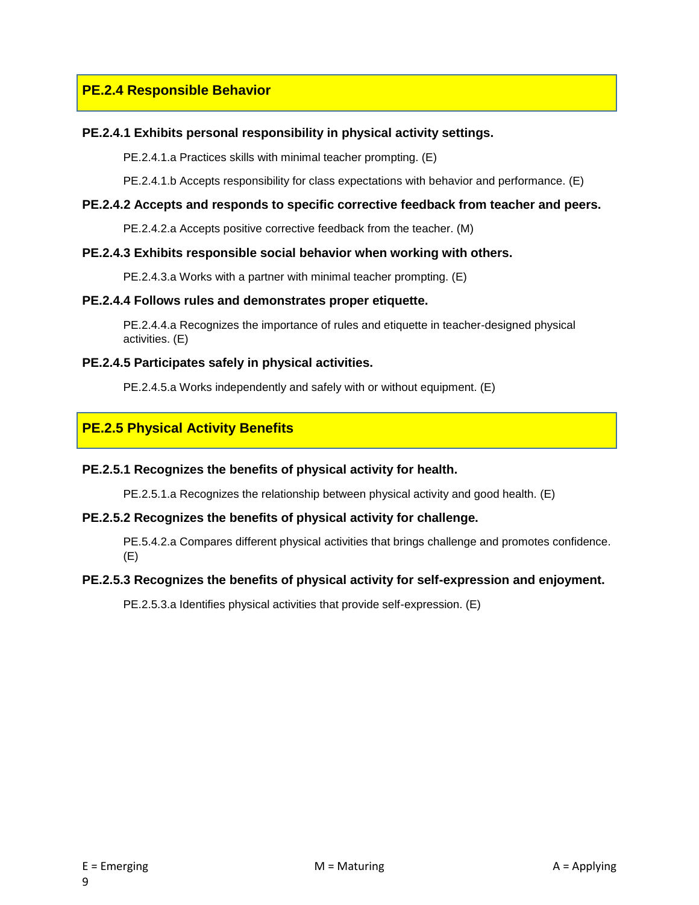## PE.2.4 Responsible Behavior

**PE.2.4.1 Exhibits personal responsibility in physical activity settings.**

PE.2.4.1.a Practices skills with minimal teacher prompting. (E)

PE.2.4.1.b Accepts responsibility for class expectations with behavior and performance. (E)

**PE.2.4.2 Accepts and responds to specific corrective feedback from teacher and peers.**

PE.2.4.2.a Accepts positive corrective feedback from the teacher. (M)

**PE.2.4.3 Exhibits responsible social behavior when working with others.**

PE.2.4.3.a Works with a partner with minimal teacher prompting. (E)

**PE.2.4.4 Follows rules and demonstrates proper etiquette.**

PE.2.4.4.a Recognizes the importance of rules and etiquette in teacher-designed physical activities. (E)

**PE.2.4.5 Participates safely in physical activities.**

PE.2.4.5.a Works independently and safely with or without equipment. (E)

## PE.2.5 Physical Activity Benefits

**PE.2.5.1 Recognizes the benefits of physical activity for health.**

PE.2.5.1.a Recognizes the relationship between physical activity and good health. (E)

**PE.2.5.2 Recognizes the benefits of physical activity for challenge.**

PE.5.4.2.a Compares different physical activities that brings challenge and promotes confidence. (E)

**PE.2.5.3 Recognizes the benefits of physical activity for self-expression and enjoyment.**

PE.2.5.3.a Identifies physical activities that provide self-expression. (E)

E = Emerging M = Maturing A = Applying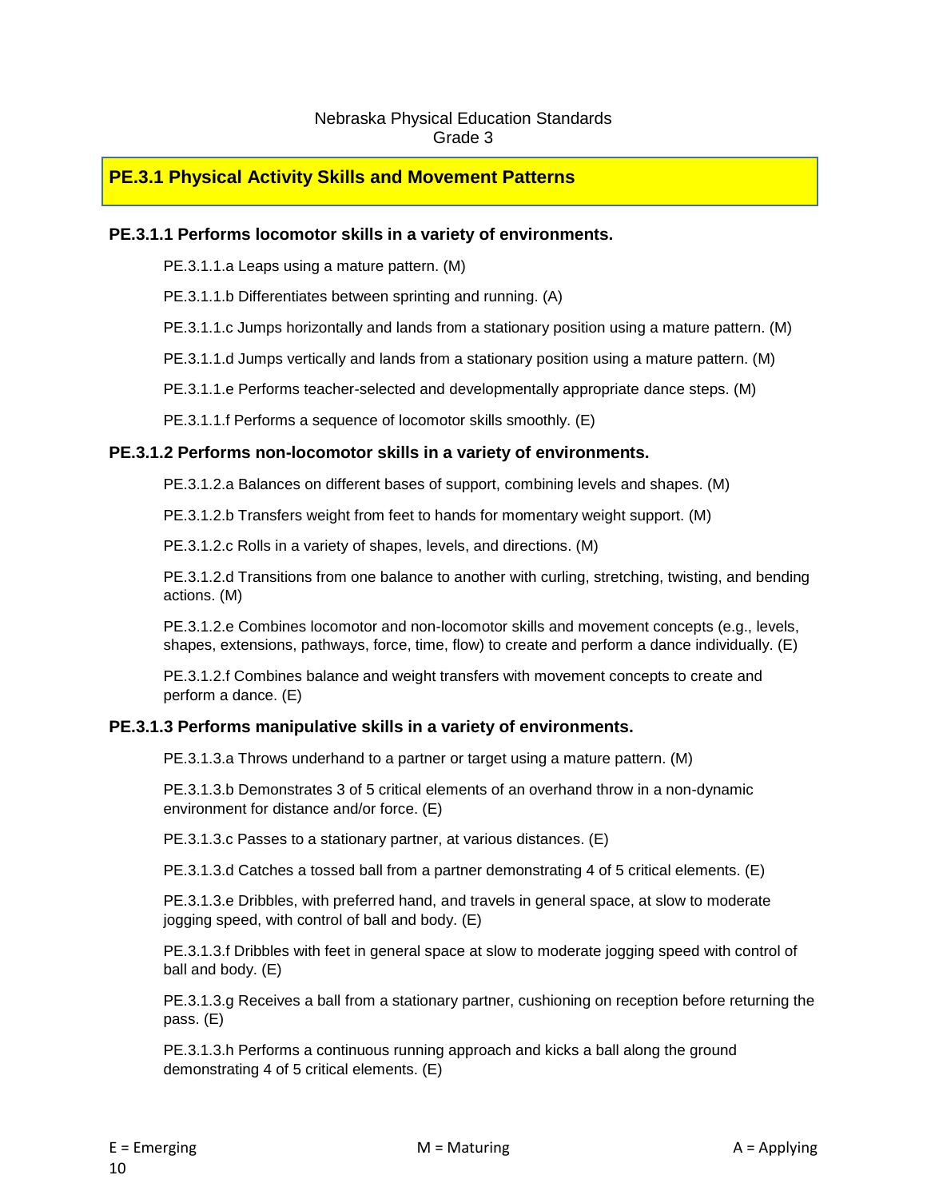Nebraska Physical Education Standards
Grade 3

## PE.3.1 Physical Activity Skills and Movement Patterns

### PE.3.1.1 Performs locomotor skills in a variety of environments.

PE.3.1.1.a Leaps using a mature pattern. (M)

PE.3.1.1.b Differentiates between sprinting and running. (A)

PE.3.1.1.c Jumps horizontally and lands from a stationary position using a mature pattern. (M)

PE.3.1.1.d Jumps vertically and lands from a stationary position using a mature pattern. (M)

PE.3.1.1.e Performs teacher-selected and developmentally appropriate dance steps. (M)

PE.3.1.1.f Performs a sequence of locomotor skills smoothly. (E)

### PE.3.1.2 Performs non-locomotor skills in a variety of environments.

PE.3.1.2.a Balances on different bases of support, combining levels and shapes. (M)

PE.3.1.2.b Transfers weight from feet to hands for momentary weight support. (M)

PE.3.1.2.c Rolls in a variety of shapes, levels, and directions. (M)

PE.3.1.2.d Transitions from one balance to another with curling, stretching, twisting, and bending actions. (M)

PE.3.1.2.e Combines locomotor and non-locomotor skills and movement concepts (e.g., levels, shapes, extensions, pathways, force, time, flow) to create and perform a dance individually. (E)

PE.3.1.2.f Combines balance and weight transfers with movement concepts to create and perform a dance. (E)

### PE.3.1.3 Performs manipulative skills in a variety of environments.

PE.3.1.3.a Throws underhand to a partner or target using a mature pattern. (M)

PE.3.1.3.b Demonstrates 3 of 5 critical elements of an overhand throw in a non-dynamic environment for distance and/or force. (E)

PE.3.1.3.c Passes to a stationary partner, at various distances. (E)

PE.3.1.3.d Catches a tossed ball from a partner demonstrating 4 of 5 critical elements. (E)

PE.3.1.3.e Dribbles, with preferred hand, and travels in general space, at slow to moderate jogging speed, with control of ball and body. (E)

PE.3.1.3.f Dribbles with feet in general space at slow to moderate jogging speed with control of ball and body. (E)

PE.3.1.3.g Receives a ball from a stationary partner, cushioning on reception before returning the pass. (E)

PE.3.1.3.h Performs a continuous running approach and kicks a ball along the ground demonstrating 4 of 5 critical elements. (E)

E = Emerging M = Maturing A = Applying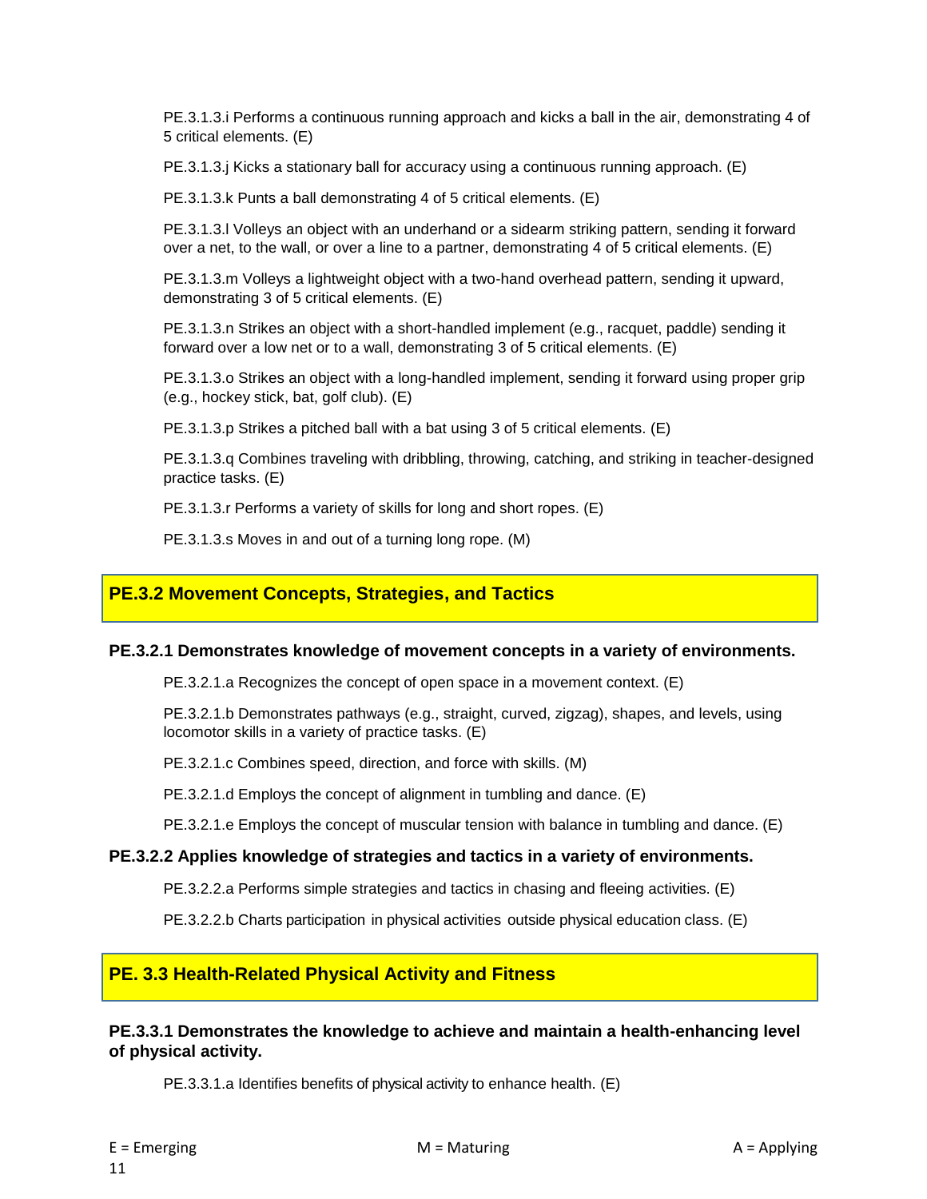PE.3.1.3.i Performs a continuous running approach and kicks a ball in the air, demonstrating 4 of 5 critical elements. (E)

PE.3.1.3.j Kicks a stationary ball for accuracy using a continuous running approach. (E)

PE.3.1.3.k Punts a ball demonstrating 4 of 5 critical elements. (E)

PE.3.1.3.l Volleys an object with an underhand or a sidearm striking pattern, sending it forward over a net, to the wall, or over a line to a partner, demonstrating 4 of 5 critical elements. (E)

PE.3.1.3.m Volleys a lightweight object with a two-hand overhead pattern, sending it upward, demonstrating 3 of 5 critical elements. (E)

PE.3.1.3.n Strikes an object with a short-handled implement (e.g., racquet, paddle) sending it forward over a low net or to a wall, demonstrating 3 of 5 critical elements. (E)

PE.3.1.3.o Strikes an object with a long-handled implement, sending it forward using proper grip (e.g., hockey stick, bat, golf club). (E)

PE.3.1.3.p Strikes a pitched ball with a bat using 3 of 5 critical elements. (E)

PE.3.1.3.q Combines traveling with dribbling, throwing, catching, and striking in teacher-designed practice tasks. (E)

PE.3.1.3.r Performs a variety of skills for long and short ropes. (E)

PE.3.1.3.s Moves in and out of a turning long rope. (M)

## PE.3.2 Movement Concepts, Strategies, and Tactics

### PE.3.2.1 Demonstrates knowledge of movement concepts in a variety of environments.

PE.3.2.1.a Recognizes the concept of open space in a movement context. (E)

PE.3.2.1.b Demonstrates pathways (e.g., straight, curved, zigzag), shapes, and levels, using locomotor skills in a variety of practice tasks. (E)

PE.3.2.1.c Combines speed, direction, and force with skills. (M)

PE.3.2.1.d Employs the concept of alignment in tumbling and dance. (E)

PE.3.2.1.e Employs the concept of muscular tension with balance in tumbling and dance. (E)

### PE.3.2.2 Applies knowledge of strategies and tactics in a variety of environments.

PE.3.2.2.a Performs simple strategies and tactics in chasing and fleeing activities. (E)

PE.3.2.2.b Charts participation in physical activities outside physical education class. (E)

## PE. 3.3 Health-Related Physical Activity and Fitness

### PE.3.3.1 Demonstrates the knowledge to achieve and maintain a health-enhancing level of physical activity.

PE.3.3.1.a Identifies benefits of physical activity to enhance health. (E)

E = Emerging M = Maturing A = Applying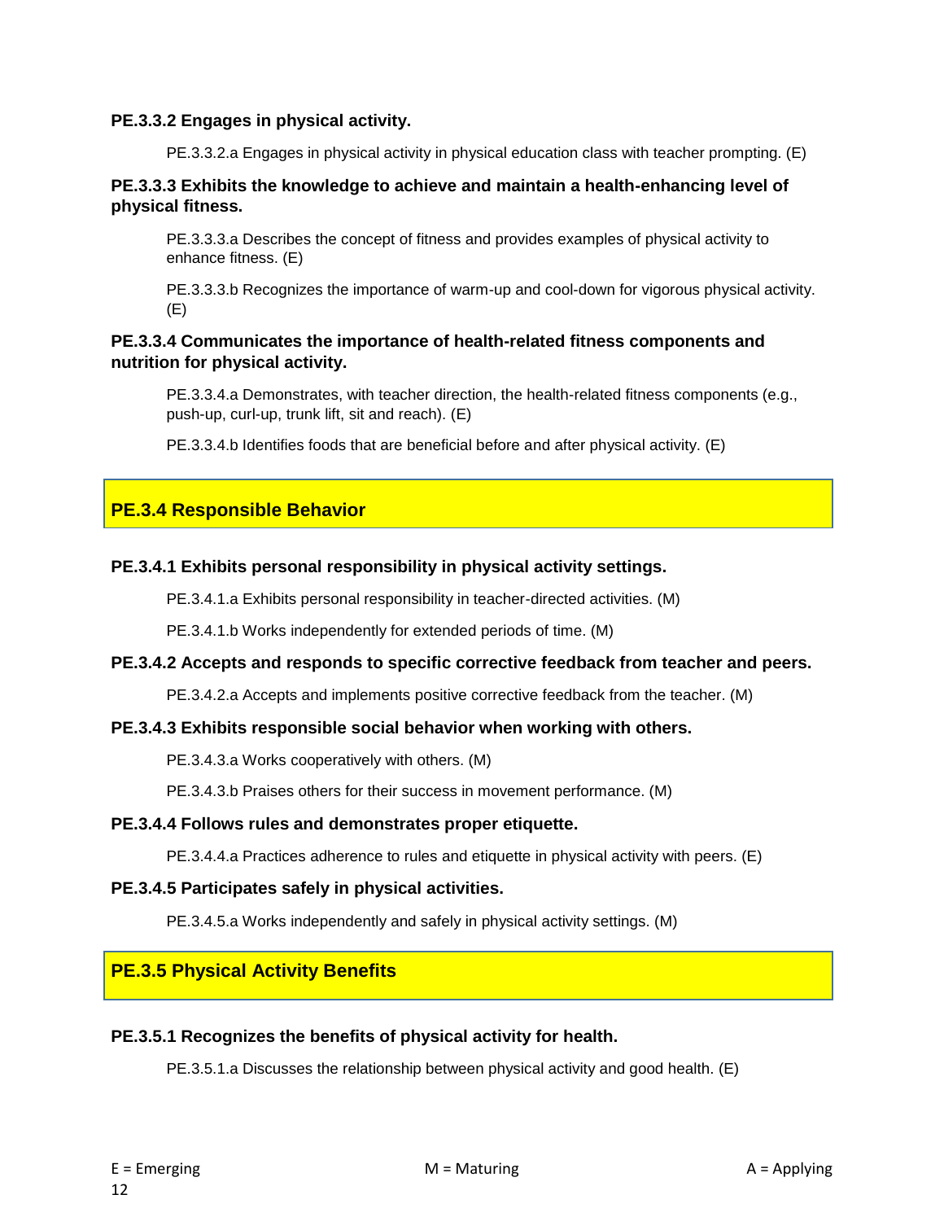**PE.3.3.2 Engages in physical activity.**

PE.3.3.2.a Engages in physical activity in physical education class with teacher prompting. (E)

**PE.3.3.3 Exhibits the knowledge to achieve and maintain a health-enhancing level of physical fitness.**

PE.3.3.3.a Describes the concept of fitness and provides examples of physical activity to enhance fitness. (E)

PE.3.3.3.b Recognizes the importance of warm-up and cool-down for vigorous physical activity. (E)

**PE.3.3.4 Communicates the importance of health-related fitness components and nutrition for physical activity.**

PE.3.3.4.a Demonstrates, with teacher direction, the health-related fitness components (e.g., push-up, curl-up, trunk lift, sit and reach). (E)

PE.3.3.4.b Identifies foods that are beneficial before and after physical activity. (E)

## PE.3.4 Responsible Behavior

**PE.3.4.1 Exhibits personal responsibility in physical activity settings.**

PE.3.4.1.a Exhibits personal responsibility in teacher-directed activities. (M)

PE.3.4.1.b Works independently for extended periods of time. (M)

**PE.3.4.2 Accepts and responds to specific corrective feedback from teacher and peers.**

PE.3.4.2.a Accepts and implements positive corrective feedback from the teacher. (M)

**PE.3.4.3 Exhibits responsible social behavior when working with others.**

PE.3.4.3.a Works cooperatively with others. (M)

PE.3.4.3.b Praises others for their success in movement performance. (M)

**PE.3.4.4 Follows rules and demonstrates proper etiquette.**

PE.3.4.4.a Practices adherence to rules and etiquette in physical activity with peers. (E)

**PE.3.4.5 Participates safely in physical activities.**

PE.3.4.5.a Works independently and safely in physical activity settings. (M)

## PE.3.5 Physical Activity Benefits

**PE.3.5.1 Recognizes the benefits of physical activity for health.**

PE.3.5.1.a Discusses the relationship between physical activity and good health. (E)

E = Emerging M = Maturing A = Applying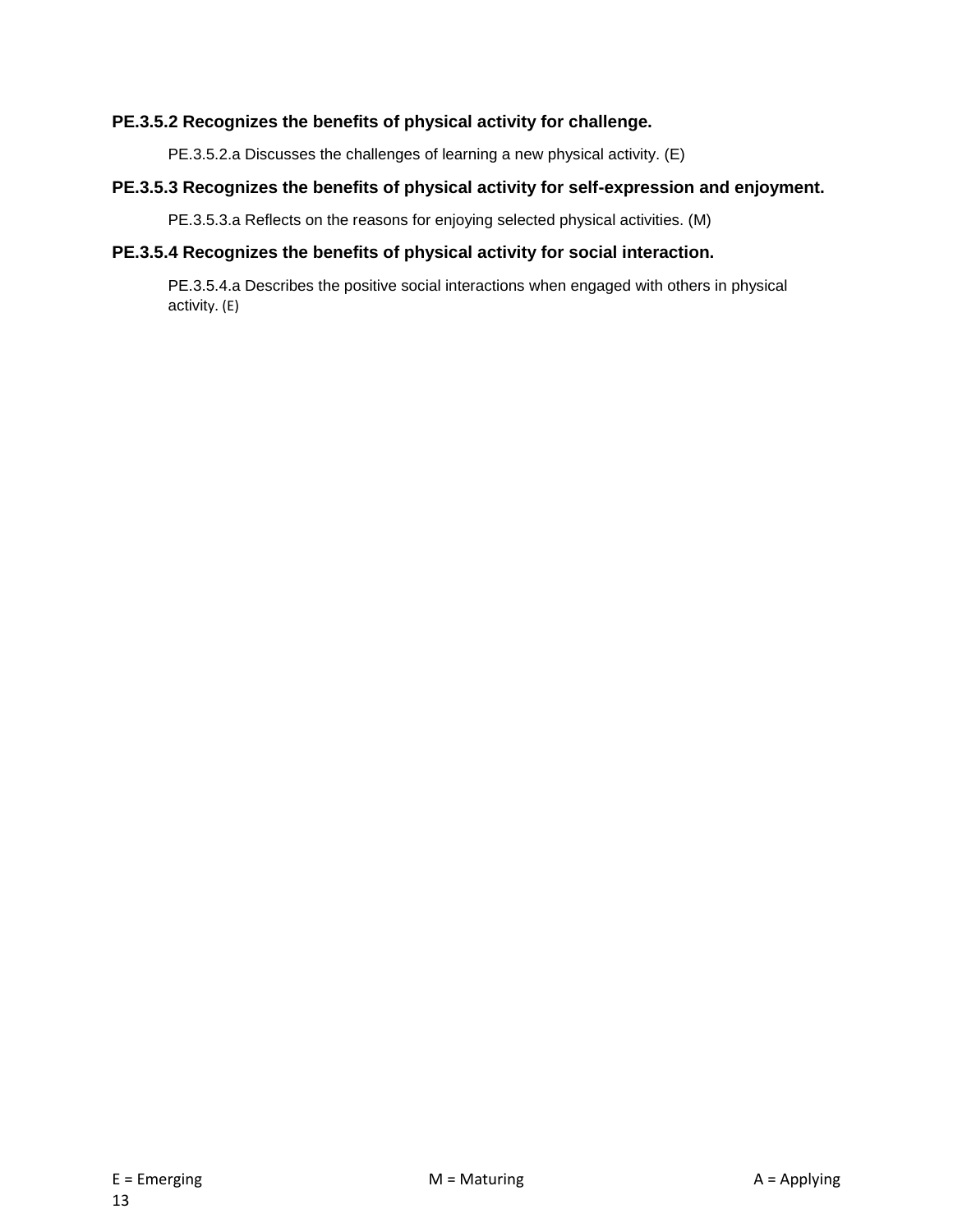**PE.3.5.2 Recognizes the benefits of physical activity for challenge.**

PE.3.5.2.a Discusses the challenges of learning a new physical activity. (E)

**PE.3.5.3 Recognizes the benefits of physical activity for self-expression and enjoyment.**

PE.3.5.3.a Reflects on the reasons for enjoying selected physical activities. (M)

**PE.3.5.4 Recognizes the benefits of physical activity for social interaction.**

PE.3.5.4.a Describes the positive social interactions when engaged with others in physical activity. (E)

E = Emerging M = Maturing A = Applying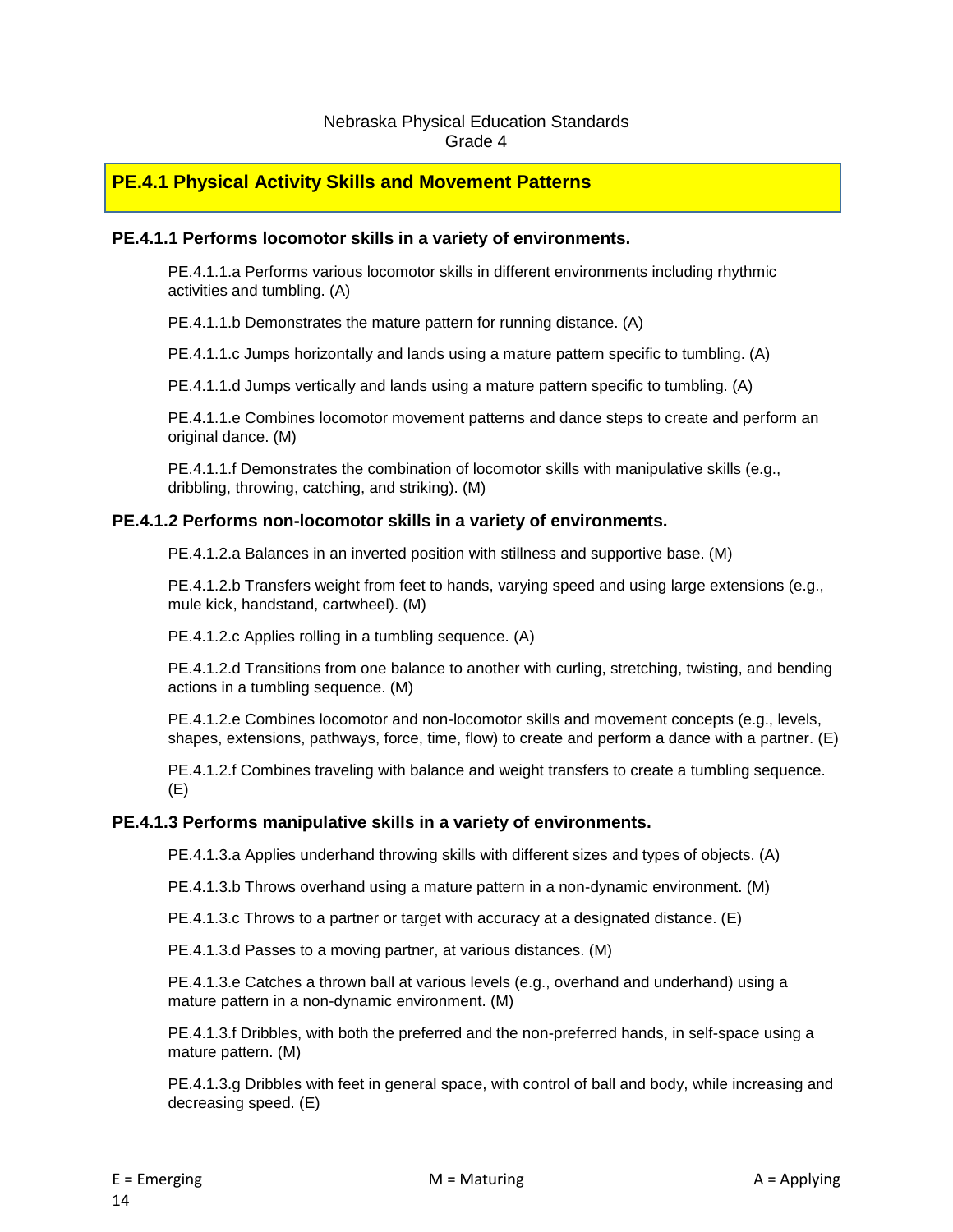Nebraska Physical Education Standards
Grade 4

## PE.4.1 Physical Activity Skills and Movement Patterns

### PE.4.1.1 Performs locomotor skills in a variety of environments.

PE.4.1.1.a Performs various locomotor skills in different environments including rhythmic activities and tumbling. (A)

PE.4.1.1.b Demonstrates the mature pattern for running distance. (A)

PE.4.1.1.c Jumps horizontally and lands using a mature pattern specific to tumbling. (A)

PE.4.1.1.d Jumps vertically and lands using a mature pattern specific to tumbling. (A)

PE.4.1.1.e Combines locomotor movement patterns and dance steps to create and perform an original dance. (M)

PE.4.1.1.f Demonstrates the combination of locomotor skills with manipulative skills (e.g., dribbling, throwing, catching, and striking). (M)

### PE.4.1.2 Performs non-locomotor skills in a variety of environments.

PE.4.1.2.a Balances in an inverted position with stillness and supportive base. (M)

PE.4.1.2.b Transfers weight from feet to hands, varying speed and using large extensions (e.g., mule kick, handstand, cartwheel). (M)

PE.4.1.2.c Applies rolling in a tumbling sequence. (A)

PE.4.1.2.d Transitions from one balance to another with curling, stretching, twisting, and bending actions in a tumbling sequence. (M)

PE.4.1.2.e Combines locomotor and non-locomotor skills and movement concepts (e.g., levels, shapes, extensions, pathways, force, time, flow) to create and perform a dance with a partner. (E)

PE.4.1.2.f Combines traveling with balance and weight transfers to create a tumbling sequence. (E)

### PE.4.1.3 Performs manipulative skills in a variety of environments.

PE.4.1.3.a Applies underhand throwing skills with different sizes and types of objects. (A)

PE.4.1.3.b Throws overhand using a mature pattern in a non-dynamic environment. (M)

PE.4.1.3.c Throws to a partner or target with accuracy at a designated distance. (E)

PE.4.1.3.d Passes to a moving partner, at various distances. (M)

PE.4.1.3.e Catches a thrown ball at various levels (e.g., overhand and underhand) using a mature pattern in a non-dynamic environment. (M)

PE.4.1.3.f Dribbles, with both the preferred and the non-preferred hands, in self-space using a mature pattern. (M)

PE.4.1.3.g Dribbles with feet in general space, with control of ball and body, while increasing and decreasing speed. (E)

E = Emerging M = Maturing A = Applying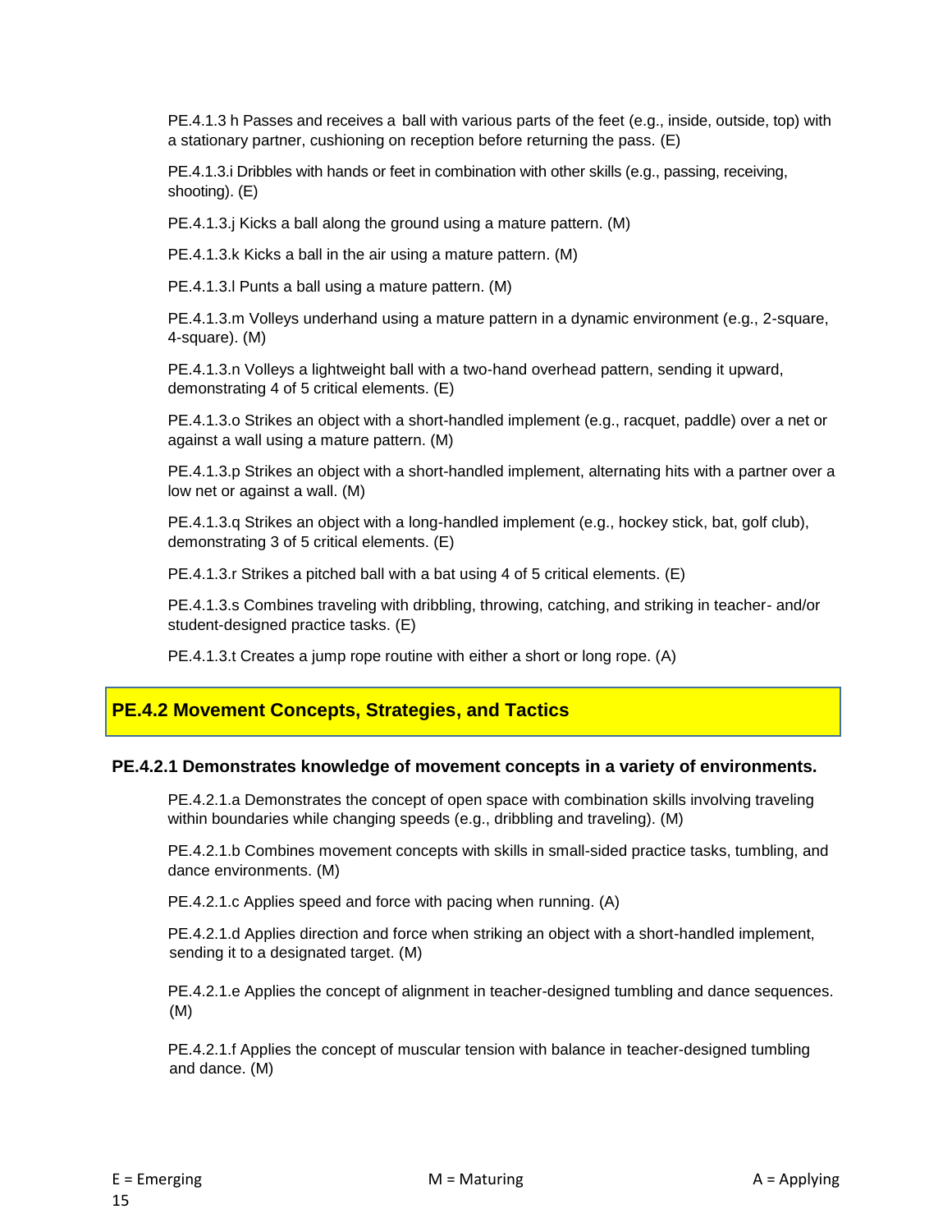PE.4.1.3 h Passes and receives a ball with various parts of the feet (e.g., inside, outside, top) with a stationary partner, cushioning on reception before returning the pass. (E)

PE.4.1.3.i Dribbles with hands or feet in combination with other skills (e.g., passing, receiving, shooting). (E)

PE.4.1.3.j Kicks a ball along the ground using a mature pattern. (M)

PE.4.1.3.k Kicks a ball in the air using a mature pattern. (M)

PE.4.1.3.l Punts a ball using a mature pattern. (M)

PE.4.1.3.m Volleys underhand using a mature pattern in a dynamic environment (e.g., 2-square, 4-square). (M)

PE.4.1.3.n Volleys a lightweight ball with a two-hand overhead pattern, sending it upward, demonstrating 4 of 5 critical elements. (E)

PE.4.1.3.o Strikes an object with a short-handled implement (e.g., racquet, paddle) over a net or against a wall using a mature pattern. (M)

PE.4.1.3.p Strikes an object with a short-handled implement, alternating hits with a partner over a low net or against a wall. (M)

PE.4.1.3.q Strikes an object with a long-handled implement (e.g., hockey stick, bat, golf club), demonstrating 3 of 5 critical elements. (E)

PE.4.1.3.r Strikes a pitched ball with a bat using 4 of 5 critical elements. (E)

PE.4.1.3.s Combines traveling with dribbling, throwing, catching, and striking in teacher- and/or student-designed practice tasks. (E)

PE.4.1.3.t Creates a jump rope routine with either a short or long rope. (A)

## PE.4.2 Movement Concepts, Strategies, and Tactics

### PE.4.2.1 Demonstrates knowledge of movement concepts in a variety of environments.

PE.4.2.1.a Demonstrates the concept of open space with combination skills involving traveling within boundaries while changing speeds (e.g., dribbling and traveling). (M)

PE.4.2.1.b Combines movement concepts with skills in small-sided practice tasks, tumbling, and dance environments. (M)

PE.4.2.1.c Applies speed and force with pacing when running. (A)

PE.4.2.1.d Applies direction and force when striking an object with a short-handled implement, sending it to a designated target. (M)

PE.4.2.1.e Applies the concept of alignment in teacher-designed tumbling and dance sequences. (M)

PE.4.2.1.f Applies the concept of muscular tension with balance in teacher-designed tumbling and dance. (M)

E = Emerging M = Maturing A = Applying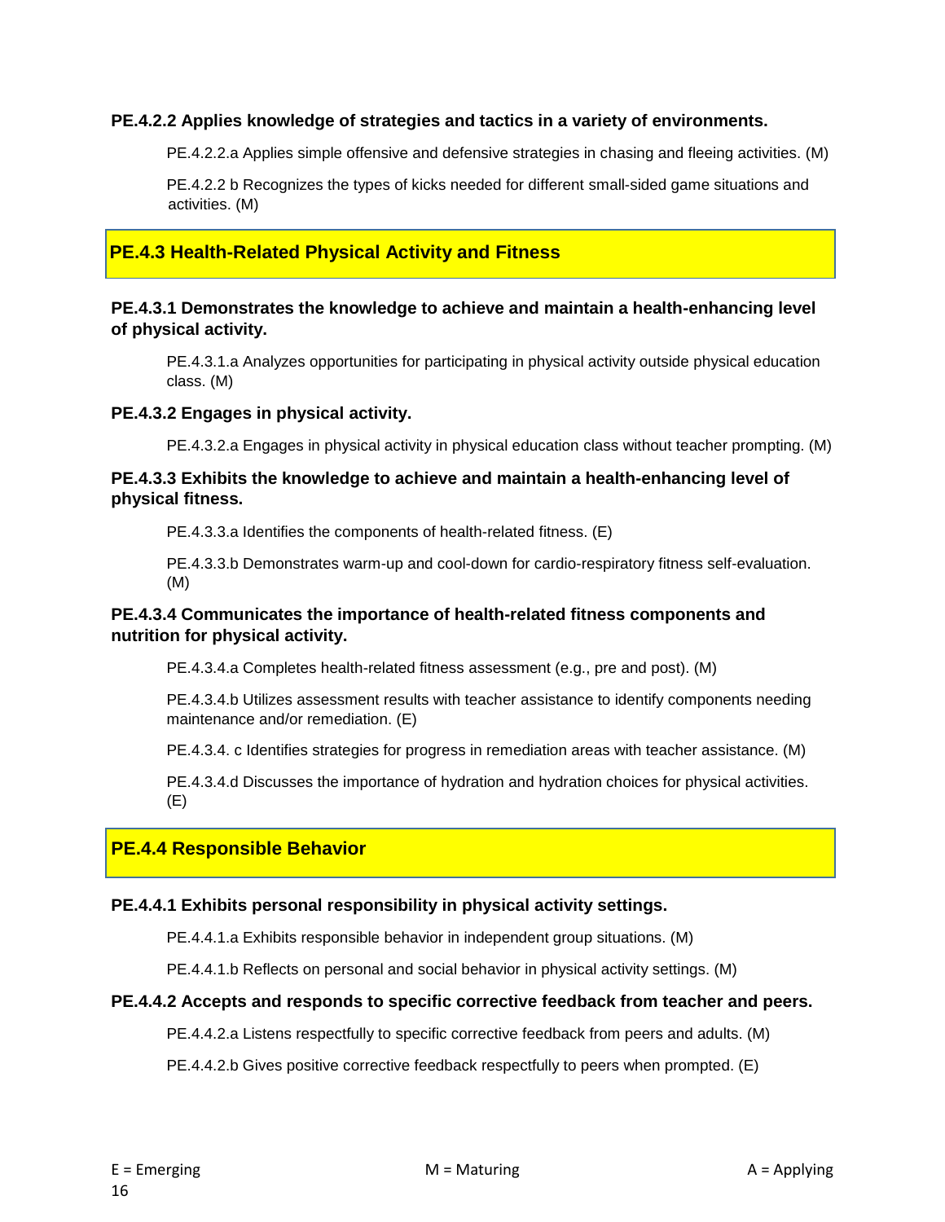**PE.4.2.2 Applies knowledge of strategies and tactics in a variety of environments.**

PE.4.2.2.a Applies simple offensive and defensive strategies in chasing and fleeing activities. (M)

PE.4.2.2 b Recognizes the types of kicks needed for different small-sided game situations and activities. (M)

## PE.4.3 Health-Related Physical Activity and Fitness

**PE.4.3.1 Demonstrates the knowledge to achieve and maintain a health-enhancing level of physical activity.**

PE.4.3.1.a Analyzes opportunities for participating in physical activity outside physical education class. (M)

**PE.4.3.2 Engages in physical activity.**

PE.4.3.2.a Engages in physical activity in physical education class without teacher prompting. (M)

**PE.4.3.3 Exhibits the knowledge to achieve and maintain a health-enhancing level of physical fitness.**

PE.4.3.3.a Identifies the components of health-related fitness. (E)

PE.4.3.3.b Demonstrates warm-up and cool-down for cardio-respiratory fitness self-evaluation. (M)

**PE.4.3.4 Communicates the importance of health-related fitness components and nutrition for physical activity.**

PE.4.3.4.a Completes health-related fitness assessment (e.g., pre and post). (M)

PE.4.3.4.b Utilizes assessment results with teacher assistance to identify components needing maintenance and/or remediation. (E)

PE.4.3.4. c Identifies strategies for progress in remediation areas with teacher assistance. (M)

PE.4.3.4.d Discusses the importance of hydration and hydration choices for physical activities. (E)

## PE.4.4 Responsible Behavior

**PE.4.4.1 Exhibits personal responsibility in physical activity settings.**

PE.4.4.1.a Exhibits responsible behavior in independent group situations. (M)

PE.4.4.1.b Reflects on personal and social behavior in physical activity settings. (M)

**PE.4.4.2 Accepts and responds to specific corrective feedback from teacher and peers.**

PE.4.4.2.a Listens respectfully to specific corrective feedback from peers and adults. (M)

PE.4.4.2.b Gives positive corrective feedback respectfully to peers when prompted. (E)

E = Emerging M = Maturing A = Applying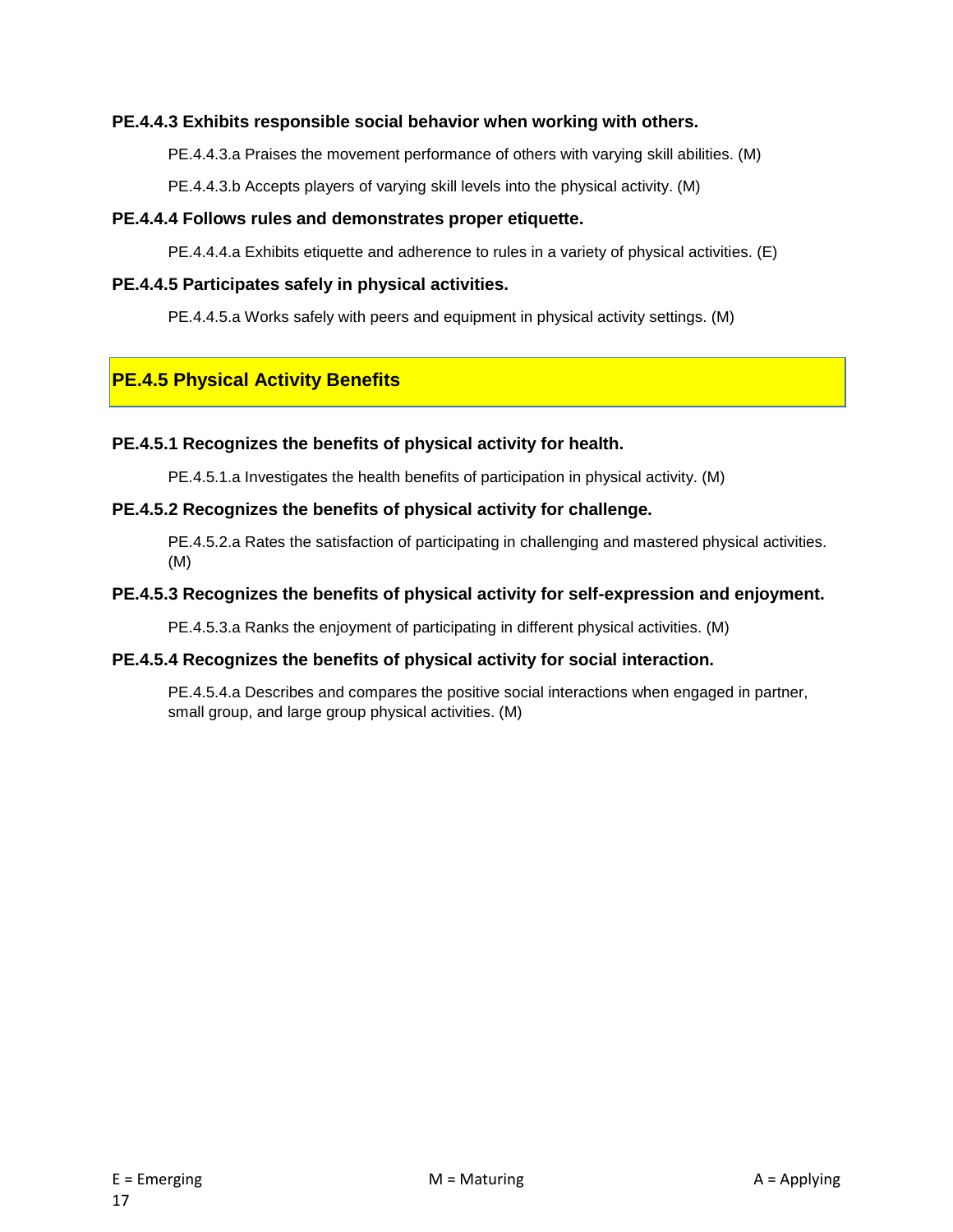**PE.4.4.3 Exhibits responsible social behavior when working with others.**

PE.4.4.3.a Praises the movement performance of others with varying skill abilities. (M)

PE.4.4.3.b Accepts players of varying skill levels into the physical activity. (M)

**PE.4.4.4 Follows rules and demonstrates proper etiquette.**

PE.4.4.4.a Exhibits etiquette and adherence to rules in a variety of physical activities. (E)

**PE.4.4.5 Participates safely in physical activities.**

PE.4.4.5.a Works safely with peers and equipment in physical activity settings. (M)

## PE.4.5 Physical Activity Benefits

**PE.4.5.1 Recognizes the benefits of physical activity for health.**

PE.4.5.1.a Investigates the health benefits of participation in physical activity. (M)

**PE.4.5.2 Recognizes the benefits of physical activity for challenge.**

PE.4.5.2.a Rates the satisfaction of participating in challenging and mastered physical activities. (M)

**PE.4.5.3 Recognizes the benefits of physical activity for self-expression and enjoyment.**

PE.4.5.3.a Ranks the enjoyment of participating in different physical activities. (M)

**PE.4.5.4 Recognizes the benefits of physical activity for social interaction.**

PE.4.5.4.a Describes and compares the positive social interactions when engaged in partner, small group, and large group physical activities. (M)

E = Emerging M = Maturing A = Applying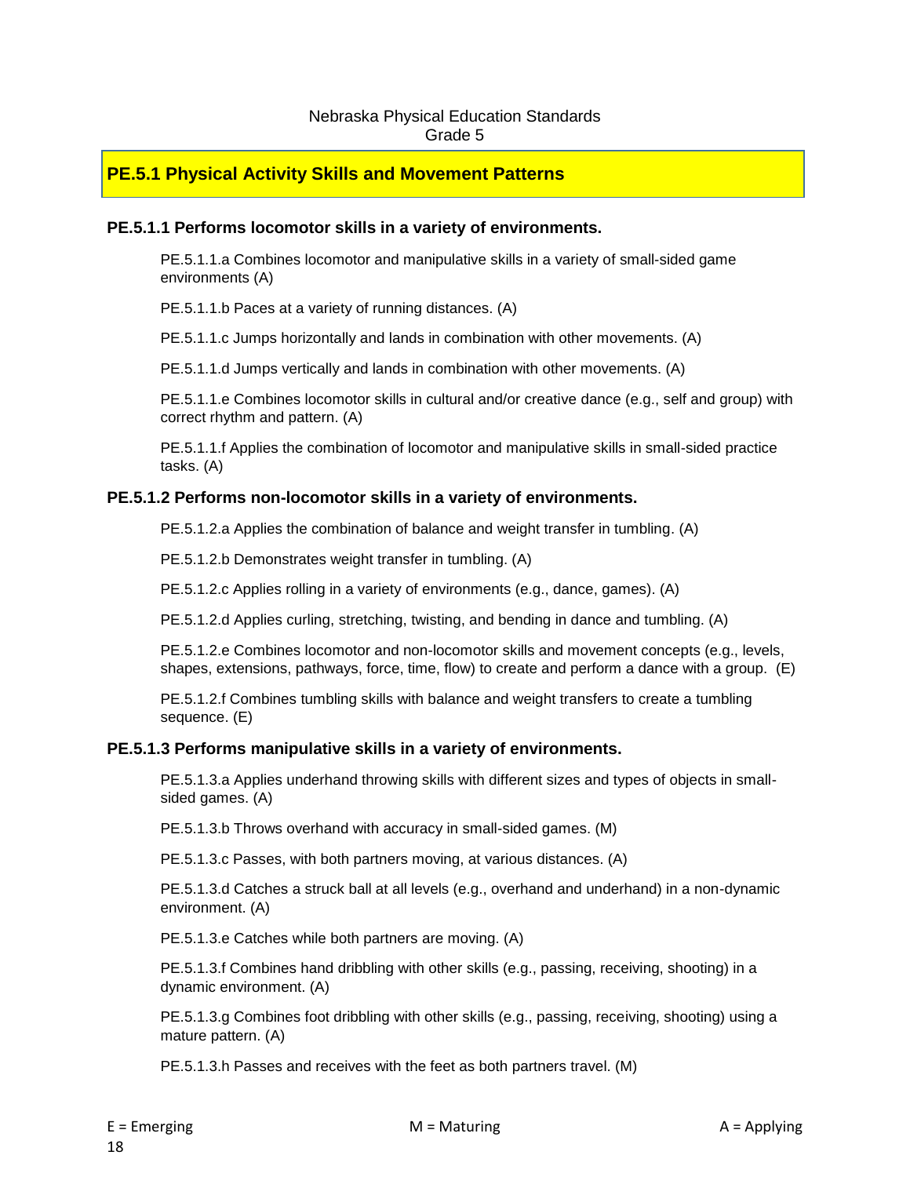Nebraska Physical Education Standards
Grade 5

## PE.5.1 Physical Activity Skills and Movement Patterns

### PE.5.1.1 Performs locomotor skills in a variety of environments.

PE.5.1.1.a Combines locomotor and manipulative skills in a variety of small-sided game environments (A)

PE.5.1.1.b Paces at a variety of running distances. (A)

PE.5.1.1.c Jumps horizontally and lands in combination with other movements. (A)

PE.5.1.1.d Jumps vertically and lands in combination with other movements. (A)

PE.5.1.1.e Combines locomotor skills in cultural and/or creative dance (e.g., self and group) with correct rhythm and pattern. (A)

PE.5.1.1.f Applies the combination of locomotor and manipulative skills in small-sided practice tasks. (A)

### PE.5.1.2 Performs non-locomotor skills in a variety of environments.

PE.5.1.2.a Applies the combination of balance and weight transfer in tumbling. (A)

PE.5.1.2.b Demonstrates weight transfer in tumbling. (A)

PE.5.1.2.c Applies rolling in a variety of environments (e.g., dance, games). (A)

PE.5.1.2.d Applies curling, stretching, twisting, and bending in dance and tumbling. (A)

PE.5.1.2.e Combines locomotor and non-locomotor skills and movement concepts (e.g., levels, shapes, extensions, pathways, force, time, flow) to create and perform a dance with a group. (E)

PE.5.1.2.f Combines tumbling skills with balance and weight transfers to create a tumbling sequence. (E)

### PE.5.1.3 Performs manipulative skills in a variety of environments.

PE.5.1.3.a Applies underhand throwing skills with different sizes and types of objects in small-sided games. (A)

PE.5.1.3.b Throws overhand with accuracy in small-sided games. (M)

PE.5.1.3.c Passes, with both partners moving, at various distances. (A)

PE.5.1.3.d Catches a struck ball at all levels (e.g., overhand and underhand) in a non-dynamic environment. (A)

PE.5.1.3.e Catches while both partners are moving. (A)

PE.5.1.3.f Combines hand dribbling with other skills (e.g., passing, receiving, shooting) in a dynamic environment. (A)

PE.5.1.3.g Combines foot dribbling with other skills (e.g., passing, receiving, shooting) using a mature pattern. (A)

PE.5.1.3.h Passes and receives with the feet as both partners travel. (M)

E = Emerging M = Maturing A = Applying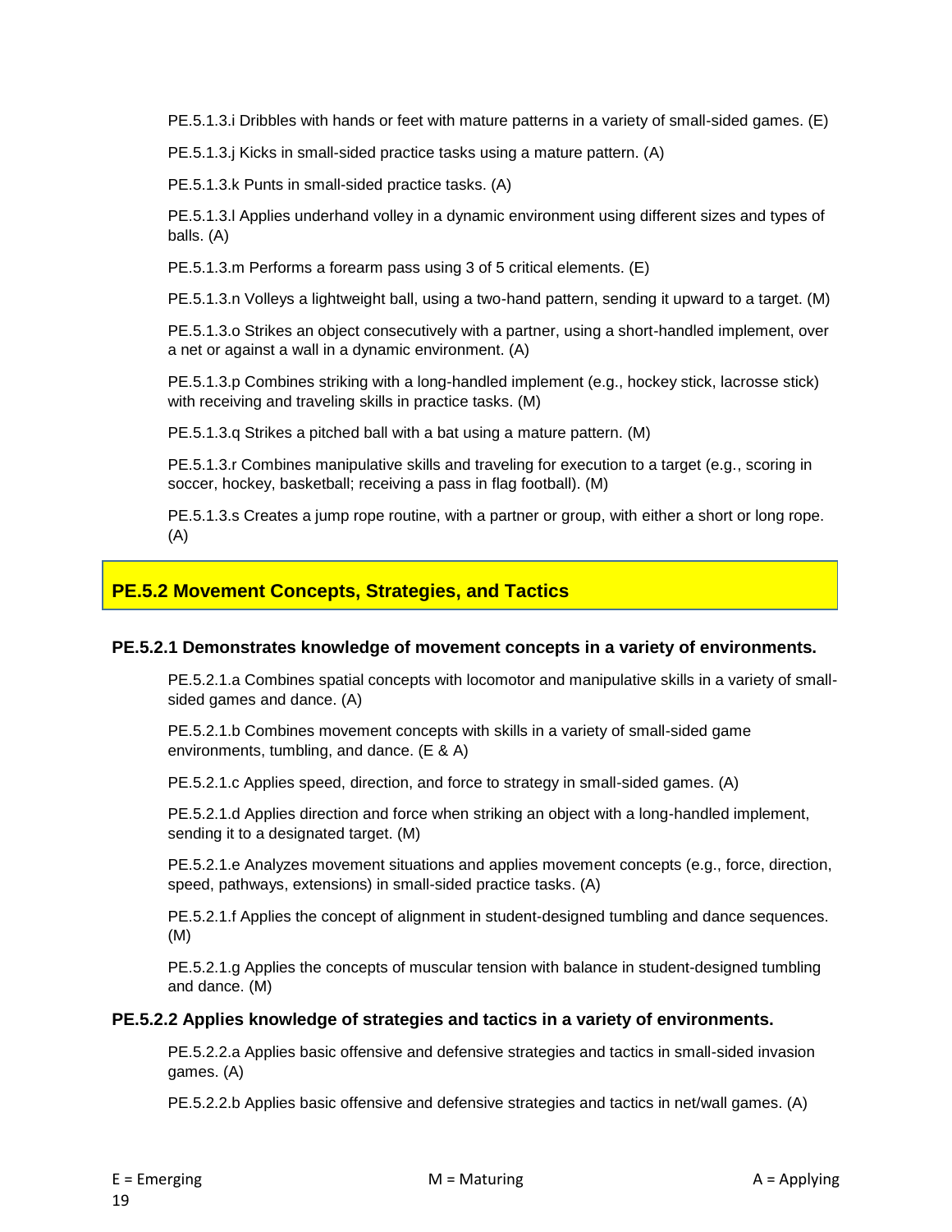PE.5.1.3.i Dribbles with hands or feet with mature patterns in a variety of small-sided games. (E)

PE.5.1.3.j Kicks in small-sided practice tasks using a mature pattern. (A)

PE.5.1.3.k Punts in small-sided practice tasks. (A)

PE.5.1.3.l Applies underhand volley in a dynamic environment using different sizes and types of balls. (A)

PE.5.1.3.m Performs a forearm pass using 3 of 5 critical elements. (E)

PE.5.1.3.n Volleys a lightweight ball, using a two-hand pattern, sending it upward to a target. (M)

PE.5.1.3.o Strikes an object consecutively with a partner, using a short-handled implement, over a net or against a wall in a dynamic environment. (A)

PE.5.1.3.p Combines striking with a long-handled implement (e.g., hockey stick, lacrosse stick) with receiving and traveling skills in practice tasks. (M)

PE.5.1.3.q Strikes a pitched ball with a bat using a mature pattern. (M)

PE.5.1.3.r Combines manipulative skills and traveling for execution to a target (e.g., scoring in soccer, hockey, basketball; receiving a pass in flag football). (M)

PE.5.1.3.s Creates a jump rope routine, with a partner or group, with either a short or long rope. (A)

## PE.5.2 Movement Concepts, Strategies, and Tactics

### PE.5.2.1 Demonstrates knowledge of movement concepts in a variety of environments.

PE.5.2.1.a Combines spatial concepts with locomotor and manipulative skills in a variety of small-sided games and dance. (A)

PE.5.2.1.b Combines movement concepts with skills in a variety of small-sided game environments, tumbling, and dance. (E & A)

PE.5.2.1.c Applies speed, direction, and force to strategy in small-sided games. (A)

PE.5.2.1.d Applies direction and force when striking an object with a long-handled implement, sending it to a designated target. (M)

PE.5.2.1.e Analyzes movement situations and applies movement concepts (e.g., force, direction, speed, pathways, extensions) in small-sided practice tasks. (A)

PE.5.2.1.f Applies the concept of alignment in student-designed tumbling and dance sequences. (M)

PE.5.2.1.g Applies the concepts of muscular tension with balance in student-designed tumbling and dance. (M)

### PE.5.2.2 Applies knowledge of strategies and tactics in a variety of environments.

PE.5.2.2.a Applies basic offensive and defensive strategies and tactics in small-sided invasion games. (A)

PE.5.2.2.b Applies basic offensive and defensive strategies and tactics in net/wall games. (A)

E = Emerging M = Maturing A = Applying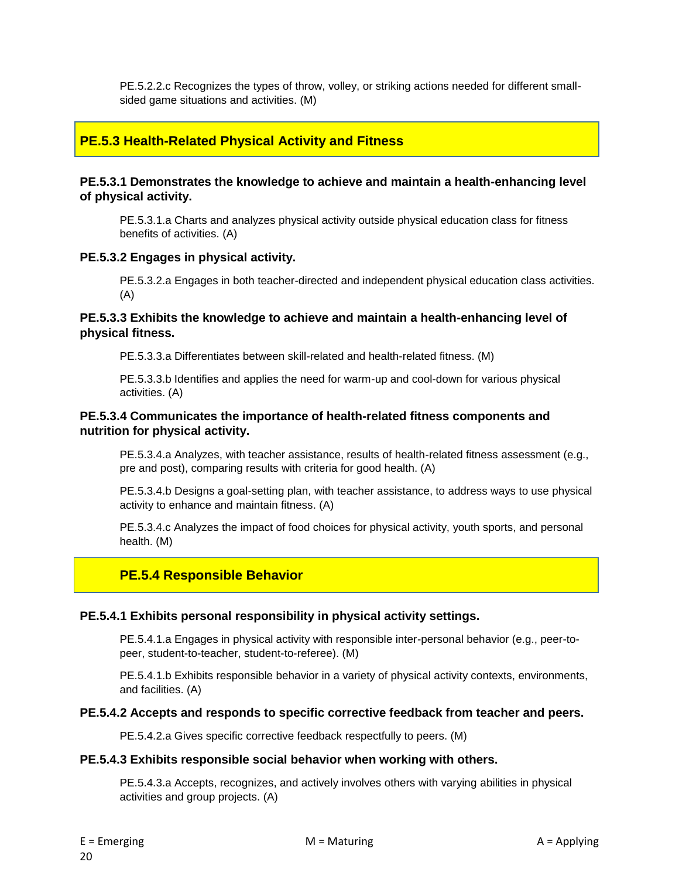PE.5.2.2.c Recognizes the types of throw, volley, or striking actions needed for different small-sided game situations and activities. (M)

## PE.5.3 Health-Related Physical Activity and Fitness

### PE.5.3.1 Demonstrates the knowledge to achieve and maintain a health-enhancing level of physical activity.

PE.5.3.1.a Charts and analyzes physical activity outside physical education class for fitness benefits of activities. (A)

### PE.5.3.2 Engages in physical activity.

PE.5.3.2.a Engages in both teacher-directed and independent physical education class activities. (A)

### PE.5.3.3 Exhibits the knowledge to achieve and maintain a health-enhancing level of physical fitness.

PE.5.3.3.a Differentiates between skill-related and health-related fitness. (M)

PE.5.3.3.b Identifies and applies the need for warm-up and cool-down for various physical activities. (A)

### PE.5.3.4 Communicates the importance of health-related fitness components and nutrition for physical activity.

PE.5.3.4.a Analyzes, with teacher assistance, results of health-related fitness assessment (e.g., pre and post), comparing results with criteria for good health. (A)

PE.5.3.4.b Designs a goal-setting plan, with teacher assistance, to address ways to use physical activity to enhance and maintain fitness. (A)

PE.5.3.4.c Analyzes the impact of food choices for physical activity, youth sports, and personal health. (M)

## PE.5.4 Responsible Behavior

### PE.5.4.1 Exhibits personal responsibility in physical activity settings.

PE.5.4.1.a Engages in physical activity with responsible inter-personal behavior (e.g., peer-to-peer, student-to-teacher, student-to-referee). (M)

PE.5.4.1.b Exhibits responsible behavior in a variety of physical activity contexts, environments, and facilities. (A)

### PE.5.4.2 Accepts and responds to specific corrective feedback from teacher and peers.

PE.5.4.2.a Gives specific corrective feedback respectfully to peers. (M)

### PE.5.4.3 Exhibits responsible social behavior when working with others.

PE.5.4.3.a Accepts, recognizes, and actively involves others with varying abilities in physical activities and group projects. (A)

E = Emerging M = Maturing A = Applying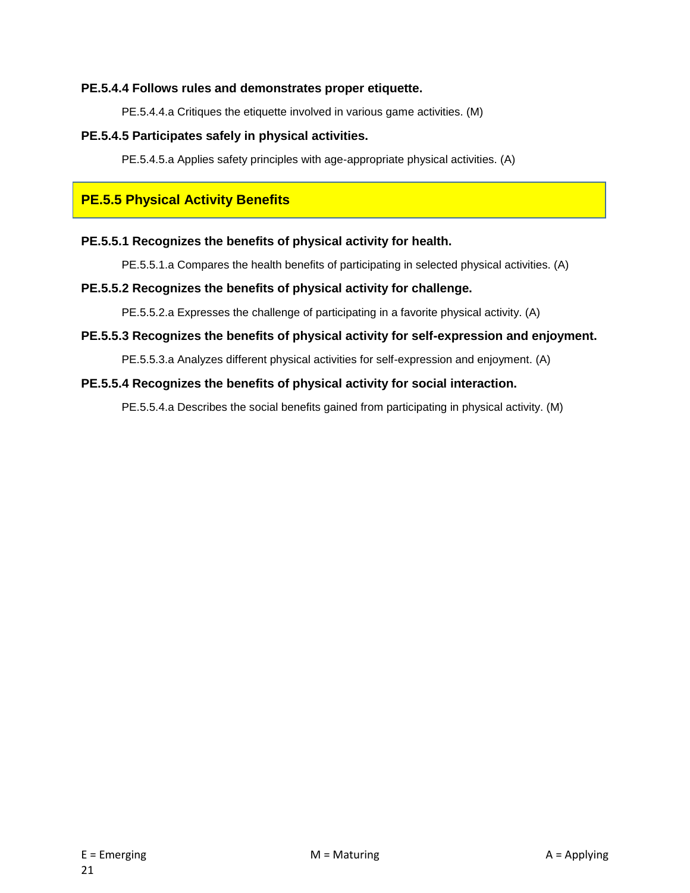**PE.5.4.4 Follows rules and demonstrates proper etiquette.**

PE.5.4.4.a Critiques the etiquette involved in various game activities. (M)

**PE.5.4.5 Participates safely in physical activities.**

PE.5.4.5.a Applies safety principles with age-appropriate physical activities. (A)

## PE.5.5 Physical Activity Benefits

**PE.5.5.1 Recognizes the benefits of physical activity for health.**

PE.5.5.1.a Compares the health benefits of participating in selected physical activities. (A)

**PE.5.5.2 Recognizes the benefits of physical activity for challenge.**

PE.5.5.2.a Expresses the challenge of participating in a favorite physical activity. (A)

**PE.5.5.3 Recognizes the benefits of physical activity for self-expression and enjoyment.**

PE.5.5.3.a Analyzes different physical activities for self-expression and enjoyment. (A)

**PE.5.5.4 Recognizes the benefits of physical activity for social interaction.**

PE.5.5.4.a Describes the social benefits gained from participating in physical activity. (M)

E = Emerging M = Maturing A = Applying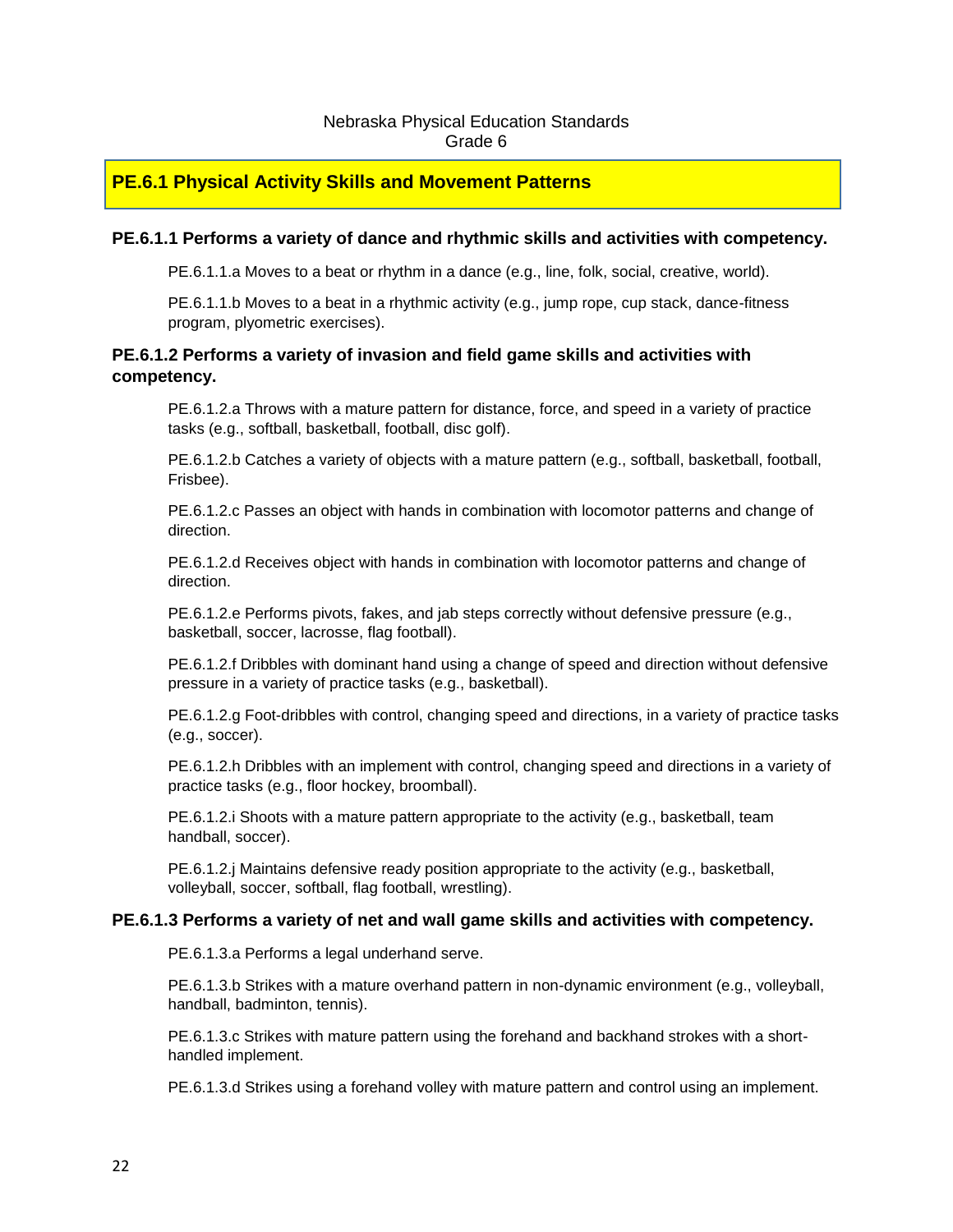Nebraska Physical Education Standards
Grade 6

## PE.6.1 Physical Activity Skills and Movement Patterns

### PE.6.1.1 Performs a variety of dance and rhythmic skills and activities with competency.

PE.6.1.1.a Moves to a beat or rhythm in a dance (e.g., line, folk, social, creative, world).

PE.6.1.1.b Moves to a beat in a rhythmic activity (e.g., jump rope, cup stack, dance-fitness program, plyometric exercises).

### PE.6.1.2 Performs a variety of invasion and field game skills and activities with competency.

PE.6.1.2.a Throws with a mature pattern for distance, force, and speed in a variety of practice tasks (e.g., softball, basketball, football, disc golf).

PE.6.1.2.b Catches a variety of objects with a mature pattern (e.g., softball, basketball, football, Frisbee).

PE.6.1.2.c Passes an object with hands in combination with locomotor patterns and change of direction.

PE.6.1.2.d Receives object with hands in combination with locomotor patterns and change of direction.

PE.6.1.2.e Performs pivots, fakes, and jab steps correctly without defensive pressure (e.g., basketball, soccer, lacrosse, flag football).

PE.6.1.2.f Dribbles with dominant hand using a change of speed and direction without defensive pressure in a variety of practice tasks (e.g., basketball).

PE.6.1.2.g Foot-dribbles with control, changing speed and directions, in a variety of practice tasks (e.g., soccer).

PE.6.1.2.h Dribbles with an implement with control, changing speed and directions in a variety of practice tasks (e.g., floor hockey, broomball).

PE.6.1.2.i Shoots with a mature pattern appropriate to the activity (e.g., basketball, team handball, soccer).

PE.6.1.2.j Maintains defensive ready position appropriate to the activity (e.g., basketball, volleyball, soccer, softball, flag football, wrestling).

### PE.6.1.3 Performs a variety of net and wall game skills and activities with competency.

PE.6.1.3.a Performs a legal underhand serve.

PE.6.1.3.b Strikes with a mature overhand pattern in non-dynamic environment (e.g., volleyball, handball, badminton, tennis).

PE.6.1.3.c Strikes with mature pattern using the forehand and backhand strokes with a short-handled implement.

PE.6.1.3.d Strikes using a forehand volley with mature pattern and control using an implement.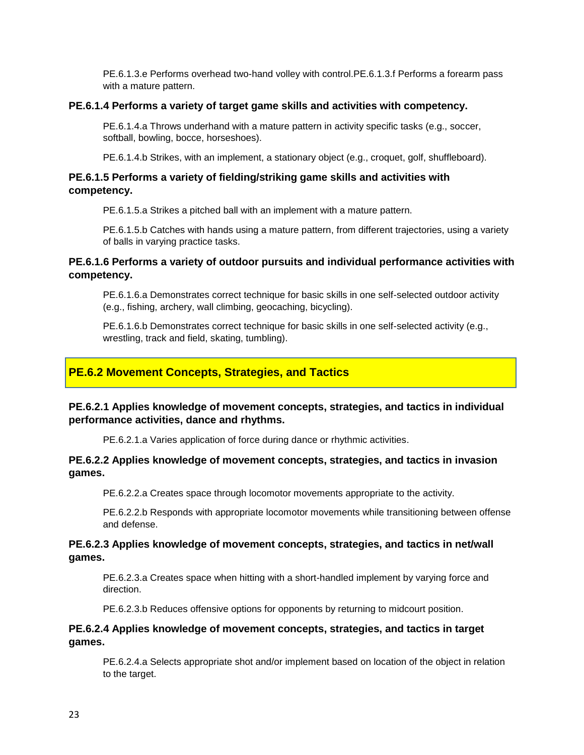PE.6.1.3.e Performs overhead two-hand volley with control.PE.6.1.3.f Performs a forearm pass with a mature pattern.

**PE.6.1.4 Performs a variety of target game skills and activities with competency.**

PE.6.1.4.a Throws underhand with a mature pattern in activity specific tasks (e.g., soccer, softball, bowling, bocce, horseshoes).

PE.6.1.4.b Strikes, with an implement, a stationary object (e.g., croquet, golf, shuffleboard).

**PE.6.1.5 Performs a variety of fielding/striking game skills and activities with competency.**

PE.6.1.5.a Strikes a pitched ball with an implement with a mature pattern.

PE.6.1.5.b Catches with hands using a mature pattern, from different trajectories, using a variety of balls in varying practice tasks.

**PE.6.1.6 Performs a variety of outdoor pursuits and individual performance activities with competency.**

PE.6.1.6.a Demonstrates correct technique for basic skills in one self-selected outdoor activity (e.g., fishing, archery, wall climbing, geocaching, bicycling).

PE.6.1.6.b Demonstrates correct technique for basic skills in one self-selected activity (e.g., wrestling, track and field, skating, tumbling).

## PE.6.2 Movement Concepts, Strategies, and Tactics

**PE.6.2.1 Applies knowledge of movement concepts, strategies, and tactics in individual performance activities, dance and rhythms.**

PE.6.2.1.a Varies application of force during dance or rhythmic activities.

**PE.6.2.2 Applies knowledge of movement concepts, strategies, and tactics in invasion games.**

PE.6.2.2.a Creates space through locomotor movements appropriate to the activity.

PE.6.2.2.b Responds with appropriate locomotor movements while transitioning between offense and defense.

**PE.6.2.3 Applies knowledge of movement concepts, strategies, and tactics in net/wall games.**

PE.6.2.3.a Creates space when hitting with a short-handled implement by varying force and direction.

PE.6.2.3.b Reduces offensive options for opponents by returning to midcourt position.

**PE.6.2.4 Applies knowledge of movement concepts, strategies, and tactics in target games.**

PE.6.2.4.a Selects appropriate shot and/or implement based on location of the object in relation to the target.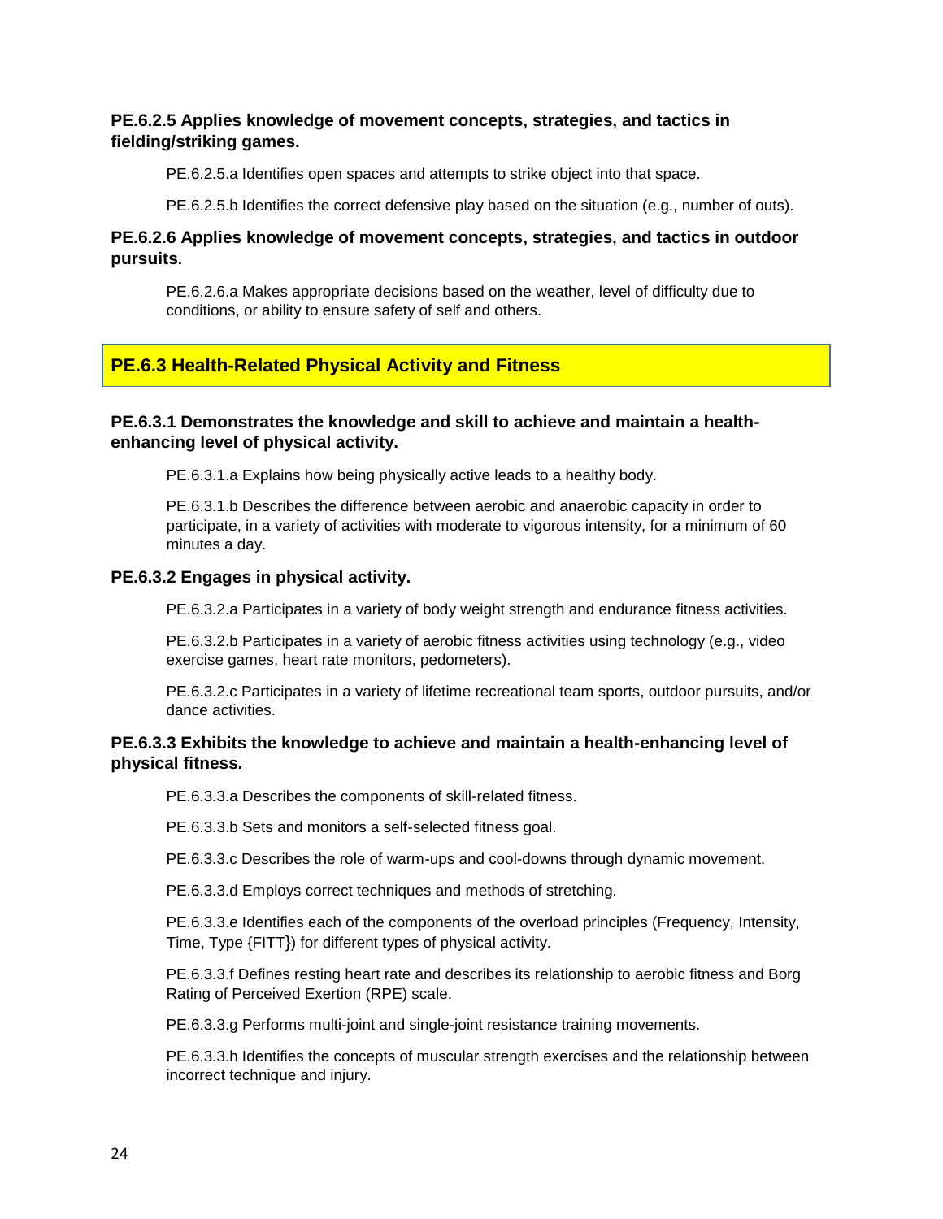**PE.6.2.5 Applies knowledge of movement concepts, strategies, and tactics in fielding/striking games.**

PE.6.2.5.a Identifies open spaces and attempts to strike object into that space.

PE.6.2.5.b Identifies the correct defensive play based on the situation (e.g., number of outs).

**PE.6.2.6 Applies knowledge of movement concepts, strategies, and tactics in outdoor pursuits.**

PE.6.2.6.a Makes appropriate decisions based on the weather, level of difficulty due to conditions, or ability to ensure safety of self and others.

## PE.6.3 Health-Related Physical Activity and Fitness

**PE.6.3.1 Demonstrates the knowledge and skill to achieve and maintain a health-enhancing level of physical activity.**

PE.6.3.1.a Explains how being physically active leads to a healthy body.

PE.6.3.1.b Describes the difference between aerobic and anaerobic capacity in order to participate, in a variety of activities with moderate to vigorous intensity, for a minimum of 60 minutes a day.

**PE.6.3.2 Engages in physical activity.**

PE.6.3.2.a Participates in a variety of body weight strength and endurance fitness activities.

PE.6.3.2.b Participates in a variety of aerobic fitness activities using technology (e.g., video exercise games, heart rate monitors, pedometers).

PE.6.3.2.c Participates in a variety of lifetime recreational team sports, outdoor pursuits, and/or dance activities.

**PE.6.3.3 Exhibits the knowledge to achieve and maintain a health-enhancing level of physical fitness.**

PE.6.3.3.a Describes the components of skill-related fitness.

PE.6.3.3.b Sets and monitors a self-selected fitness goal.

PE.6.3.3.c Describes the role of warm-ups and cool-downs through dynamic movement.

PE.6.3.3.d Employs correct techniques and methods of stretching.

PE.6.3.3.e Identifies each of the components of the overload principles (Frequency, Intensity, Time, Type {FITT}) for different types of physical activity.

PE.6.3.3.f Defines resting heart rate and describes its relationship to aerobic fitness and Borg Rating of Perceived Exertion (RPE) scale.

PE.6.3.3.g Performs multi-joint and single-joint resistance training movements.

PE.6.3.3.h Identifies the concepts of muscular strength exercises and the relationship between incorrect technique and injury.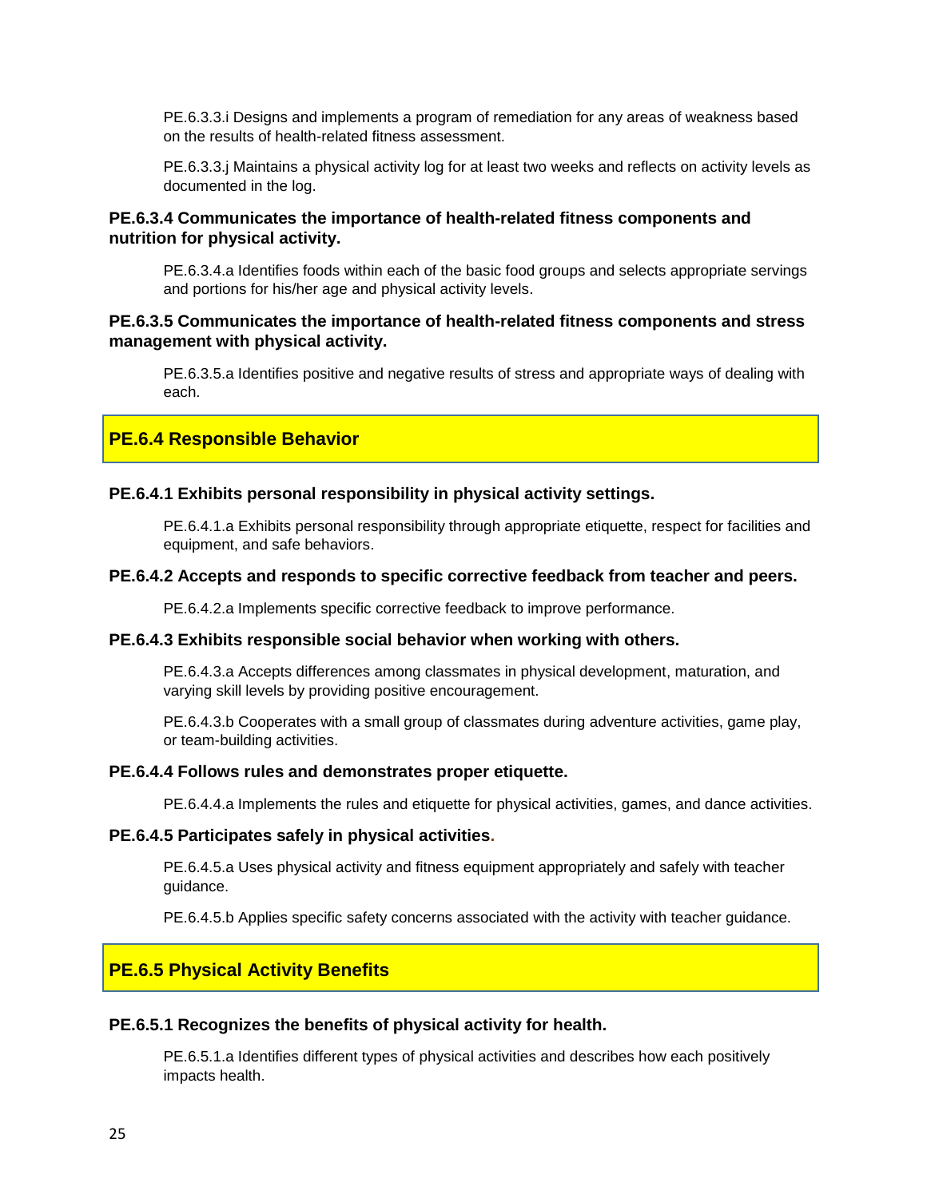PE.6.3.3.i Designs and implements a program of remediation for any areas of weakness based on the results of health-related fitness assessment.

PE.6.3.3.j Maintains a physical activity log for at least two weeks and reflects on activity levels as documented in the log.

**PE.6.3.4 Communicates the importance of health-related fitness components and nutrition for physical activity.**

PE.6.3.4.a Identifies foods within each of the basic food groups and selects appropriate servings and portions for his/her age and physical activity levels.

**PE.6.3.5 Communicates the importance of health-related fitness components and stress management with physical activity.**

PE.6.3.5.a Identifies positive and negative results of stress and appropriate ways of dealing with each.

## PE.6.4 Responsible Behavior

**PE.6.4.1 Exhibits personal responsibility in physical activity settings.**

PE.6.4.1.a Exhibits personal responsibility through appropriate etiquette, respect for facilities and equipment, and safe behaviors.

**PE.6.4.2 Accepts and responds to specific corrective feedback from teacher and peers.**

PE.6.4.2.a Implements specific corrective feedback to improve performance.

**PE.6.4.3 Exhibits responsible social behavior when working with others.**

PE.6.4.3.a Accepts differences among classmates in physical development, maturation, and varying skill levels by providing positive encouragement.

PE.6.4.3.b Cooperates with a small group of classmates during adventure activities, game play, or team-building activities.

**PE.6.4.4 Follows rules and demonstrates proper etiquette.**

PE.6.4.4.a Implements the rules and etiquette for physical activities, games, and dance activities.

**PE.6.4.5 Participates safely in physical activities.**

PE.6.4.5.a Uses physical activity and fitness equipment appropriately and safely with teacher guidance.

PE.6.4.5.b Applies specific safety concerns associated with the activity with teacher guidance.

## PE.6.5 Physical Activity Benefits

**PE.6.5.1 Recognizes the benefits of physical activity for health.**

PE.6.5.1.a Identifies different types of physical activities and describes how each positively impacts health.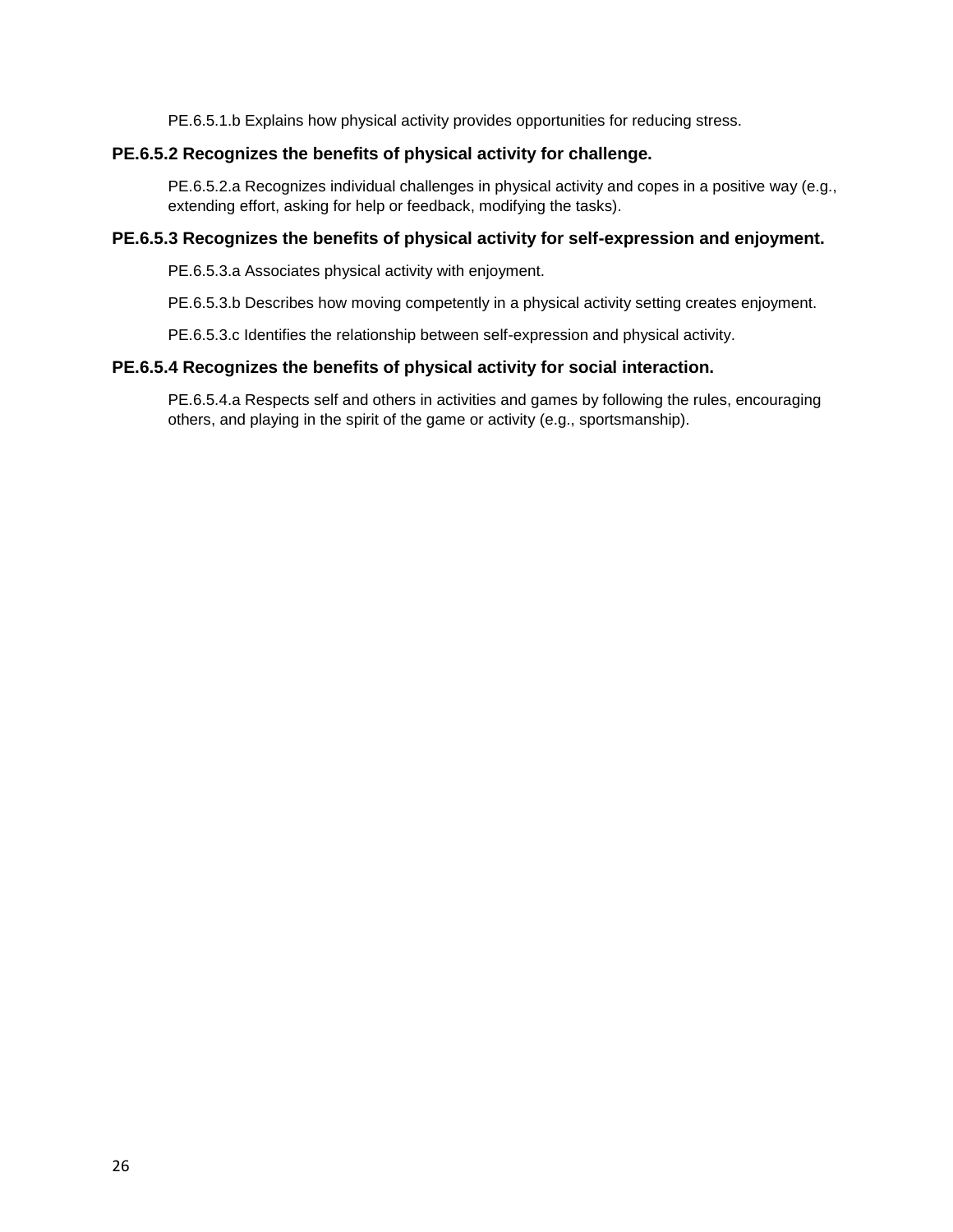PE.6.5.1.b Explains how physical activity provides opportunities for reducing stress.

**PE.6.5.2 Recognizes the benefits of physical activity for challenge.**

PE.6.5.2.a Recognizes individual challenges in physical activity and copes in a positive way (e.g., extending effort, asking for help or feedback, modifying the tasks).

**PE.6.5.3 Recognizes the benefits of physical activity for self-expression and enjoyment.**

PE.6.5.3.a Associates physical activity with enjoyment.

PE.6.5.3.b Describes how moving competently in a physical activity setting creates enjoyment.

PE.6.5.3.c Identifies the relationship between self-expression and physical activity.

**PE.6.5.4 Recognizes the benefits of physical activity for social interaction.**

PE.6.5.4.a Respects self and others in activities and games by following the rules, encouraging others, and playing in the spirit of the game or activity (e.g., sportsmanship).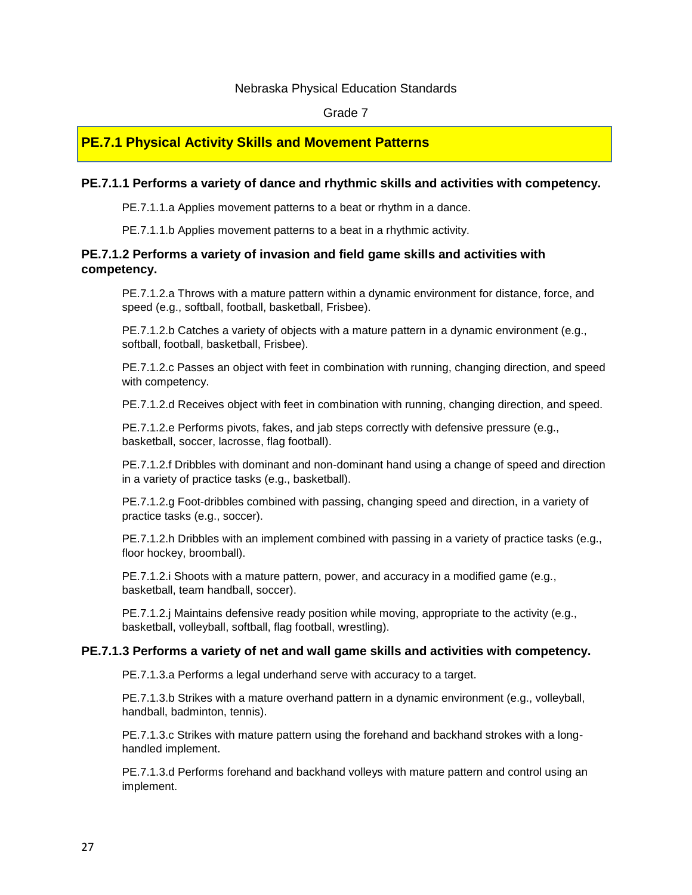Nebraska Physical Education Standards

Grade 7

## PE.7.1 Physical Activity Skills and Movement Patterns

### PE.7.1.1 Performs a variety of dance and rhythmic skills and activities with competency.

PE.7.1.1.a Applies movement patterns to a beat or rhythm in a dance.

PE.7.1.1.b Applies movement patterns to a beat in a rhythmic activity.

### PE.7.1.2 Performs a variety of invasion and field game skills and activities with competency.

PE.7.1.2.a Throws with a mature pattern within a dynamic environment for distance, force, and speed (e.g., softball, football, basketball, Frisbee).

PE.7.1.2.b Catches a variety of objects with a mature pattern in a dynamic environment (e.g., softball, football, basketball, Frisbee).

PE.7.1.2.c Passes an object with feet in combination with running, changing direction, and speed with competency.

PE.7.1.2.d Receives object with feet in combination with running, changing direction, and speed.

PE.7.1.2.e Performs pivots, fakes, and jab steps correctly with defensive pressure (e.g., basketball, soccer, lacrosse, flag football).

PE.7.1.2.f Dribbles with dominant and non-dominant hand using a change of speed and direction in a variety of practice tasks (e.g., basketball).

PE.7.1.2.g Foot-dribbles combined with passing, changing speed and direction, in a variety of practice tasks (e.g., soccer).

PE.7.1.2.h Dribbles with an implement combined with passing in a variety of practice tasks (e.g., floor hockey, broomball).

PE.7.1.2.i Shoots with a mature pattern, power, and accuracy in a modified game (e.g., basketball, team handball, soccer).

PE.7.1.2.j Maintains defensive ready position while moving, appropriate to the activity (e.g., basketball, volleyball, softball, flag football, wrestling).

### PE.7.1.3 Performs a variety of net and wall game skills and activities with competency.

PE.7.1.3.a Performs a legal underhand serve with accuracy to a target.

PE.7.1.3.b Strikes with a mature overhand pattern in a dynamic environment (e.g., volleyball, handball, badminton, tennis).

PE.7.1.3.c Strikes with mature pattern using the forehand and backhand strokes with a long-handled implement.

PE.7.1.3.d Performs forehand and backhand volleys with mature pattern and control using an implement.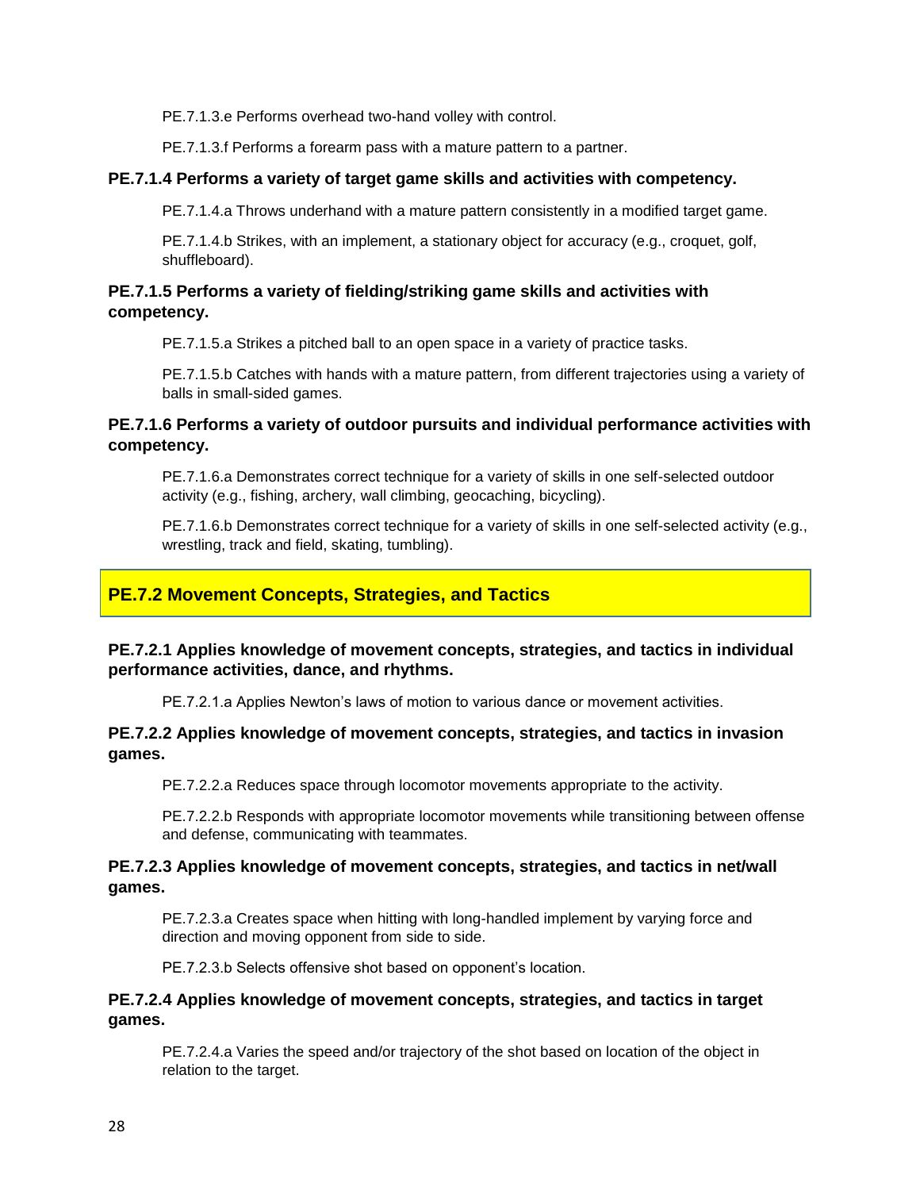PE.7.1.3.e Performs overhead two-hand volley with control.

PE.7.1.3.f Performs a forearm pass with a mature pattern to a partner.

**PE.7.1.4 Performs a variety of target game skills and activities with competency.**

PE.7.1.4.a Throws underhand with a mature pattern consistently in a modified target game.

PE.7.1.4.b Strikes, with an implement, a stationary object for accuracy (e.g., croquet, golf, shuffleboard).

**PE.7.1.5 Performs a variety of fielding/striking game skills and activities with competency.**

PE.7.1.5.a Strikes a pitched ball to an open space in a variety of practice tasks.

PE.7.1.5.b Catches with hands with a mature pattern, from different trajectories using a variety of balls in small-sided games.

**PE.7.1.6 Performs a variety of outdoor pursuits and individual performance activities with competency.**

PE.7.1.6.a Demonstrates correct technique for a variety of skills in one self-selected outdoor activity (e.g., fishing, archery, wall climbing, geocaching, bicycling).

PE.7.1.6.b Demonstrates correct technique for a variety of skills in one self-selected activity (e.g., wrestling, track and field, skating, tumbling).

## PE.7.2 Movement Concepts, Strategies, and Tactics

**PE.7.2.1 Applies knowledge of movement concepts, strategies, and tactics in individual performance activities, dance, and rhythms.**

PE.7.2.1.a Applies Newton's laws of motion to various dance or movement activities.

**PE.7.2.2 Applies knowledge of movement concepts, strategies, and tactics in invasion games.**

PE.7.2.2.a Reduces space through locomotor movements appropriate to the activity.

PE.7.2.2.b Responds with appropriate locomotor movements while transitioning between offense and defense, communicating with teammates.

**PE.7.2.3 Applies knowledge of movement concepts, strategies, and tactics in net/wall games.**

PE.7.2.3.a Creates space when hitting with long-handled implement by varying force and direction and moving opponent from side to side.

PE.7.2.3.b Selects offensive shot based on opponent's location.

**PE.7.2.4 Applies knowledge of movement concepts, strategies, and tactics in target games.**

PE.7.2.4.a Varies the speed and/or trajectory of the shot based on location of the object in relation to the target.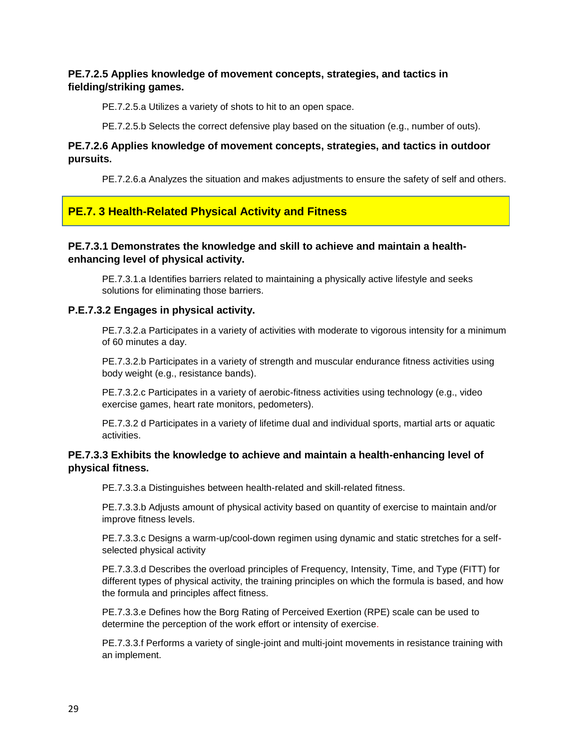**PE.7.2.5 Applies knowledge of movement concepts, strategies, and tactics in fielding/striking games.**

PE.7.2.5.a Utilizes a variety of shots to hit to an open space.

PE.7.2.5.b Selects the correct defensive play based on the situation (e.g., number of outs).

**PE.7.2.6 Applies knowledge of movement concepts, strategies, and tactics in outdoor pursuits.**

PE.7.2.6.a Analyzes the situation and makes adjustments to ensure the safety of self and others.

## PE.7. 3 Health-Related Physical Activity and Fitness

**PE.7.3.1 Demonstrates the knowledge and skill to achieve and maintain a health-enhancing level of physical activity.**

PE.7.3.1.a Identifies barriers related to maintaining a physically active lifestyle and seeks solutions for eliminating those barriers.

**P.E.7.3.2 Engages in physical activity.**

PE.7.3.2.a Participates in a variety of activities with moderate to vigorous intensity for a minimum of 60 minutes a day.

PE.7.3.2.b Participates in a variety of strength and muscular endurance fitness activities using body weight (e.g., resistance bands).

PE.7.3.2.c Participates in a variety of aerobic-fitness activities using technology (e.g., video exercise games, heart rate monitors, pedometers).

PE.7.3.2 d Participates in a variety of lifetime dual and individual sports, martial arts or aquatic activities.

**PE.7.3.3 Exhibits the knowledge to achieve and maintain a health-enhancing level of physical fitness.**

PE.7.3.3.a Distinguishes between health-related and skill-related fitness.

PE.7.3.3.b Adjusts amount of physical activity based on quantity of exercise to maintain and/or improve fitness levels.

PE.7.3.3.c Designs a warm-up/cool-down regimen using dynamic and static stretches for a self-selected physical activity

PE.7.3.3.d Describes the overload principles of Frequency, Intensity, Time, and Type (FITT) for different types of physical activity, the training principles on which the formula is based, and how the formula and principles affect fitness.

PE.7.3.3.e Defines how the Borg Rating of Perceived Exertion (RPE) scale can be used to determine the perception of the work effort or intensity of exercise.

PE.7.3.3.f Performs a variety of single-joint and multi-joint movements in resistance training with an implement.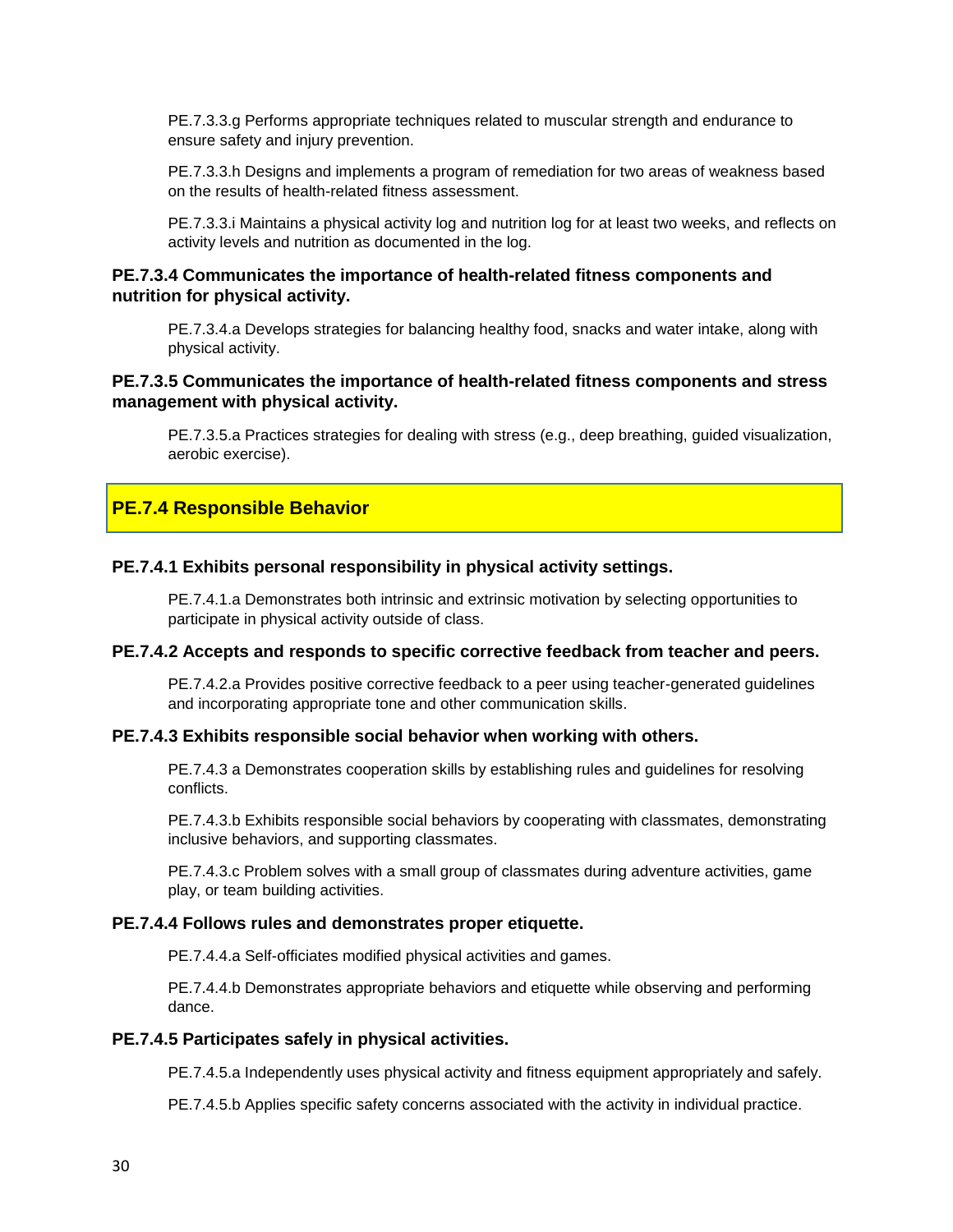PE.7.3.3.g Performs appropriate techniques related to muscular strength and endurance to ensure safety and injury prevention.

PE.7.3.3.h Designs and implements a program of remediation for two areas of weakness based on the results of health-related fitness assessment.

PE.7.3.3.i Maintains a physical activity log and nutrition log for at least two weeks, and reflects on activity levels and nutrition as documented in the log.

**PE.7.3.4 Communicates the importance of health-related fitness components and nutrition for physical activity.**

PE.7.3.4.a Develops strategies for balancing healthy food, snacks and water intake, along with physical activity.

**PE.7.3.5 Communicates the importance of health-related fitness components and stress management with physical activity.**

PE.7.3.5.a Practices strategies for dealing with stress (e.g., deep breathing, guided visualization, aerobic exercise).

## PE.7.4 Responsible Behavior

**PE.7.4.1 Exhibits personal responsibility in physical activity settings.**

PE.7.4.1.a Demonstrates both intrinsic and extrinsic motivation by selecting opportunities to participate in physical activity outside of class.

**PE.7.4.2 Accepts and responds to specific corrective feedback from teacher and peers.**

PE.7.4.2.a Provides positive corrective feedback to a peer using teacher-generated guidelines and incorporating appropriate tone and other communication skills.

**PE.7.4.3 Exhibits responsible social behavior when working with others.**

PE.7.4.3 a Demonstrates cooperation skills by establishing rules and guidelines for resolving conflicts.

PE.7.4.3.b Exhibits responsible social behaviors by cooperating with classmates, demonstrating inclusive behaviors, and supporting classmates.

PE.7.4.3.c Problem solves with a small group of classmates during adventure activities, game play, or team building activities.

**PE.7.4.4 Follows rules and demonstrates proper etiquette.**

PE.7.4.4.a Self-officiates modified physical activities and games.

PE.7.4.4.b Demonstrates appropriate behaviors and etiquette while observing and performing dance.

**PE.7.4.5 Participates safely in physical activities.**

PE.7.4.5.a Independently uses physical activity and fitness equipment appropriately and safely.

PE.7.4.5.b Applies specific safety concerns associated with the activity in individual practice.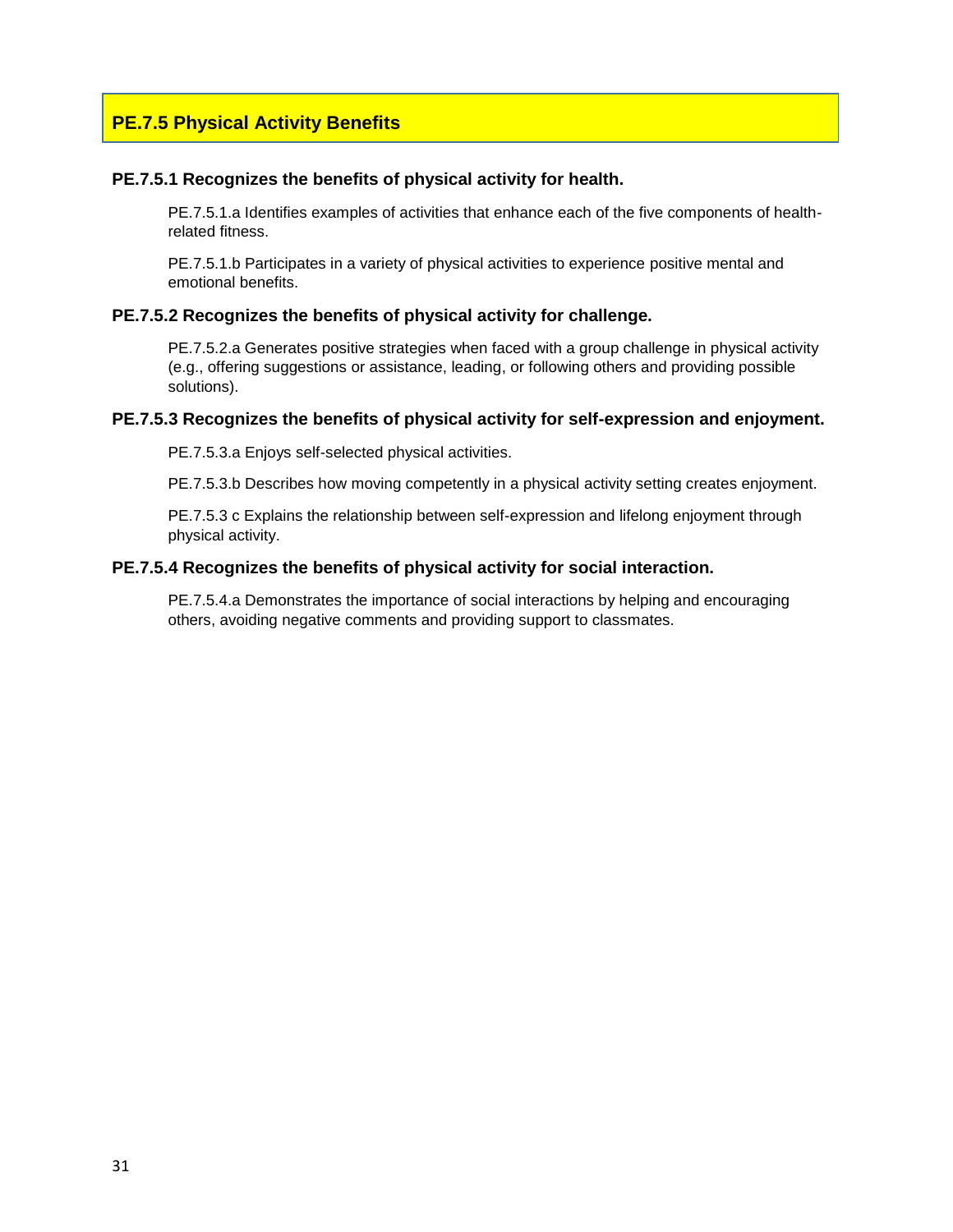## PE.7.5 Physical Activity Benefits

### PE.7.5.1 Recognizes the benefits of physical activity for health.

PE.7.5.1.a Identifies examples of activities that enhance each of the five components of health-related fitness.

PE.7.5.1.b Participates in a variety of physical activities to experience positive mental and emotional benefits.

### PE.7.5.2 Recognizes the benefits of physical activity for challenge.

PE.7.5.2.a Generates positive strategies when faced with a group challenge in physical activity (e.g., offering suggestions or assistance, leading, or following others and providing possible solutions).

### PE.7.5.3 Recognizes the benefits of physical activity for self-expression and enjoyment.

PE.7.5.3.a Enjoys self-selected physical activities.

PE.7.5.3.b Describes how moving competently in a physical activity setting creates enjoyment.

PE.7.5.3 c Explains the relationship between self-expression and lifelong enjoyment through physical activity.

### PE.7.5.4 Recognizes the benefits of physical activity for social interaction.

PE.7.5.4.a Demonstrates the importance of social interactions by helping and encouraging others, avoiding negative comments and providing support to classmates.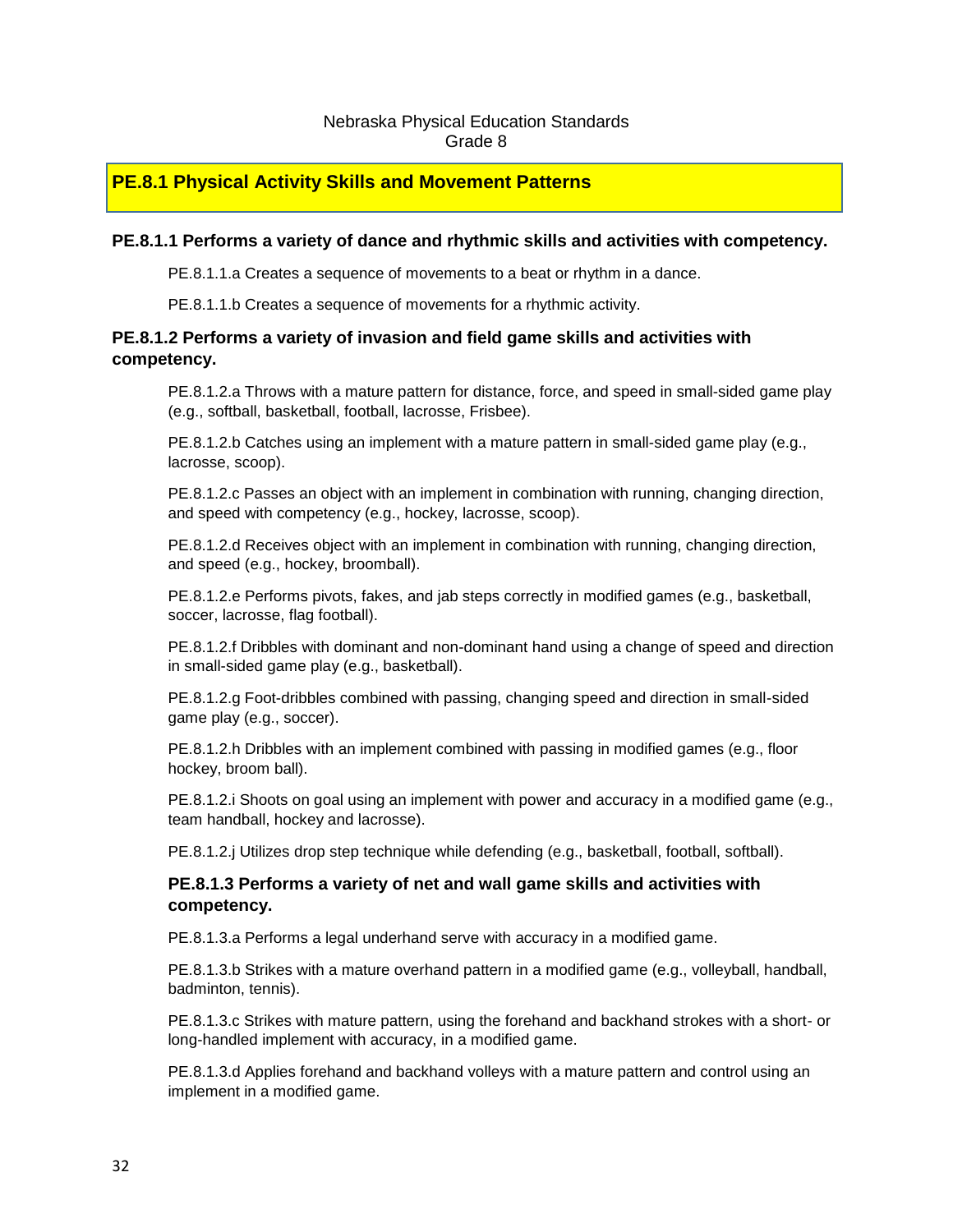Nebraska Physical Education Standards
Grade 8

## PE.8.1 Physical Activity Skills and Movement Patterns

### PE.8.1.1 Performs a variety of dance and rhythmic skills and activities with competency.

PE.8.1.1.a Creates a sequence of movements to a beat or rhythm in a dance.

PE.8.1.1.b Creates a sequence of movements for a rhythmic activity.

### PE.8.1.2 Performs a variety of invasion and field game skills and activities with competency.

PE.8.1.2.a Throws with a mature pattern for distance, force, and speed in small-sided game play (e.g., softball, basketball, football, lacrosse, Frisbee).

PE.8.1.2.b Catches using an implement with a mature pattern in small-sided game play (e.g., lacrosse, scoop).

PE.8.1.2.c Passes an object with an implement in combination with running, changing direction, and speed with competency (e.g., hockey, lacrosse, scoop).

PE.8.1.2.d Receives object with an implement in combination with running, changing direction, and speed (e.g., hockey, broomball).

PE.8.1.2.e Performs pivots, fakes, and jab steps correctly in modified games (e.g., basketball, soccer, lacrosse, flag football).

PE.8.1.2.f Dribbles with dominant and non-dominant hand using a change of speed and direction in small-sided game play (e.g., basketball).

PE.8.1.2.g Foot-dribbles combined with passing, changing speed and direction in small-sided game play (e.g., soccer).

PE.8.1.2.h Dribbles with an implement combined with passing in modified games (e.g., floor hockey, broom ball).

PE.8.1.2.i Shoots on goal using an implement with power and accuracy in a modified game (e.g., team handball, hockey and lacrosse).

PE.8.1.2.j Utilizes drop step technique while defending (e.g., basketball, football, softball).

### PE.8.1.3 Performs a variety of net and wall game skills and activities with competency.

PE.8.1.3.a Performs a legal underhand serve with accuracy in a modified game.

PE.8.1.3.b Strikes with a mature overhand pattern in a modified game (e.g., volleyball, handball, badminton, tennis).

PE.8.1.3.c Strikes with mature pattern, using the forehand and backhand strokes with a short- or long-handled implement with accuracy, in a modified game.

PE.8.1.3.d Applies forehand and backhand volleys with a mature pattern and control using an implement in a modified game.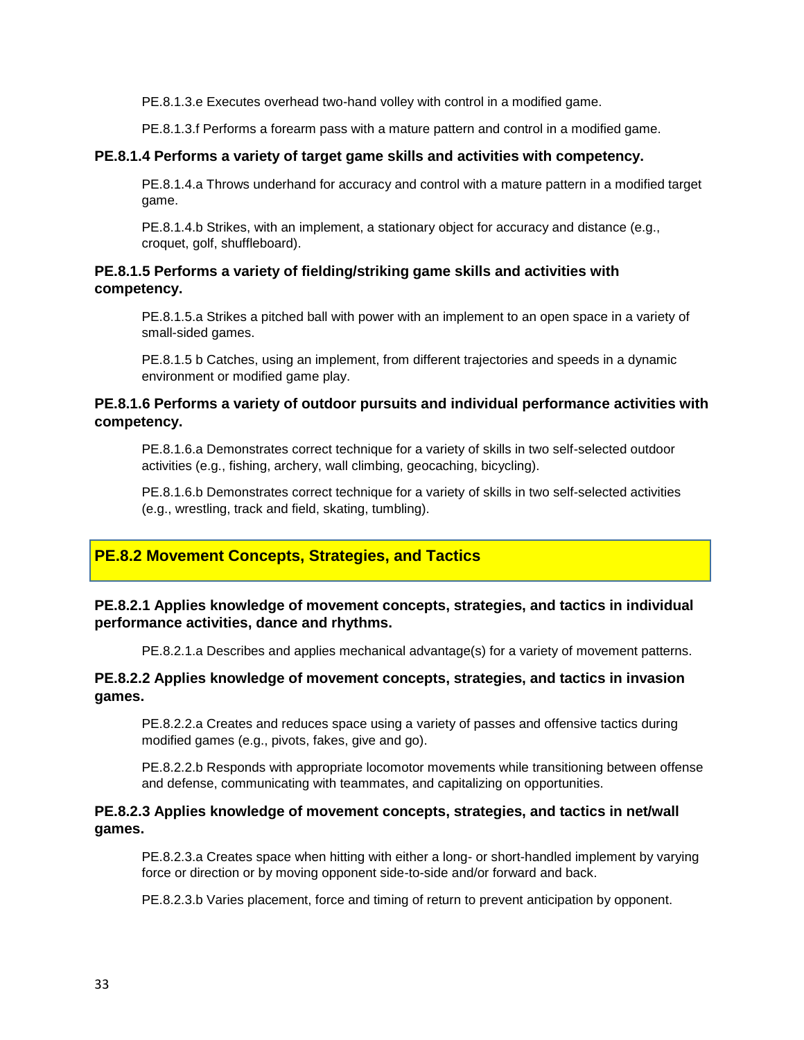PE.8.1.3.e Executes overhead two-hand volley with control in a modified game.

PE.8.1.3.f Performs a forearm pass with a mature pattern and control in a modified game.

**PE.8.1.4 Performs a variety of target game skills and activities with competency.**

PE.8.1.4.a Throws underhand for accuracy and control with a mature pattern in a modified target game.

PE.8.1.4.b Strikes, with an implement, a stationary object for accuracy and distance (e.g., croquet, golf, shuffleboard).

**PE.8.1.5 Performs a variety of fielding/striking game skills and activities with competency.**

PE.8.1.5.a Strikes a pitched ball with power with an implement to an open space in a variety of small-sided games.

PE.8.1.5 b Catches, using an implement, from different trajectories and speeds in a dynamic environment or modified game play.

**PE.8.1.6 Performs a variety of outdoor pursuits and individual performance activities with competency.**

PE.8.1.6.a Demonstrates correct technique for a variety of skills in two self-selected outdoor activities (e.g., fishing, archery, wall climbing, geocaching, bicycling).

PE.8.1.6.b Demonstrates correct technique for a variety of skills in two self-selected activities (e.g., wrestling, track and field, skating, tumbling).

## PE.8.2 Movement Concepts, Strategies, and Tactics

**PE.8.2.1 Applies knowledge of movement concepts, strategies, and tactics in individual performance activities, dance and rhythms.**

PE.8.2.1.a Describes and applies mechanical advantage(s) for a variety of movement patterns.

**PE.8.2.2 Applies knowledge of movement concepts, strategies, and tactics in invasion games.**

PE.8.2.2.a Creates and reduces space using a variety of passes and offensive tactics during modified games (e.g., pivots, fakes, give and go).

PE.8.2.2.b Responds with appropriate locomotor movements while transitioning between offense and defense, communicating with teammates, and capitalizing on opportunities.

**PE.8.2.3 Applies knowledge of movement concepts, strategies, and tactics in net/wall games.**

PE.8.2.3.a Creates space when hitting with either a long- or short-handled implement by varying force or direction or by moving opponent side-to-side and/or forward and back.

PE.8.2.3.b Varies placement, force and timing of return to prevent anticipation by opponent.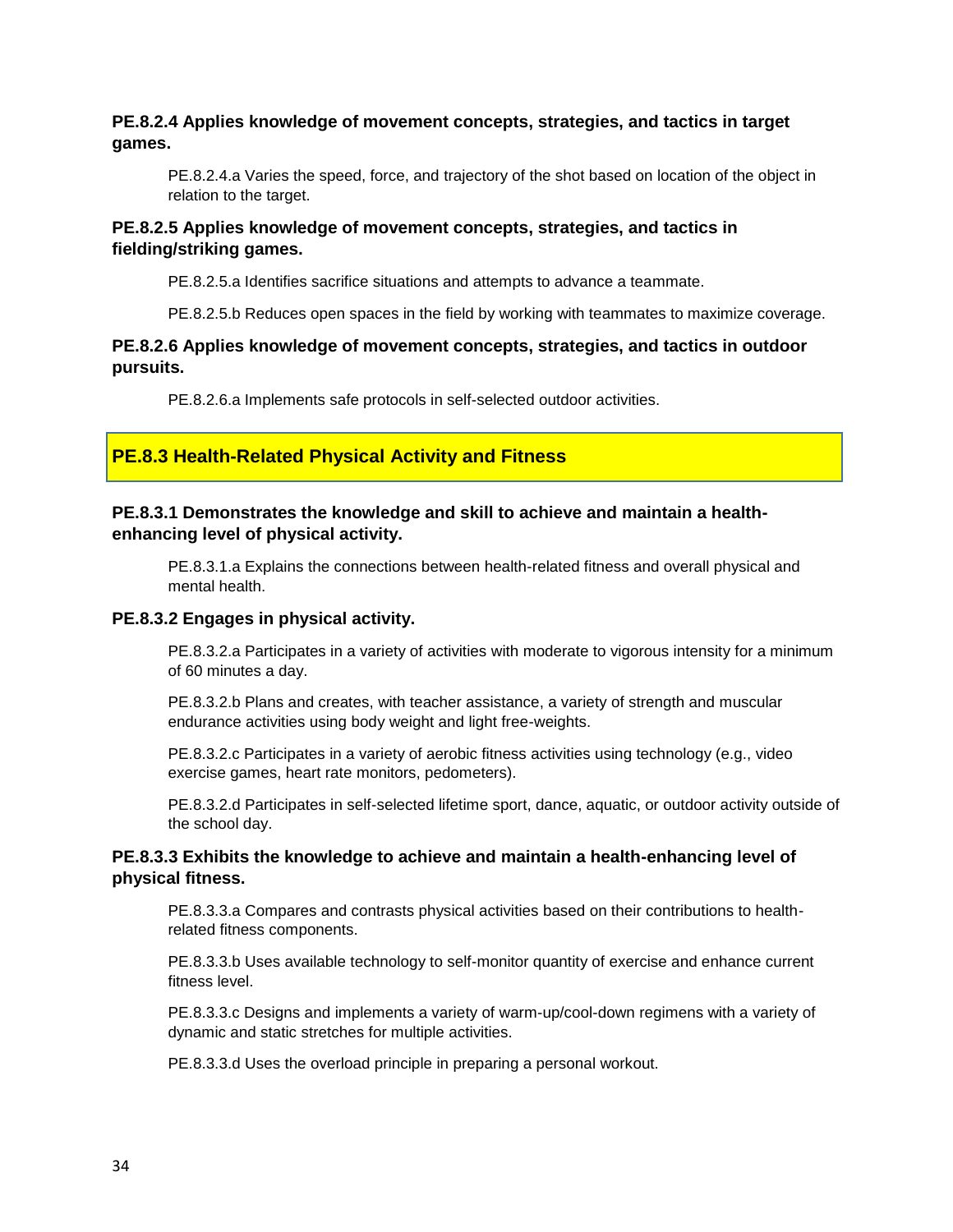**PE.8.2.4 Applies knowledge of movement concepts, strategies, and tactics in target games.**

PE.8.2.4.a Varies the speed, force, and trajectory of the shot based on location of the object in relation to the target.

**PE.8.2.5 Applies knowledge of movement concepts, strategies, and tactics in fielding/striking games.**

PE.8.2.5.a Identifies sacrifice situations and attempts to advance a teammate.

PE.8.2.5.b Reduces open spaces in the field by working with teammates to maximize coverage.

**PE.8.2.6 Applies knowledge of movement concepts, strategies, and tactics in outdoor pursuits.**

PE.8.2.6.a Implements safe protocols in self-selected outdoor activities.

## PE.8.3 Health-Related Physical Activity and Fitness

**PE.8.3.1 Demonstrates the knowledge and skill to achieve and maintain a health-enhancing level of physical activity.**

PE.8.3.1.a Explains the connections between health-related fitness and overall physical and mental health.

**PE.8.3.2 Engages in physical activity.**

PE.8.3.2.a Participates in a variety of activities with moderate to vigorous intensity for a minimum of 60 minutes a day.

PE.8.3.2.b Plans and creates, with teacher assistance, a variety of strength and muscular endurance activities using body weight and light free-weights.

PE.8.3.2.c Participates in a variety of aerobic fitness activities using technology (e.g., video exercise games, heart rate monitors, pedometers).

PE.8.3.2.d Participates in self-selected lifetime sport, dance, aquatic, or outdoor activity outside of the school day.

**PE.8.3.3 Exhibits the knowledge to achieve and maintain a health-enhancing level of physical fitness.**

PE.8.3.3.a Compares and contrasts physical activities based on their contributions to health-related fitness components.

PE.8.3.3.b Uses available technology to self-monitor quantity of exercise and enhance current fitness level.

PE.8.3.3.c Designs and implements a variety of warm-up/cool-down regimens with a variety of dynamic and static stretches for multiple activities.

PE.8.3.3.d Uses the overload principle in preparing a personal workout.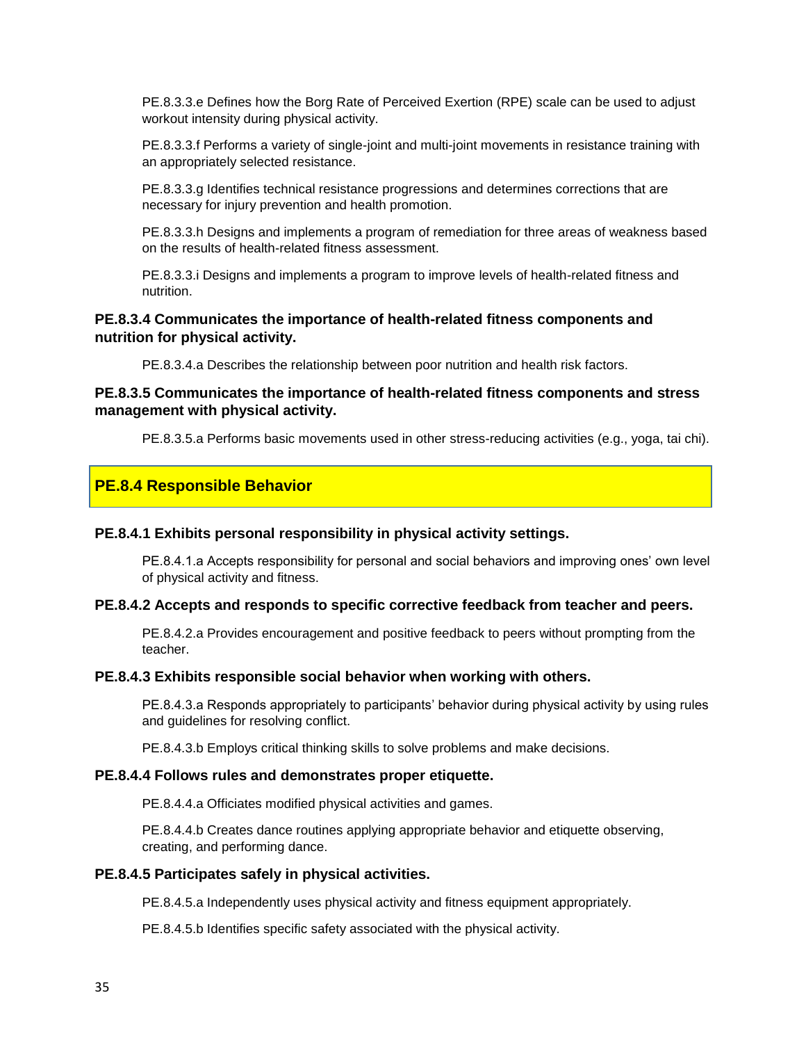PE.8.3.3.e Defines how the Borg Rate of Perceived Exertion (RPE) scale can be used to adjust workout intensity during physical activity.

PE.8.3.3.f Performs a variety of single-joint and multi-joint movements in resistance training with an appropriately selected resistance.

PE.8.3.3.g Identifies technical resistance progressions and determines corrections that are necessary for injury prevention and health promotion.

PE.8.3.3.h Designs and implements a program of remediation for three areas of weakness based on the results of health-related fitness assessment.

PE.8.3.3.i Designs and implements a program to improve levels of health-related fitness and nutrition.

### PE.8.3.4 Communicates the importance of health-related fitness components and nutrition for physical activity.

PE.8.3.4.a Describes the relationship between poor nutrition and health risk factors.

### PE.8.3.5 Communicates the importance of health-related fitness components and stress management with physical activity.

PE.8.3.5.a Performs basic movements used in other stress-reducing activities (e.g., yoga, tai chi).

## PE.8.4 Responsible Behavior

### PE.8.4.1 Exhibits personal responsibility in physical activity settings.

PE.8.4.1.a Accepts responsibility for personal and social behaviors and improving ones' own level of physical activity and fitness.

### PE.8.4.2 Accepts and responds to specific corrective feedback from teacher and peers.

PE.8.4.2.a Provides encouragement and positive feedback to peers without prompting from the teacher.

### PE.8.4.3 Exhibits responsible social behavior when working with others.

PE.8.4.3.a Responds appropriately to participants' behavior during physical activity by using rules and guidelines for resolving conflict.

PE.8.4.3.b Employs critical thinking skills to solve problems and make decisions.

### PE.8.4.4 Follows rules and demonstrates proper etiquette.

PE.8.4.4.a Officiates modified physical activities and games.

PE.8.4.4.b Creates dance routines applying appropriate behavior and etiquette observing, creating, and performing dance.

### PE.8.4.5 Participates safely in physical activities.

PE.8.4.5.a Independently uses physical activity and fitness equipment appropriately.

PE.8.4.5.b Identifies specific safety associated with the physical activity.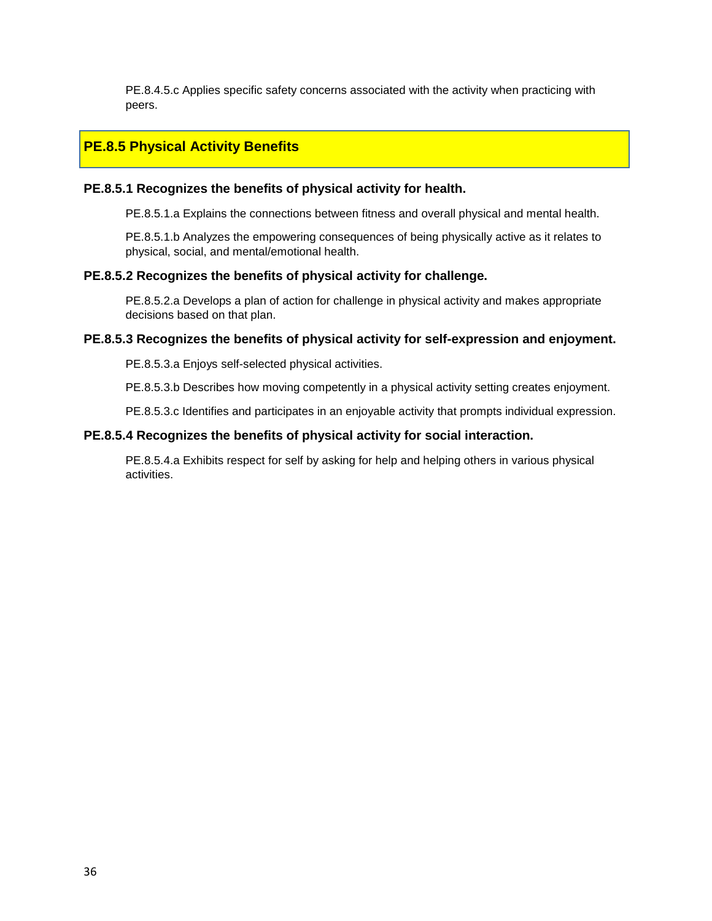PE.8.4.5.c Applies specific safety concerns associated with the activity when practicing with peers.

## PE.8.5 Physical Activity Benefits

### PE.8.5.1 Recognizes the benefits of physical activity for health.

PE.8.5.1.a Explains the connections between fitness and overall physical and mental health.

PE.8.5.1.b Analyzes the empowering consequences of being physically active as it relates to physical, social, and mental/emotional health.

### PE.8.5.2 Recognizes the benefits of physical activity for challenge.

PE.8.5.2.a Develops a plan of action for challenge in physical activity and makes appropriate decisions based on that plan.

### PE.8.5.3 Recognizes the benefits of physical activity for self-expression and enjoyment.

PE.8.5.3.a Enjoys self-selected physical activities.

PE.8.5.3.b Describes how moving competently in a physical activity setting creates enjoyment.

PE.8.5.3.c Identifies and participates in an enjoyable activity that prompts individual expression.

### PE.8.5.4 Recognizes the benefits of physical activity for social interaction.

PE.8.5.4.a Exhibits respect for self by asking for help and helping others in various physical activities.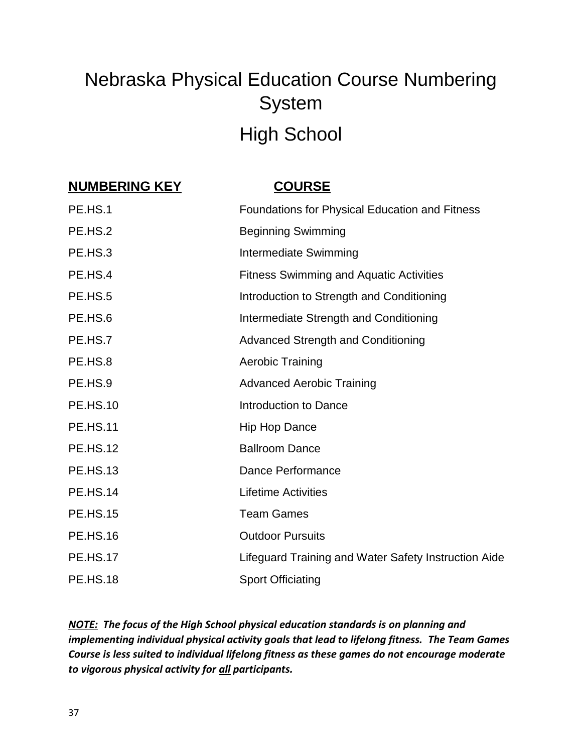# Nebraska Physical Education Course Numbering System

## High School

| NUMBERING KEY | COURSE |
| --- | --- |
| PE.HS.1 | Foundations for Physical Education and Fitness |
| PE.HS.2 | Beginning Swimming |
| PE.HS.3 | Intermediate Swimming |
| PE.HS.4 | Fitness Swimming and Aquatic Activities |
| PE.HS.5 | Introduction to Strength and Conditioning |
| PE.HS.6 | Intermediate Strength and Conditioning |
| PE.HS.7 | Advanced Strength and Conditioning |
| PE.HS.8 | Aerobic Training |
| PE.HS.9 | Advanced Aerobic Training |
| PE.HS.10 | Introduction to Dance |
| PE.HS.11 | Hip Hop Dance |
| PE.HS.12 | Ballroom Dance |
| PE.HS.13 | Dance Performance |
| PE.HS.14 | Lifetime Activities |
| PE.HS.15 | Team Games |
| PE.HS.16 | Outdoor Pursuits |
| PE.HS.17 | Lifeguard Training and Water Safety Instruction Aide |
| PE.HS.18 | Sport Officiating |

***NOTE:* The focus of the High School physical education standards is on planning and implementing individual physical activity goals that lead to lifelong fitness. The Team Games Course is less suited to individual lifelong fitness as these games do not encourage moderate to vigorous physical activity for all participants.**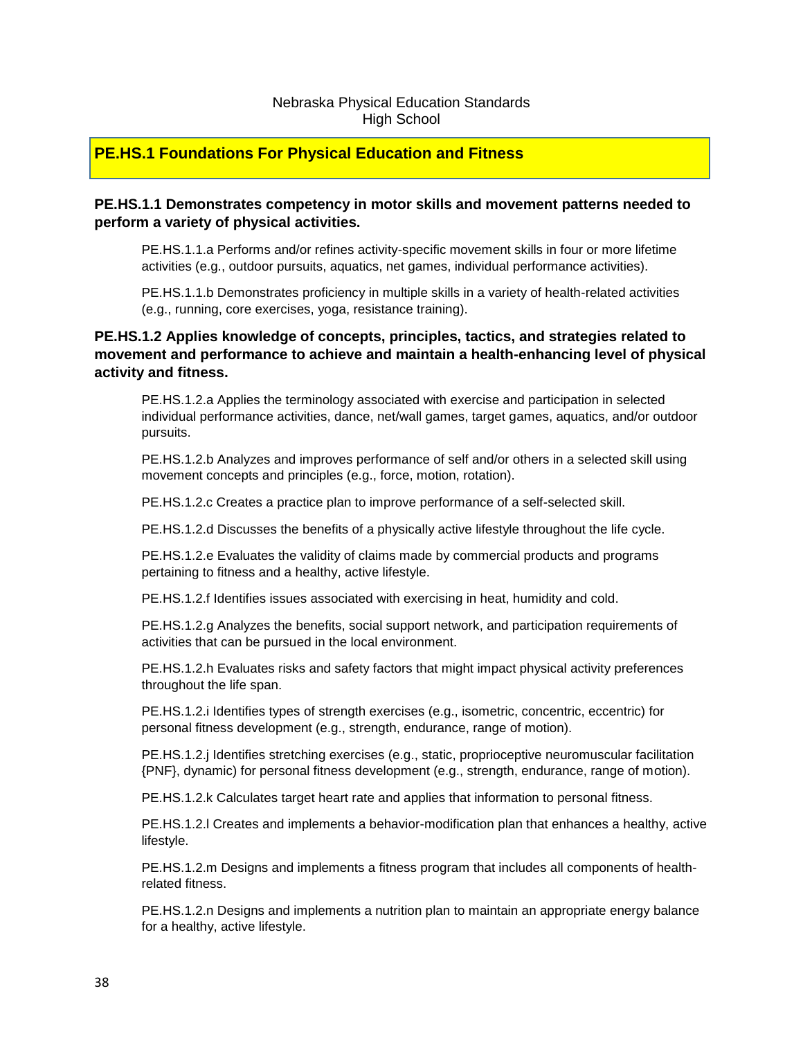Nebraska Physical Education Standards
High School

## PE.HS.1 Foundations For Physical Education and Fitness

### PE.HS.1.1 Demonstrates competency in motor skills and movement patterns needed to perform a variety of physical activities.

PE.HS.1.1.a Performs and/or refines activity-specific movement skills in four or more lifetime activities (e.g., outdoor pursuits, aquatics, net games, individual performance activities).

PE.HS.1.1.b Demonstrates proficiency in multiple skills in a variety of health-related activities (e.g., running, core exercises, yoga, resistance training).

### PE.HS.1.2 Applies knowledge of concepts, principles, tactics, and strategies related to movement and performance to achieve and maintain a health-enhancing level of physical activity and fitness.

PE.HS.1.2.a Applies the terminology associated with exercise and participation in selected individual performance activities, dance, net/wall games, target games, aquatics, and/or outdoor pursuits.

PE.HS.1.2.b Analyzes and improves performance of self and/or others in a selected skill using movement concepts and principles (e.g., force, motion, rotation).

PE.HS.1.2.c Creates a practice plan to improve performance of a self-selected skill.

PE.HS.1.2.d Discusses the benefits of a physically active lifestyle throughout the life cycle.

PE.HS.1.2.e Evaluates the validity of claims made by commercial products and programs pertaining to fitness and a healthy, active lifestyle.

PE.HS.1.2.f Identifies issues associated with exercising in heat, humidity and cold.

PE.HS.1.2.g Analyzes the benefits, social support network, and participation requirements of activities that can be pursued in the local environment.

PE.HS.1.2.h Evaluates risks and safety factors that might impact physical activity preferences throughout the life span.

PE.HS.1.2.i Identifies types of strength exercises (e.g., isometric, concentric, eccentric) for personal fitness development (e.g., strength, endurance, range of motion).

PE.HS.1.2.j Identifies stretching exercises (e.g., static, proprioceptive neuromuscular facilitation {PNF}, dynamic) for personal fitness development (e.g., strength, endurance, range of motion).

PE.HS.1.2.k Calculates target heart rate and applies that information to personal fitness.

PE.HS.1.2.l Creates and implements a behavior-modification plan that enhances a healthy, active lifestyle.

PE.HS.1.2.m Designs and implements a fitness program that includes all components of health-related fitness.

PE.HS.1.2.n Designs and implements a nutrition plan to maintain an appropriate energy balance for a healthy, active lifestyle.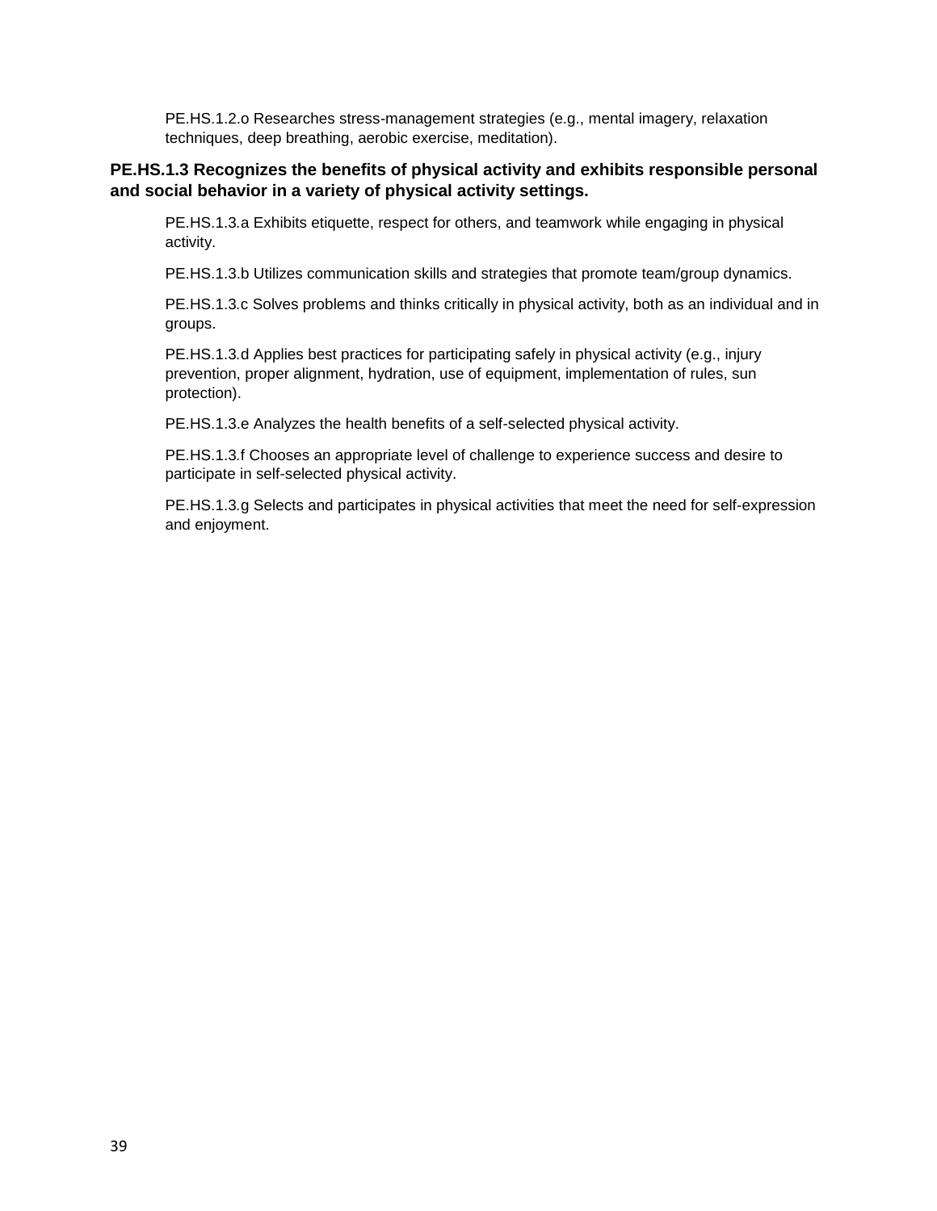PE.HS.1.2.o Researches stress-management strategies (e.g., mental imagery, relaxation techniques, deep breathing, aerobic exercise, meditation).

**PE.HS.1.3 Recognizes the benefits of physical activity and exhibits responsible personal and social behavior in a variety of physical activity settings.**

PE.HS.1.3.a Exhibits etiquette, respect for others, and teamwork while engaging in physical activity.

PE.HS.1.3.b Utilizes communication skills and strategies that promote team/group dynamics.

PE.HS.1.3.c Solves problems and thinks critically in physical activity, both as an individual and in groups.

PE.HS.1.3.d Applies best practices for participating safely in physical activity (e.g., injury prevention, proper alignment, hydration, use of equipment, implementation of rules, sun protection).

PE.HS.1.3.e Analyzes the health benefits of a self-selected physical activity.

PE.HS.1.3.f Chooses an appropriate level of challenge to experience success and desire to participate in self-selected physical activity.

PE.HS.1.3.g Selects and participates in physical activities that meet the need for self-expression and enjoyment.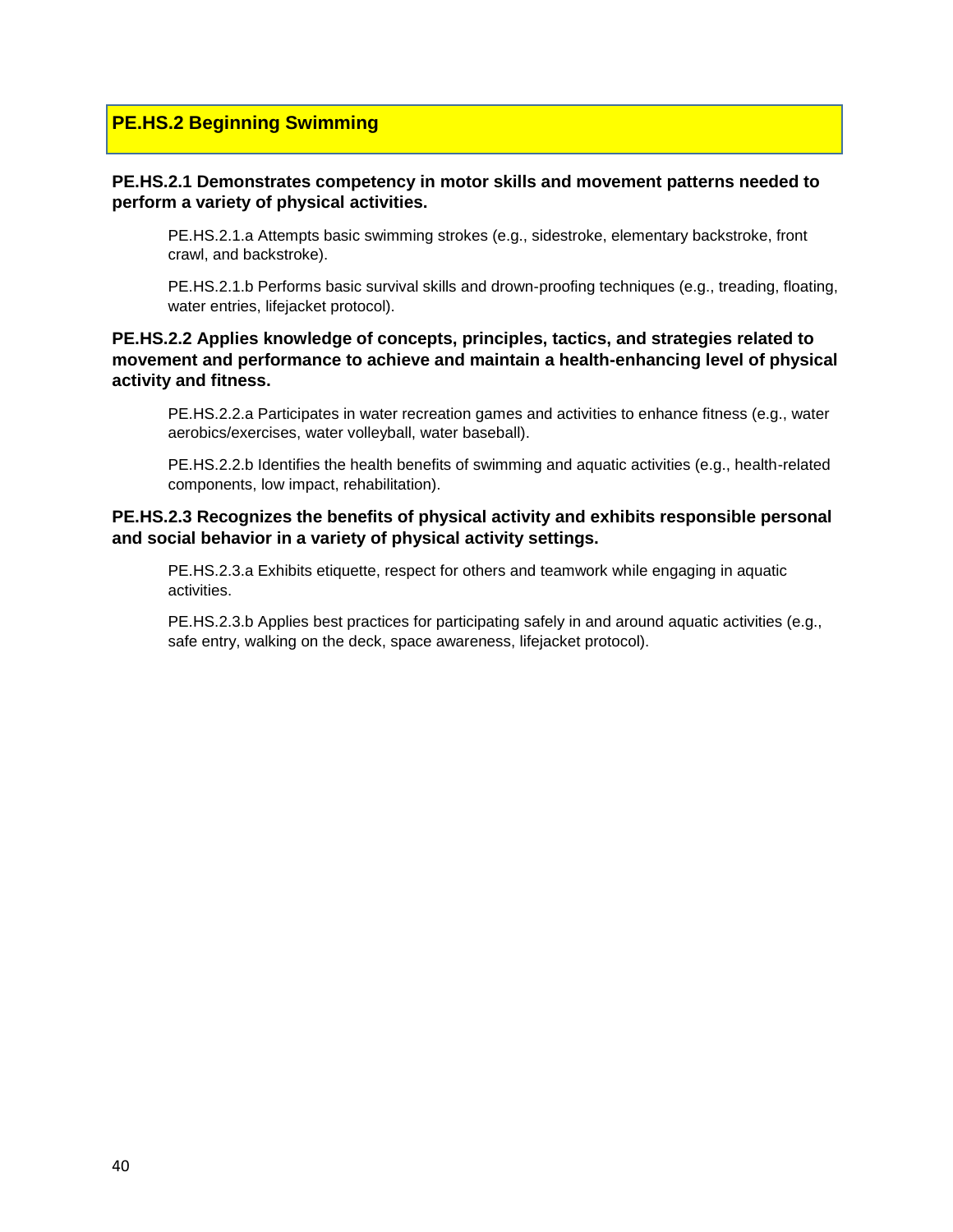## PE.HS.2 Beginning Swimming

**PE.HS.2.1 Demonstrates competency in motor skills and movement patterns needed to perform a variety of physical activities.**

PE.HS.2.1.a Attempts basic swimming strokes (e.g., sidestroke, elementary backstroke, front crawl, and backstroke).

PE.HS.2.1.b Performs basic survival skills and drown-proofing techniques (e.g., treading, floating, water entries, lifejacket protocol).

**PE.HS.2.2 Applies knowledge of concepts, principles, tactics, and strategies related to movement and performance to achieve and maintain a health-enhancing level of physical activity and fitness.**

PE.HS.2.2.a Participates in water recreation games and activities to enhance fitness (e.g., water aerobics/exercises, water volleyball, water baseball).

PE.HS.2.2.b Identifies the health benefits of swimming and aquatic activities (e.g., health-related components, low impact, rehabilitation).

**PE.HS.2.3 Recognizes the benefits of physical activity and exhibits responsible personal and social behavior in a variety of physical activity settings.**

PE.HS.2.3.a Exhibits etiquette, respect for others and teamwork while engaging in aquatic activities.

PE.HS.2.3.b Applies best practices for participating safely in and around aquatic activities (e.g., safe entry, walking on the deck, space awareness, lifejacket protocol).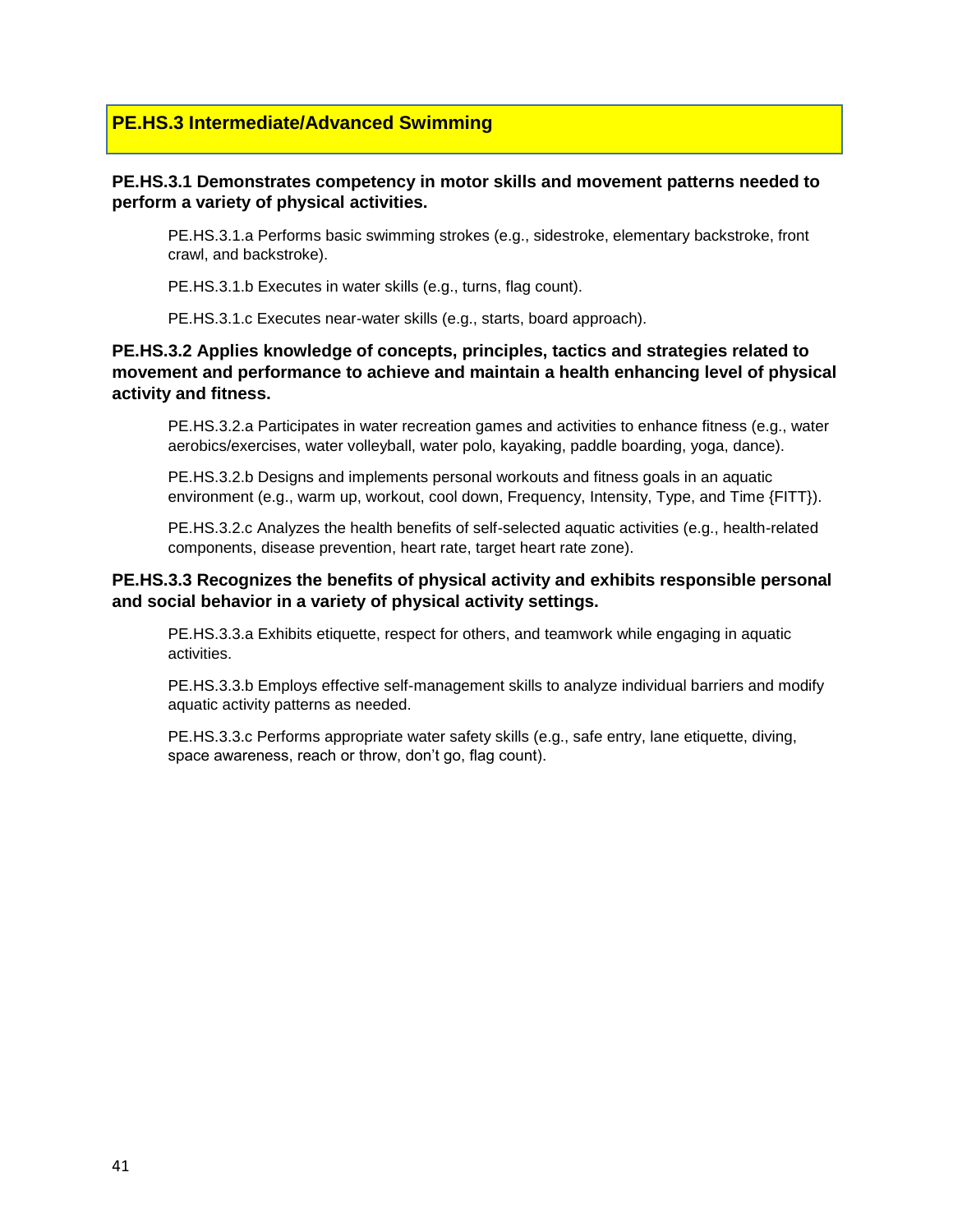## PE.HS.3 Intermediate/Advanced Swimming

**PE.HS.3.1 Demonstrates competency in motor skills and movement patterns needed to perform a variety of physical activities.**

PE.HS.3.1.a Performs basic swimming strokes (e.g., sidestroke, elementary backstroke, front crawl, and backstroke).

PE.HS.3.1.b Executes in water skills (e.g., turns, flag count).

PE.HS.3.1.c Executes near-water skills (e.g., starts, board approach).

**PE.HS.3.2 Applies knowledge of concepts, principles, tactics and strategies related to movement and performance to achieve and maintain a health enhancing level of physical activity and fitness.**

PE.HS.3.2.a Participates in water recreation games and activities to enhance fitness (e.g., water aerobics/exercises, water volleyball, water polo, kayaking, paddle boarding, yoga, dance).

PE.HS.3.2.b Designs and implements personal workouts and fitness goals in an aquatic environment (e.g., warm up, workout, cool down, Frequency, Intensity, Type, and Time {FITT}).

PE.HS.3.2.c Analyzes the health benefits of self-selected aquatic activities (e.g., health-related components, disease prevention, heart rate, target heart rate zone).

**PE.HS.3.3 Recognizes the benefits of physical activity and exhibits responsible personal and social behavior in a variety of physical activity settings.**

PE.HS.3.3.a Exhibits etiquette, respect for others, and teamwork while engaging in aquatic activities.

PE.HS.3.3.b Employs effective self-management skills to analyze individual barriers and modify aquatic activity patterns as needed.

PE.HS.3.3.c Performs appropriate water safety skills (e.g., safe entry, lane etiquette, diving, space awareness, reach or throw, don't go, flag count).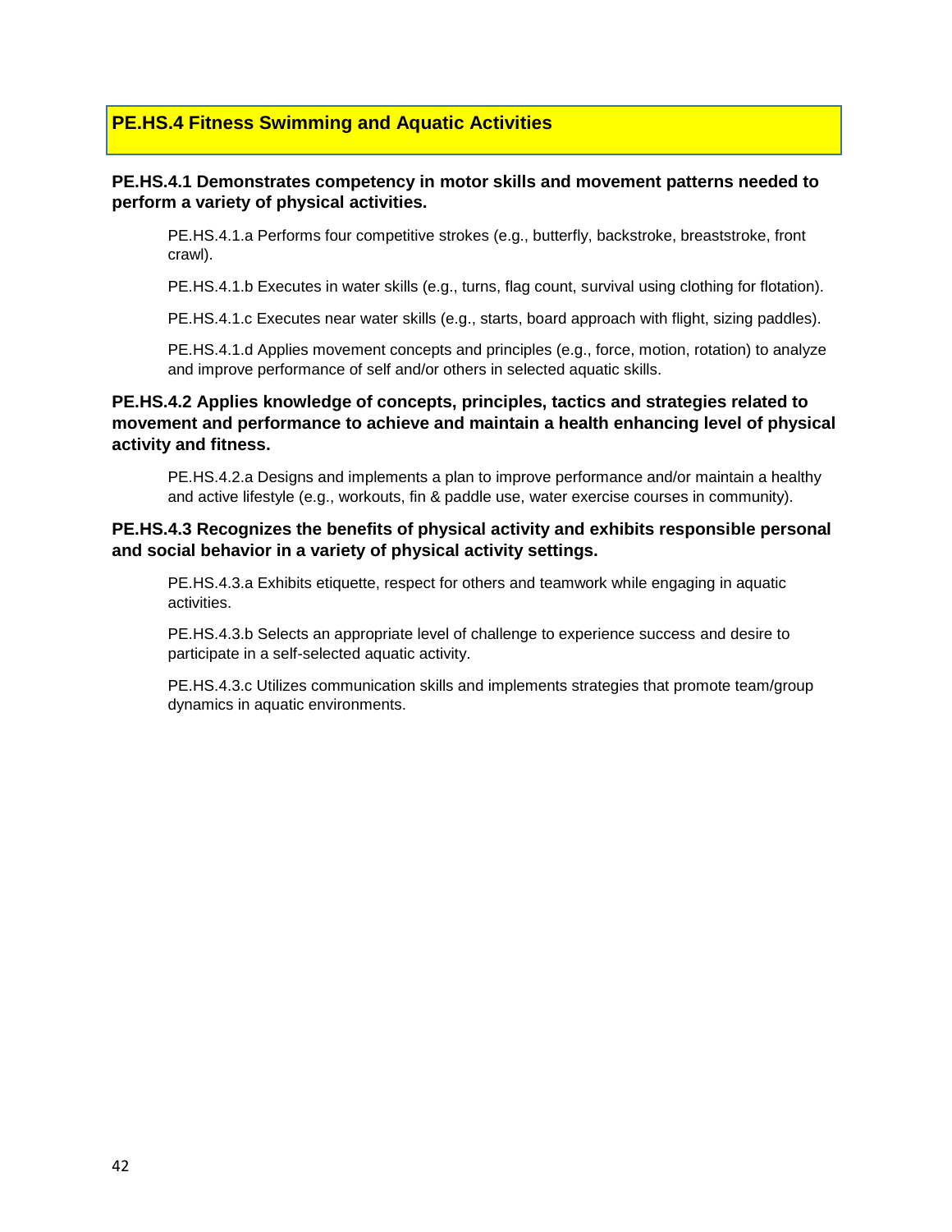## PE.HS.4 Fitness Swimming and Aquatic Activities

**PE.HS.4.1 Demonstrates competency in motor skills and movement patterns needed to perform a variety of physical activities.**

PE.HS.4.1.a Performs four competitive strokes (e.g., butterfly, backstroke, breaststroke, front crawl).

PE.HS.4.1.b Executes in water skills (e.g., turns, flag count, survival using clothing for flotation).

PE.HS.4.1.c Executes near water skills (e.g., starts, board approach with flight, sizing paddles).

PE.HS.4.1.d Applies movement concepts and principles (e.g., force, motion, rotation) to analyze and improve performance of self and/or others in selected aquatic skills.

**PE.HS.4.2 Applies knowledge of concepts, principles, tactics and strategies related to movement and performance to achieve and maintain a health enhancing level of physical activity and fitness.**

PE.HS.4.2.a Designs and implements a plan to improve performance and/or maintain a healthy and active lifestyle (e.g., workouts, fin & paddle use, water exercise courses in community).

**PE.HS.4.3 Recognizes the benefits of physical activity and exhibits responsible personal and social behavior in a variety of physical activity settings.**

PE.HS.4.3.a Exhibits etiquette, respect for others and teamwork while engaging in aquatic activities.

PE.HS.4.3.b Selects an appropriate level of challenge to experience success and desire to participate in a self-selected aquatic activity.

PE.HS.4.3.c Utilizes communication skills and implements strategies that promote team/group dynamics in aquatic environments.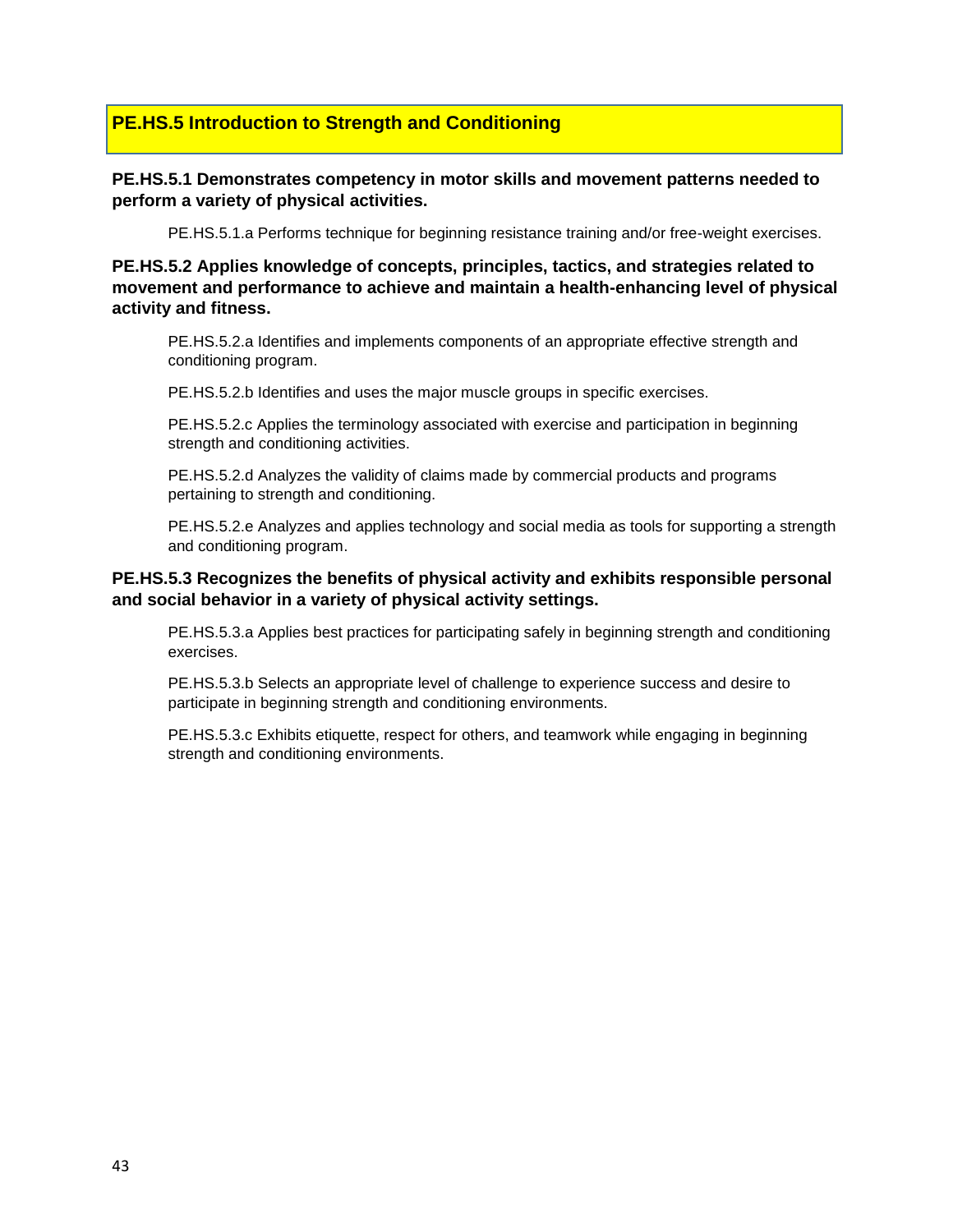## PE.HS.5 Introduction to Strength and Conditioning

**PE.HS.5.1 Demonstrates competency in motor skills and movement patterns needed to perform a variety of physical activities.**

PE.HS.5.1.a Performs technique for beginning resistance training and/or free-weight exercises.

**PE.HS.5.2 Applies knowledge of concepts, principles, tactics, and strategies related to movement and performance to achieve and maintain a health-enhancing level of physical activity and fitness.**

PE.HS.5.2.a Identifies and implements components of an appropriate effective strength and conditioning program.

PE.HS.5.2.b Identifies and uses the major muscle groups in specific exercises.

PE.HS.5.2.c Applies the terminology associated with exercise and participation in beginning strength and conditioning activities.

PE.HS.5.2.d Analyzes the validity of claims made by commercial products and programs pertaining to strength and conditioning.

PE.HS.5.2.e Analyzes and applies technology and social media as tools for supporting a strength and conditioning program.

**PE.HS.5.3 Recognizes the benefits of physical activity and exhibits responsible personal and social behavior in a variety of physical activity settings.**

PE.HS.5.3.a Applies best practices for participating safely in beginning strength and conditioning exercises.

PE.HS.5.3.b Selects an appropriate level of challenge to experience success and desire to participate in beginning strength and conditioning environments.

PE.HS.5.3.c Exhibits etiquette, respect for others, and teamwork while engaging in beginning strength and conditioning environments.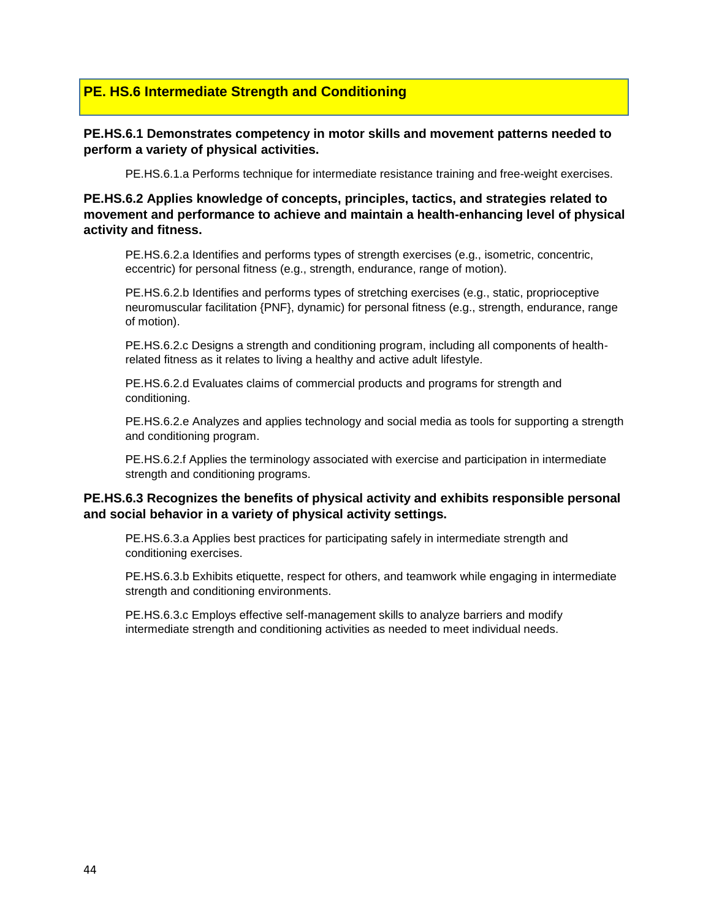## PE. HS.6 Intermediate Strength and Conditioning

### PE.HS.6.1 Demonstrates competency in motor skills and movement patterns needed to perform a variety of physical activities.

PE.HS.6.1.a Performs technique for intermediate resistance training and free-weight exercises.

### PE.HS.6.2 Applies knowledge of concepts, principles, tactics, and strategies related to movement and performance to achieve and maintain a health-enhancing level of physical activity and fitness.

PE.HS.6.2.a Identifies and performs types of strength exercises (e.g., isometric, concentric, eccentric) for personal fitness (e.g., strength, endurance, range of motion).

PE.HS.6.2.b Identifies and performs types of stretching exercises (e.g., static, proprioceptive neuromuscular facilitation {PNF}, dynamic) for personal fitness (e.g., strength, endurance, range of motion).

PE.HS.6.2.c Designs a strength and conditioning program, including all components of health-related fitness as it relates to living a healthy and active adult lifestyle.

PE.HS.6.2.d Evaluates claims of commercial products and programs for strength and conditioning.

PE.HS.6.2.e Analyzes and applies technology and social media as tools for supporting a strength and conditioning program.

PE.HS.6.2.f Applies the terminology associated with exercise and participation in intermediate strength and conditioning programs.

### PE.HS.6.3 Recognizes the benefits of physical activity and exhibits responsible personal and social behavior in a variety of physical activity settings.

PE.HS.6.3.a Applies best practices for participating safely in intermediate strength and conditioning exercises.

PE.HS.6.3.b Exhibits etiquette, respect for others, and teamwork while engaging in intermediate strength and conditioning environments.

PE.HS.6.3.c Employs effective self-management skills to analyze barriers and modify intermediate strength and conditioning activities as needed to meet individual needs.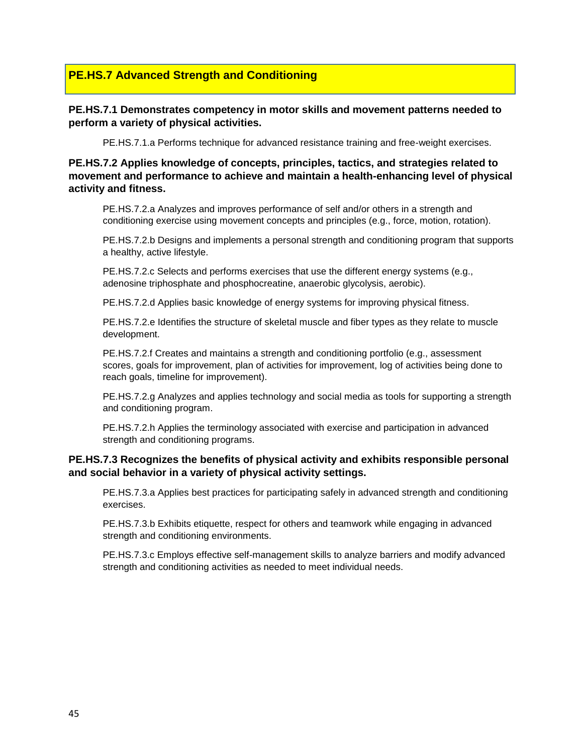## PE.HS.7 Advanced Strength and Conditioning

### PE.HS.7.1 Demonstrates competency in motor skills and movement patterns needed to perform a variety of physical activities.

PE.HS.7.1.a Performs technique for advanced resistance training and free-weight exercises.

### PE.HS.7.2 Applies knowledge of concepts, principles, tactics, and strategies related to movement and performance to achieve and maintain a health-enhancing level of physical activity and fitness.

PE.HS.7.2.a Analyzes and improves performance of self and/or others in a strength and conditioning exercise using movement concepts and principles (e.g., force, motion, rotation).

PE.HS.7.2.b Designs and implements a personal strength and conditioning program that supports a healthy, active lifestyle.

PE.HS.7.2.c Selects and performs exercises that use the different energy systems (e.g., adenosine triphosphate and phosphocreatine, anaerobic glycolysis, aerobic).

PE.HS.7.2.d Applies basic knowledge of energy systems for improving physical fitness.

PE.HS.7.2.e Identifies the structure of skeletal muscle and fiber types as they relate to muscle development.

PE.HS.7.2.f Creates and maintains a strength and conditioning portfolio (e.g., assessment scores, goals for improvement, plan of activities for improvement, log of activities being done to reach goals, timeline for improvement).

PE.HS.7.2.g Analyzes and applies technology and social media as tools for supporting a strength and conditioning program.

PE.HS.7.2.h Applies the terminology associated with exercise and participation in advanced strength and conditioning programs.

### PE.HS.7.3 Recognizes the benefits of physical activity and exhibits responsible personal and social behavior in a variety of physical activity settings.

PE.HS.7.3.a Applies best practices for participating safely in advanced strength and conditioning exercises.

PE.HS.7.3.b Exhibits etiquette, respect for others and teamwork while engaging in advanced strength and conditioning environments.

PE.HS.7.3.c Employs effective self-management skills to analyze barriers and modify advanced strength and conditioning activities as needed to meet individual needs.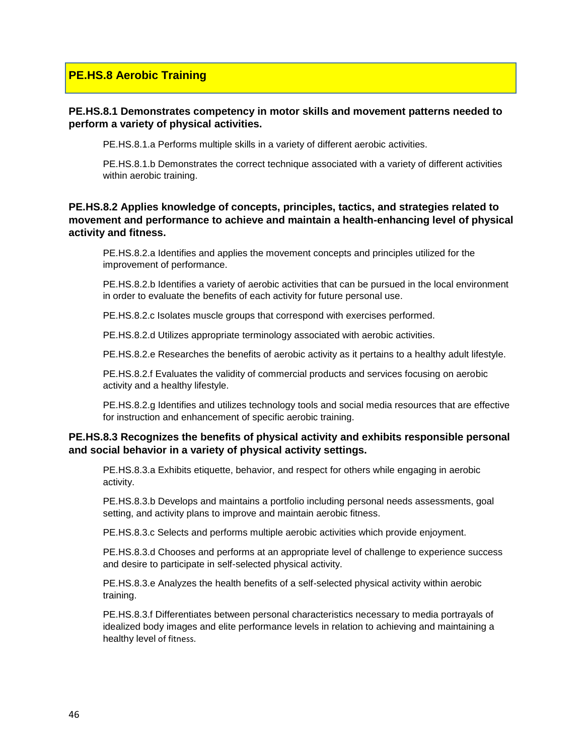## PE.HS.8 Aerobic Training

**PE.HS.8.1 Demonstrates competency in motor skills and movement patterns needed to perform a variety of physical activities.**

PE.HS.8.1.a Performs multiple skills in a variety of different aerobic activities.

PE.HS.8.1.b Demonstrates the correct technique associated with a variety of different activities within aerobic training.

**PE.HS.8.2 Applies knowledge of concepts, principles, tactics, and strategies related to movement and performance to achieve and maintain a health-enhancing level of physical activity and fitness.**

PE.HS.8.2.a Identifies and applies the movement concepts and principles utilized for the improvement of performance.

PE.HS.8.2.b Identifies a variety of aerobic activities that can be pursued in the local environment in order to evaluate the benefits of each activity for future personal use.

PE.HS.8.2.c Isolates muscle groups that correspond with exercises performed.

PE.HS.8.2.d Utilizes appropriate terminology associated with aerobic activities.

PE.HS.8.2.e Researches the benefits of aerobic activity as it pertains to a healthy adult lifestyle.

PE.HS.8.2.f Evaluates the validity of commercial products and services focusing on aerobic activity and a healthy lifestyle.

PE.HS.8.2.g Identifies and utilizes technology tools and social media resources that are effective for instruction and enhancement of specific aerobic training.

**PE.HS.8.3 Recognizes the benefits of physical activity and exhibits responsible personal and social behavior in a variety of physical activity settings.**

PE.HS.8.3.a Exhibits etiquette, behavior, and respect for others while engaging in aerobic activity.

PE.HS.8.3.b Develops and maintains a portfolio including personal needs assessments, goal setting, and activity plans to improve and maintain aerobic fitness.

PE.HS.8.3.c Selects and performs multiple aerobic activities which provide enjoyment.

PE.HS.8.3.d Chooses and performs at an appropriate level of challenge to experience success and desire to participate in self-selected physical activity.

PE.HS.8.3.e Analyzes the health benefits of a self-selected physical activity within aerobic training.

PE.HS.8.3.f Differentiates between personal characteristics necessary to media portrayals of idealized body images and elite performance levels in relation to achieving and maintaining a healthy level of fitness.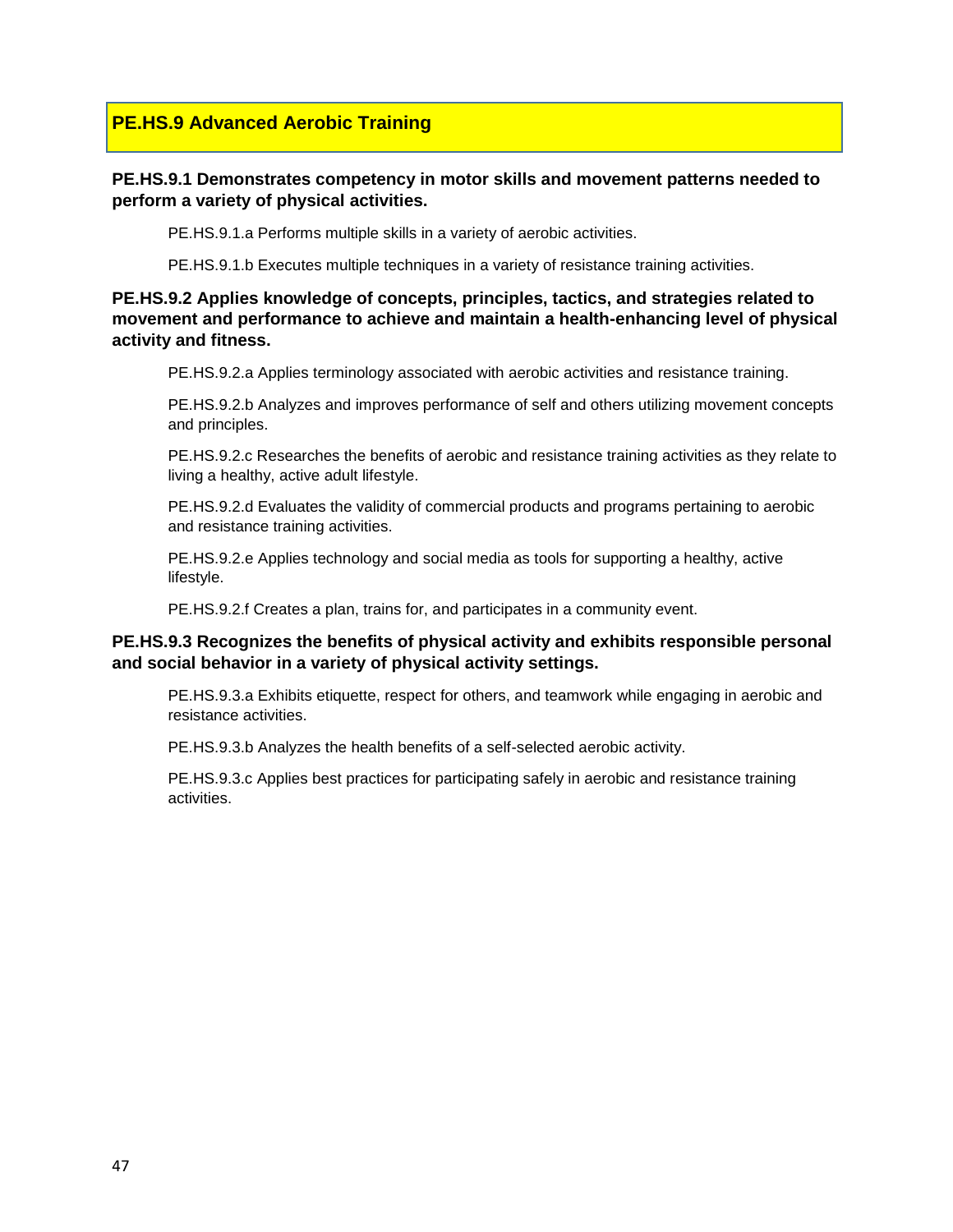## PE.HS.9 Advanced Aerobic Training

**PE.HS.9.1 Demonstrates competency in motor skills and movement patterns needed to perform a variety of physical activities.**

PE.HS.9.1.a Performs multiple skills in a variety of aerobic activities.

PE.HS.9.1.b Executes multiple techniques in a variety of resistance training activities.

**PE.HS.9.2 Applies knowledge of concepts, principles, tactics, and strategies related to movement and performance to achieve and maintain a health-enhancing level of physical activity and fitness.**

PE.HS.9.2.a Applies terminology associated with aerobic activities and resistance training.

PE.HS.9.2.b Analyzes and improves performance of self and others utilizing movement concepts and principles.

PE.HS.9.2.c Researches the benefits of aerobic and resistance training activities as they relate to living a healthy, active adult lifestyle.

PE.HS.9.2.d Evaluates the validity of commercial products and programs pertaining to aerobic and resistance training activities.

PE.HS.9.2.e Applies technology and social media as tools for supporting a healthy, active lifestyle.

PE.HS.9.2.f Creates a plan, trains for, and participates in a community event.

**PE.HS.9.3 Recognizes the benefits of physical activity and exhibits responsible personal and social behavior in a variety of physical activity settings.**

PE.HS.9.3.a Exhibits etiquette, respect for others, and teamwork while engaging in aerobic and resistance activities.

PE.HS.9.3.b Analyzes the health benefits of a self-selected aerobic activity.

PE.HS.9.3.c Applies best practices for participating safely in aerobic and resistance training activities.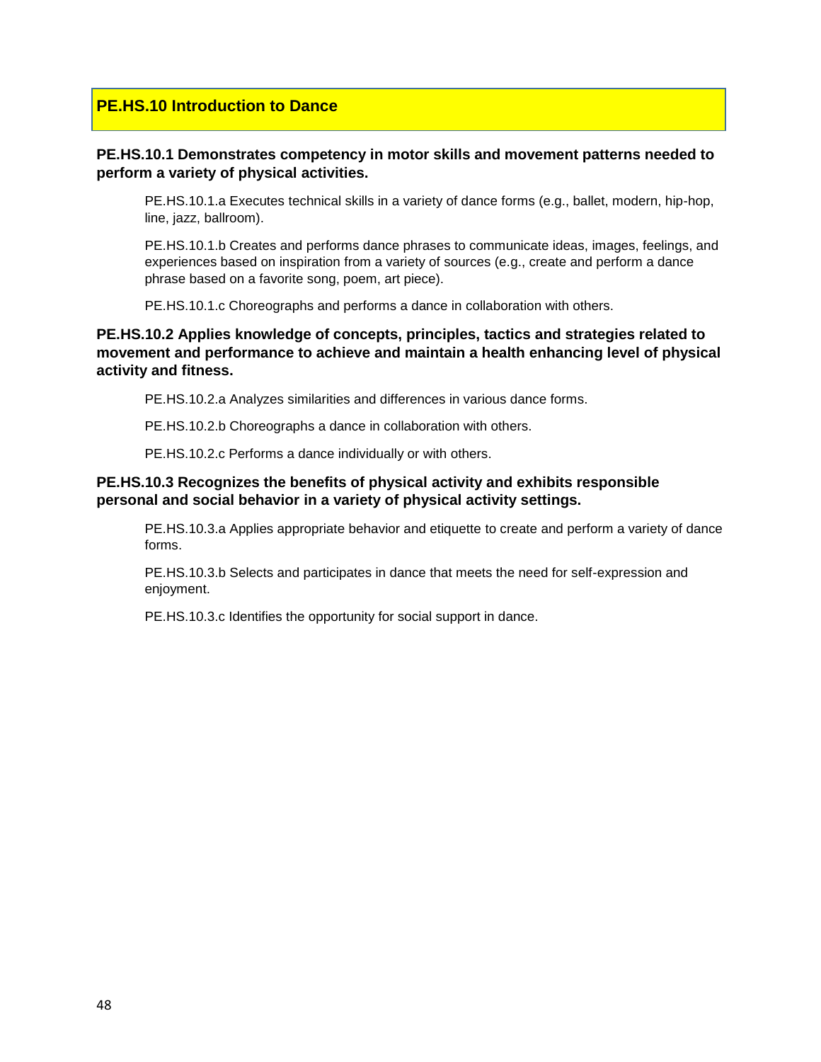## PE.HS.10 Introduction to Dance

**PE.HS.10.1 Demonstrates competency in motor skills and movement patterns needed to perform a variety of physical activities.**

PE.HS.10.1.a Executes technical skills in a variety of dance forms (e.g., ballet, modern, hip-hop, line, jazz, ballroom).

PE.HS.10.1.b Creates and performs dance phrases to communicate ideas, images, feelings, and experiences based on inspiration from a variety of sources (e.g., create and perform a dance phrase based on a favorite song, poem, art piece).

PE.HS.10.1.c Choreographs and performs a dance in collaboration with others.

**PE.HS.10.2 Applies knowledge of concepts, principles, tactics and strategies related to movement and performance to achieve and maintain a health enhancing level of physical activity and fitness.**

PE.HS.10.2.a Analyzes similarities and differences in various dance forms.

PE.HS.10.2.b Choreographs a dance in collaboration with others.

PE.HS.10.2.c Performs a dance individually or with others.

**PE.HS.10.3 Recognizes the benefits of physical activity and exhibits responsible personal and social behavior in a variety of physical activity settings.**

PE.HS.10.3.a Applies appropriate behavior and etiquette to create and perform a variety of dance forms.

PE.HS.10.3.b Selects and participates in dance that meets the need for self-expression and enjoyment.

PE.HS.10.3.c Identifies the opportunity for social support in dance.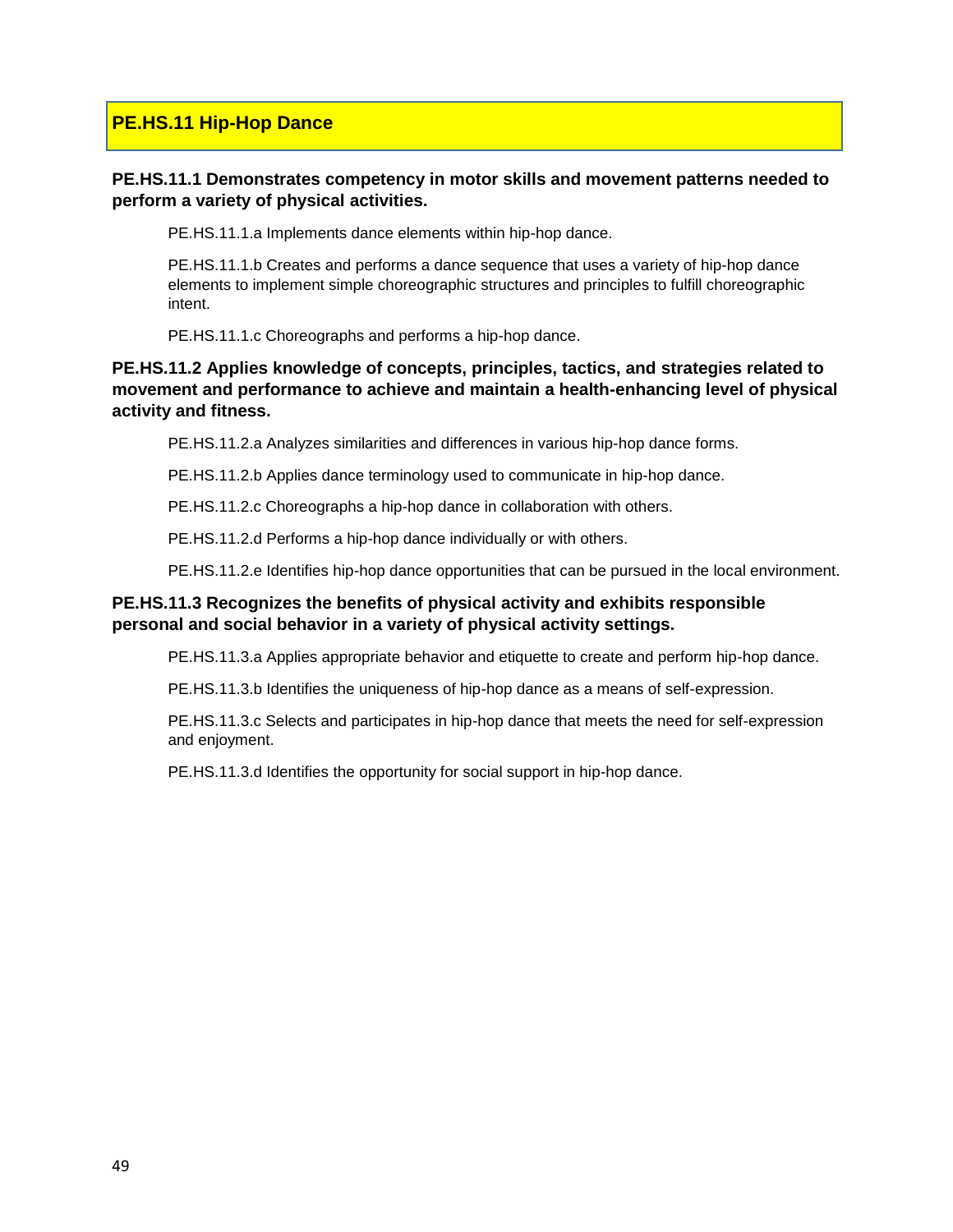## PE.HS.11 Hip-Hop Dance

**PE.HS.11.1 Demonstrates competency in motor skills and movement patterns needed to perform a variety of physical activities.**

PE.HS.11.1.a Implements dance elements within hip-hop dance.

PE.HS.11.1.b Creates and performs a dance sequence that uses a variety of hip-hop dance elements to implement simple choreographic structures and principles to fulfill choreographic intent.

PE.HS.11.1.c Choreographs and performs a hip-hop dance.

**PE.HS.11.2 Applies knowledge of concepts, principles, tactics, and strategies related to movement and performance to achieve and maintain a health-enhancing level of physical activity and fitness.**

PE.HS.11.2.a Analyzes similarities and differences in various hip-hop dance forms.

PE.HS.11.2.b Applies dance terminology used to communicate in hip-hop dance.

PE.HS.11.2.c Choreographs a hip-hop dance in collaboration with others.

PE.HS.11.2.d Performs a hip-hop dance individually or with others.

PE.HS.11.2.e Identifies hip-hop dance opportunities that can be pursued in the local environment.

**PE.HS.11.3 Recognizes the benefits of physical activity and exhibits responsible personal and social behavior in a variety of physical activity settings.**

PE.HS.11.3.a Applies appropriate behavior and etiquette to create and perform hip-hop dance.

PE.HS.11.3.b Identifies the uniqueness of hip-hop dance as a means of self-expression.

PE.HS.11.3.c Selects and participates in hip-hop dance that meets the need for self-expression and enjoyment.

PE.HS.11.3.d Identifies the opportunity for social support in hip-hop dance.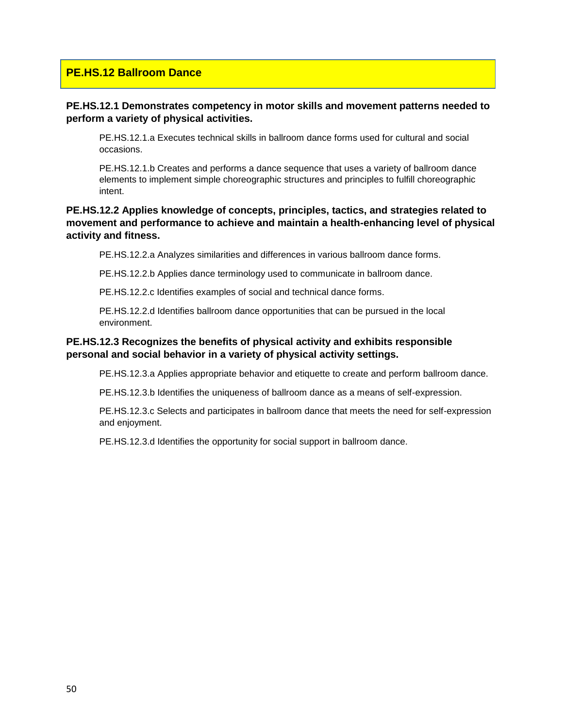## PE.HS.12 Ballroom Dance

**PE.HS.12.1 Demonstrates competency in motor skills and movement patterns needed to perform a variety of physical activities.**

PE.HS.12.1.a Executes technical skills in ballroom dance forms used for cultural and social occasions.

PE.HS.12.1.b Creates and performs a dance sequence that uses a variety of ballroom dance elements to implement simple choreographic structures and principles to fulfill choreographic intent.

**PE.HS.12.2 Applies knowledge of concepts, principles, tactics, and strategies related to movement and performance to achieve and maintain a health-enhancing level of physical activity and fitness.**

PE.HS.12.2.a Analyzes similarities and differences in various ballroom dance forms.

PE.HS.12.2.b Applies dance terminology used to communicate in ballroom dance.

PE.HS.12.2.c Identifies examples of social and technical dance forms.

PE.HS.12.2.d Identifies ballroom dance opportunities that can be pursued in the local environment.

**PE.HS.12.3 Recognizes the benefits of physical activity and exhibits responsible personal and social behavior in a variety of physical activity settings.**

PE.HS.12.3.a Applies appropriate behavior and etiquette to create and perform ballroom dance.

PE.HS.12.3.b Identifies the uniqueness of ballroom dance as a means of self-expression.

PE.HS.12.3.c Selects and participates in ballroom dance that meets the need for self-expression and enjoyment.

PE.HS.12.3.d Identifies the opportunity for social support in ballroom dance.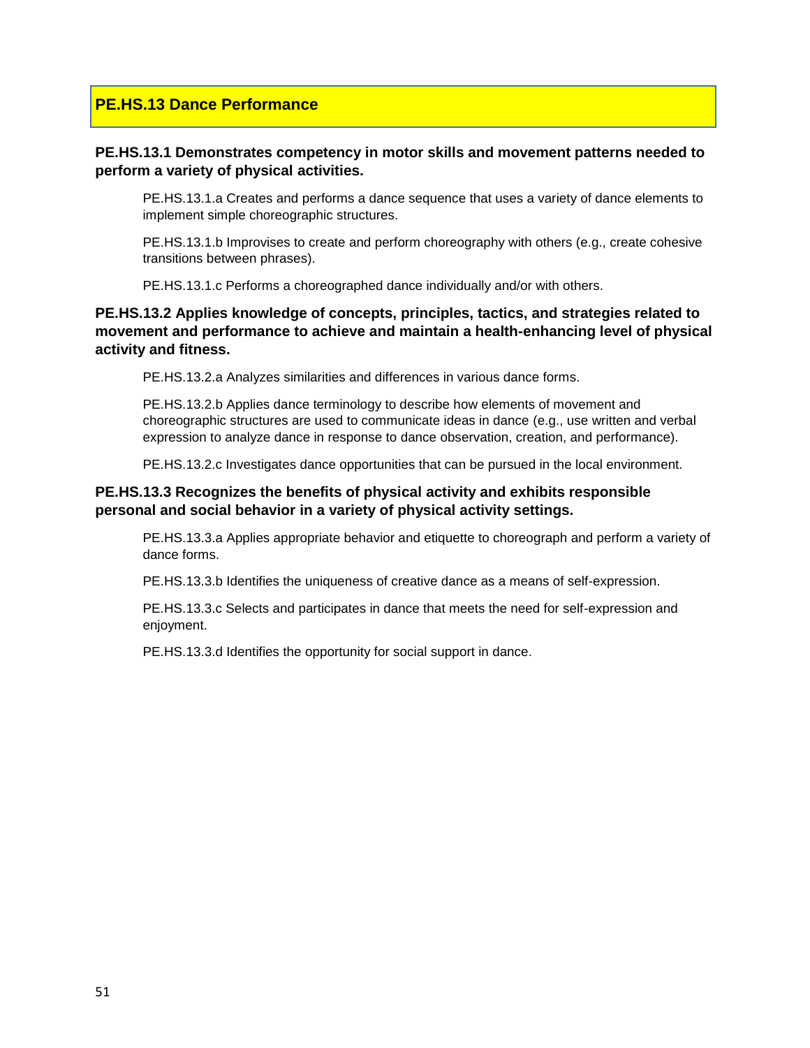## PE.HS.13 Dance Performance

**PE.HS.13.1 Demonstrates competency in motor skills and movement patterns needed to perform a variety of physical activities.**

PE.HS.13.1.a Creates and performs a dance sequence that uses a variety of dance elements to implement simple choreographic structures.

PE.HS.13.1.b Improvises to create and perform choreography with others (e.g., create cohesive transitions between phrases).

PE.HS.13.1.c Performs a choreographed dance individually and/or with others.

**PE.HS.13.2 Applies knowledge of concepts, principles, tactics, and strategies related to movement and performance to achieve and maintain a health-enhancing level of physical activity and fitness.**

PE.HS.13.2.a Analyzes similarities and differences in various dance forms.

PE.HS.13.2.b Applies dance terminology to describe how elements of movement and choreographic structures are used to communicate ideas in dance (e.g., use written and verbal expression to analyze dance in response to dance observation, creation, and performance).

PE.HS.13.2.c Investigates dance opportunities that can be pursued in the local environment.

**PE.HS.13.3 Recognizes the benefits of physical activity and exhibits responsible personal and social behavior in a variety of physical activity settings.**

PE.HS.13.3.a Applies appropriate behavior and etiquette to choreograph and perform a variety of dance forms.

PE.HS.13.3.b Identifies the uniqueness of creative dance as a means of self-expression.

PE.HS.13.3.c Selects and participates in dance that meets the need for self-expression and enjoyment.

PE.HS.13.3.d Identifies the opportunity for social support in dance.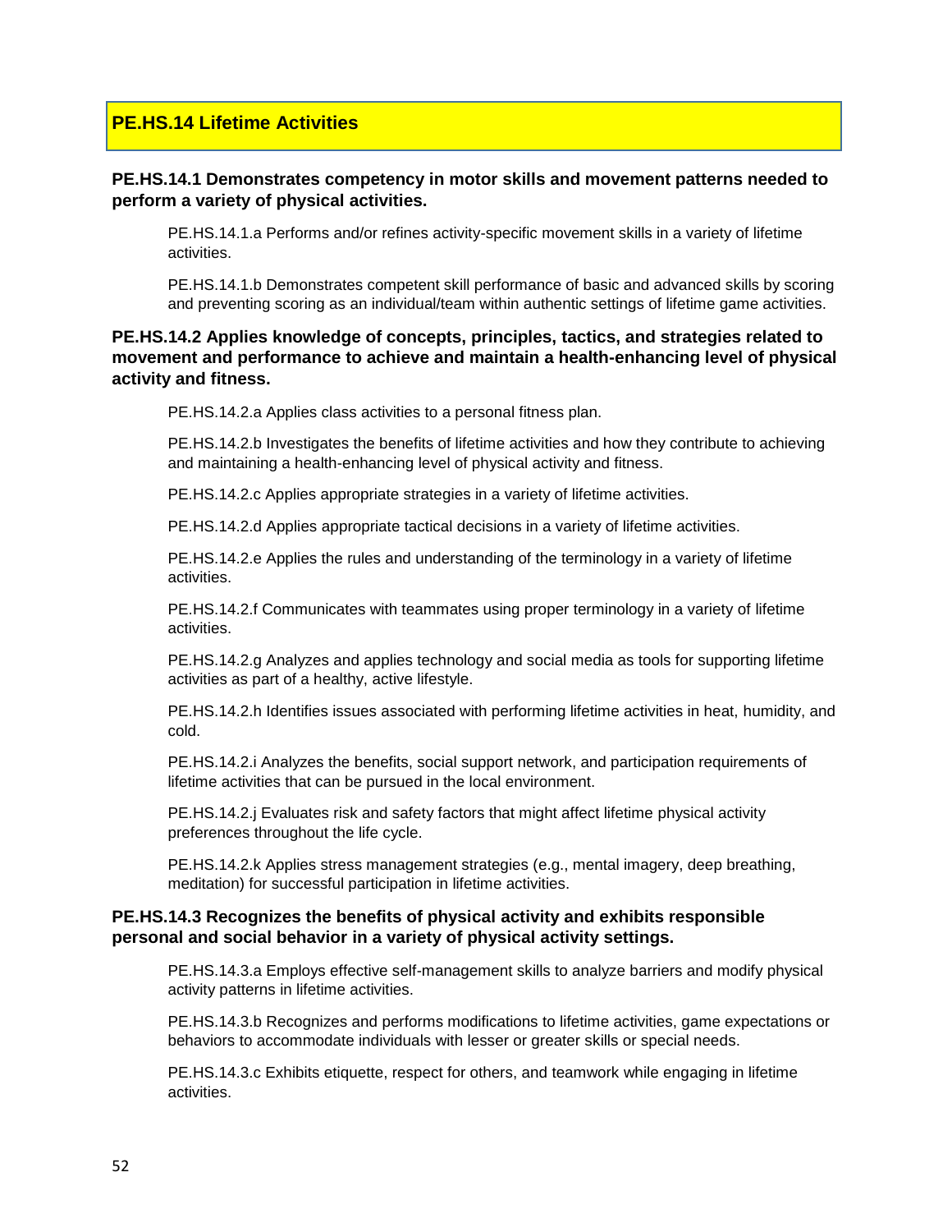## PE.HS.14 Lifetime Activities

### PE.HS.14.1 Demonstrates competency in motor skills and movement patterns needed to perform a variety of physical activities.

PE.HS.14.1.a Performs and/or refines activity-specific movement skills in a variety of lifetime activities.

PE.HS.14.1.b Demonstrates competent skill performance of basic and advanced skills by scoring and preventing scoring as an individual/team within authentic settings of lifetime game activities.

### PE.HS.14.2 Applies knowledge of concepts, principles, tactics, and strategies related to movement and performance to achieve and maintain a health-enhancing level of physical activity and fitness.

PE.HS.14.2.a Applies class activities to a personal fitness plan.

PE.HS.14.2.b Investigates the benefits of lifetime activities and how they contribute to achieving and maintaining a health-enhancing level of physical activity and fitness.

PE.HS.14.2.c Applies appropriate strategies in a variety of lifetime activities.

PE.HS.14.2.d Applies appropriate tactical decisions in a variety of lifetime activities.

PE.HS.14.2.e Applies the rules and understanding of the terminology in a variety of lifetime activities.

PE.HS.14.2.f Communicates with teammates using proper terminology in a variety of lifetime activities.

PE.HS.14.2.g Analyzes and applies technology and social media as tools for supporting lifetime activities as part of a healthy, active lifestyle.

PE.HS.14.2.h Identifies issues associated with performing lifetime activities in heat, humidity, and cold.

PE.HS.14.2.i Analyzes the benefits, social support network, and participation requirements of lifetime activities that can be pursued in the local environment.

PE.HS.14.2.j Evaluates risk and safety factors that might affect lifetime physical activity preferences throughout the life cycle.

PE.HS.14.2.k Applies stress management strategies (e.g., mental imagery, deep breathing, meditation) for successful participation in lifetime activities.

### PE.HS.14.3 Recognizes the benefits of physical activity and exhibits responsible personal and social behavior in a variety of physical activity settings.

PE.HS.14.3.a Employs effective self-management skills to analyze barriers and modify physical activity patterns in lifetime activities.

PE.HS.14.3.b Recognizes and performs modifications to lifetime activities, game expectations or behaviors to accommodate individuals with lesser or greater skills or special needs.

PE.HS.14.3.c Exhibits etiquette, respect for others, and teamwork while engaging in lifetime activities.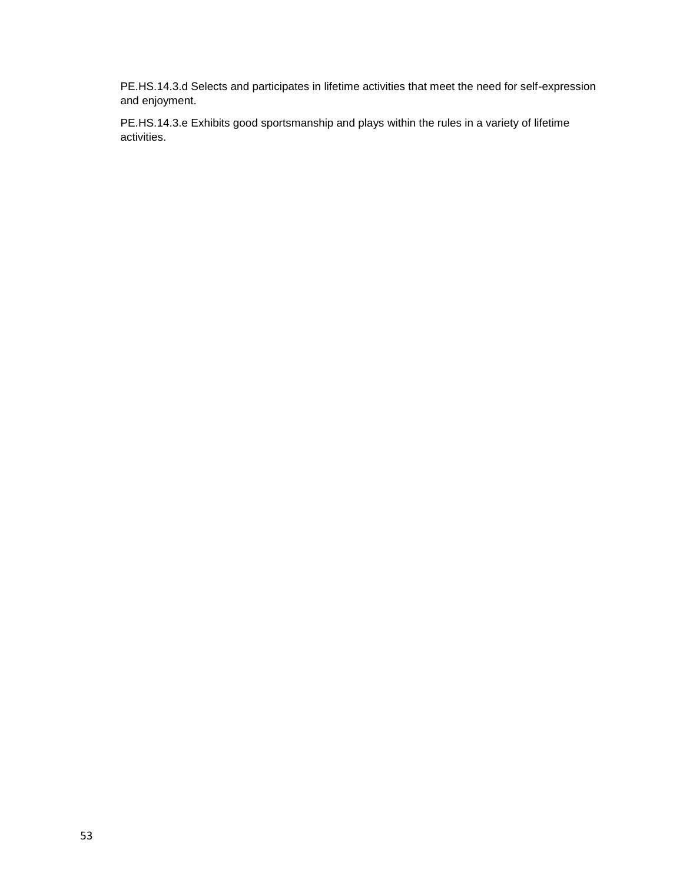PE.HS.14.3.d Selects and participates in lifetime activities that meet the need for self-expression and enjoyment.

PE.HS.14.3.e Exhibits good sportsmanship and plays within the rules in a variety of lifetime activities.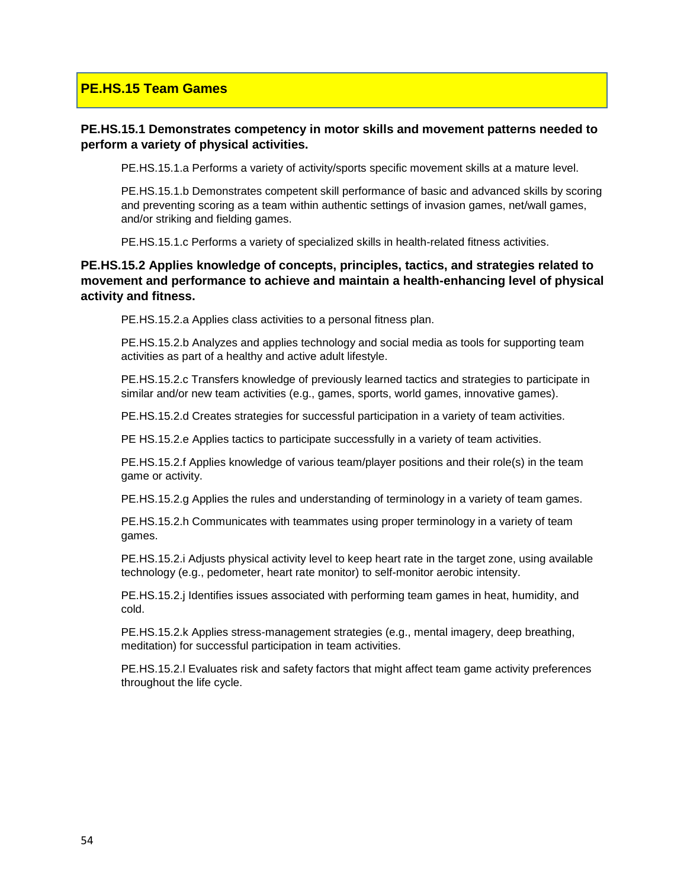## PE.HS.15 Team Games

**PE.HS.15.1 Demonstrates competency in motor skills and movement patterns needed to perform a variety of physical activities.**

PE.HS.15.1.a Performs a variety of activity/sports specific movement skills at a mature level.

PE.HS.15.1.b Demonstrates competent skill performance of basic and advanced skills by scoring and preventing scoring as a team within authentic settings of invasion games, net/wall games, and/or striking and fielding games.

PE.HS.15.1.c Performs a variety of specialized skills in health-related fitness activities.

**PE.HS.15.2 Applies knowledge of concepts, principles, tactics, and strategies related to movement and performance to achieve and maintain a health-enhancing level of physical activity and fitness.**

PE.HS.15.2.a Applies class activities to a personal fitness plan.

PE.HS.15.2.b Analyzes and applies technology and social media as tools for supporting team activities as part of a healthy and active adult lifestyle.

PE.HS.15.2.c Transfers knowledge of previously learned tactics and strategies to participate in similar and/or new team activities (e.g., games, sports, world games, innovative games).

PE.HS.15.2.d Creates strategies for successful participation in a variety of team activities.

PE HS.15.2.e Applies tactics to participate successfully in a variety of team activities.

PE.HS.15.2.f Applies knowledge of various team/player positions and their role(s) in the team game or activity.

PE.HS.15.2.g Applies the rules and understanding of terminology in a variety of team games.

PE.HS.15.2.h Communicates with teammates using proper terminology in a variety of team games.

PE.HS.15.2.i Adjusts physical activity level to keep heart rate in the target zone, using available technology (e.g., pedometer, heart rate monitor) to self-monitor aerobic intensity.

PE.HS.15.2.j Identifies issues associated with performing team games in heat, humidity, and cold.

PE.HS.15.2.k Applies stress-management strategies (e.g., mental imagery, deep breathing, meditation) for successful participation in team activities.

PE.HS.15.2.l Evaluates risk and safety factors that might affect team game activity preferences throughout the life cycle.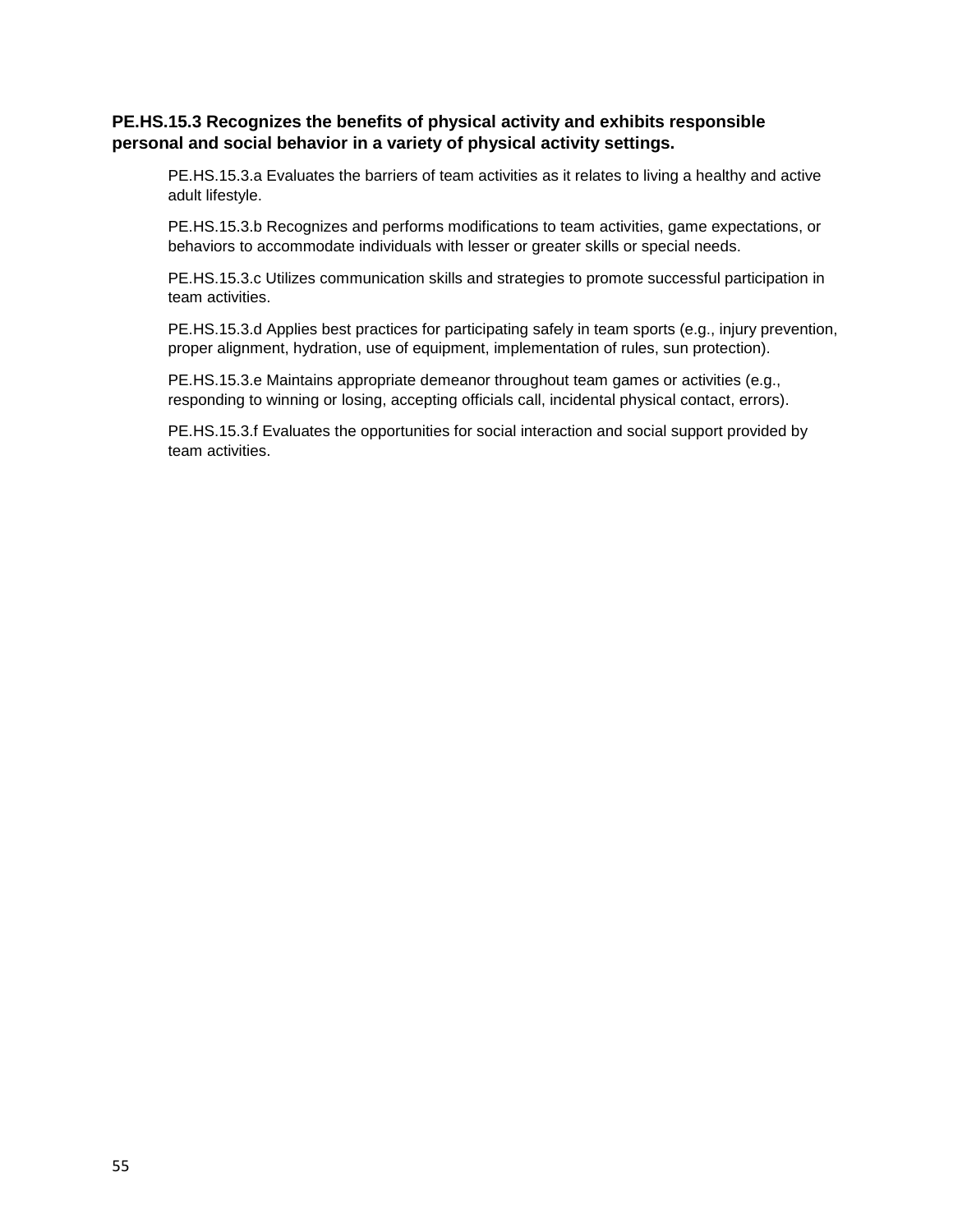**PE.HS.15.3 Recognizes the benefits of physical activity and exhibits responsible personal and social behavior in a variety of physical activity settings.**

PE.HS.15.3.a Evaluates the barriers of team activities as it relates to living a healthy and active adult lifestyle.

PE.HS.15.3.b Recognizes and performs modifications to team activities, game expectations, or behaviors to accommodate individuals with lesser or greater skills or special needs.

PE.HS.15.3.c Utilizes communication skills and strategies to promote successful participation in team activities.

PE.HS.15.3.d Applies best practices for participating safely in team sports (e.g., injury prevention, proper alignment, hydration, use of equipment, implementation of rules, sun protection).

PE.HS.15.3.e Maintains appropriate demeanor throughout team games or activities (e.g., responding to winning or losing, accepting officials call, incidental physical contact, errors).

PE.HS.15.3.f Evaluates the opportunities for social interaction and social support provided by team activities.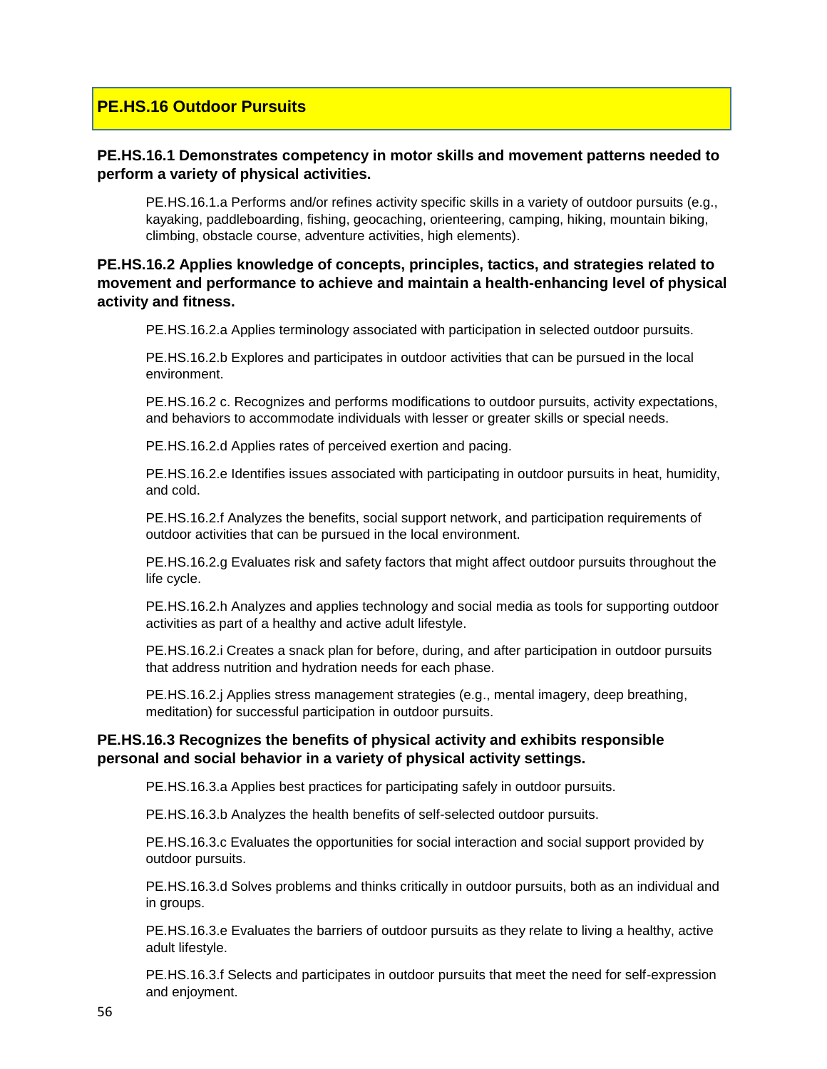## PE.HS.16 Outdoor Pursuits

### PE.HS.16.1 Demonstrates competency in motor skills and movement patterns needed to perform a variety of physical activities.

PE.HS.16.1.a Performs and/or refines activity specific skills in a variety of outdoor pursuits (e.g., kayaking, paddleboarding, fishing, geocaching, orienteering, camping, hiking, mountain biking, climbing, obstacle course, adventure activities, high elements).

### PE.HS.16.2 Applies knowledge of concepts, principles, tactics, and strategies related to movement and performance to achieve and maintain a health-enhancing level of physical activity and fitness.

PE.HS.16.2.a Applies terminology associated with participation in selected outdoor pursuits.

PE.HS.16.2.b Explores and participates in outdoor activities that can be pursued in the local environment.

PE.HS.16.2 c. Recognizes and performs modifications to outdoor pursuits, activity expectations, and behaviors to accommodate individuals with lesser or greater skills or special needs.

PE.HS.16.2.d Applies rates of perceived exertion and pacing.

PE.HS.16.2.e Identifies issues associated with participating in outdoor pursuits in heat, humidity, and cold.

PE.HS.16.2.f Analyzes the benefits, social support network, and participation requirements of outdoor activities that can be pursued in the local environment.

PE.HS.16.2.g Evaluates risk and safety factors that might affect outdoor pursuits throughout the life cycle.

PE.HS.16.2.h Analyzes and applies technology and social media as tools for supporting outdoor activities as part of a healthy and active adult lifestyle.

PE.HS.16.2.i Creates a snack plan for before, during, and after participation in outdoor pursuits that address nutrition and hydration needs for each phase.

PE.HS.16.2.j Applies stress management strategies (e.g., mental imagery, deep breathing, meditation) for successful participation in outdoor pursuits.

### PE.HS.16.3 Recognizes the benefits of physical activity and exhibits responsible personal and social behavior in a variety of physical activity settings.

PE.HS.16.3.a Applies best practices for participating safely in outdoor pursuits.

PE.HS.16.3.b Analyzes the health benefits of self-selected outdoor pursuits.

PE.HS.16.3.c Evaluates the opportunities for social interaction and social support provided by outdoor pursuits.

PE.HS.16.3.d Solves problems and thinks critically in outdoor pursuits, both as an individual and in groups.

PE.HS.16.3.e Evaluates the barriers of outdoor pursuits as they relate to living a healthy, active adult lifestyle.

PE.HS.16.3.f Selects and participates in outdoor pursuits that meet the need for self-expression and enjoyment.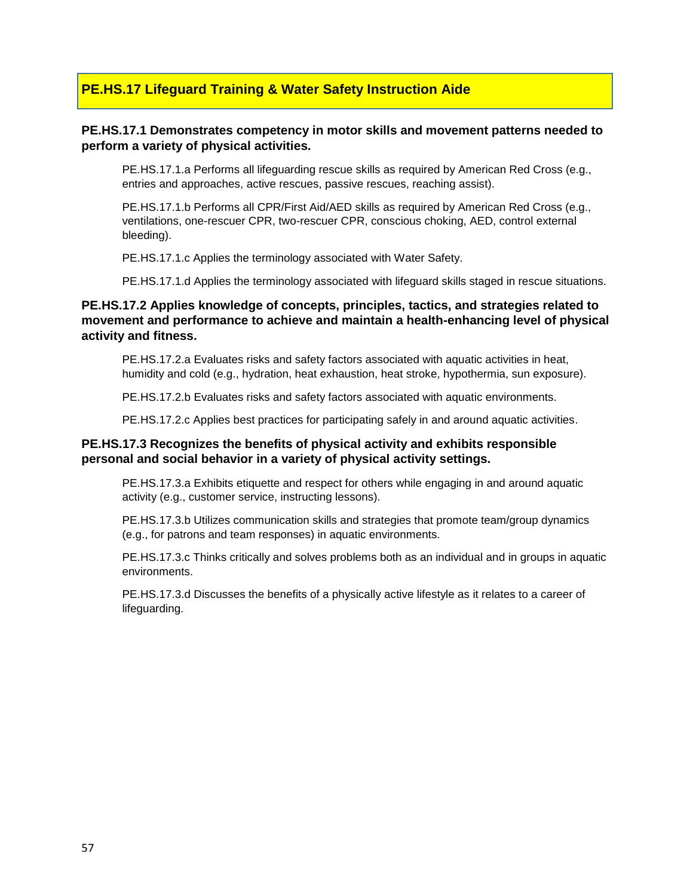## PE.HS.17 Lifeguard Training & Water Safety Instruction Aide

### PE.HS.17.1 Demonstrates competency in motor skills and movement patterns needed to perform a variety of physical activities.

PE.HS.17.1.a Performs all lifeguarding rescue skills as required by American Red Cross (e.g., entries and approaches, active rescues, passive rescues, reaching assist).

PE.HS.17.1.b Performs all CPR/First Aid/AED skills as required by American Red Cross (e.g., ventilations, one-rescuer CPR, two-rescuer CPR, conscious choking, AED, control external bleeding).

PE.HS.17.1.c Applies the terminology associated with Water Safety.

PE.HS.17.1.d Applies the terminology associated with lifeguard skills staged in rescue situations.

### PE.HS.17.2 Applies knowledge of concepts, principles, tactics, and strategies related to movement and performance to achieve and maintain a health-enhancing level of physical activity and fitness.

PE.HS.17.2.a Evaluates risks and safety factors associated with aquatic activities in heat, humidity and cold (e.g., hydration, heat exhaustion, heat stroke, hypothermia, sun exposure).

PE.HS.17.2.b Evaluates risks and safety factors associated with aquatic environments.

PE.HS.17.2.c Applies best practices for participating safely in and around aquatic activities.

### PE.HS.17.3 Recognizes the benefits of physical activity and exhibits responsible personal and social behavior in a variety of physical activity settings.

PE.HS.17.3.a Exhibits etiquette and respect for others while engaging in and around aquatic activity (e.g., customer service, instructing lessons).

PE.HS.17.3.b Utilizes communication skills and strategies that promote team/group dynamics (e.g., for patrons and team responses) in aquatic environments.

PE.HS.17.3.c Thinks critically and solves problems both as an individual and in groups in aquatic environments.

PE.HS.17.3.d Discusses the benefits of a physically active lifestyle as it relates to a career of lifeguarding.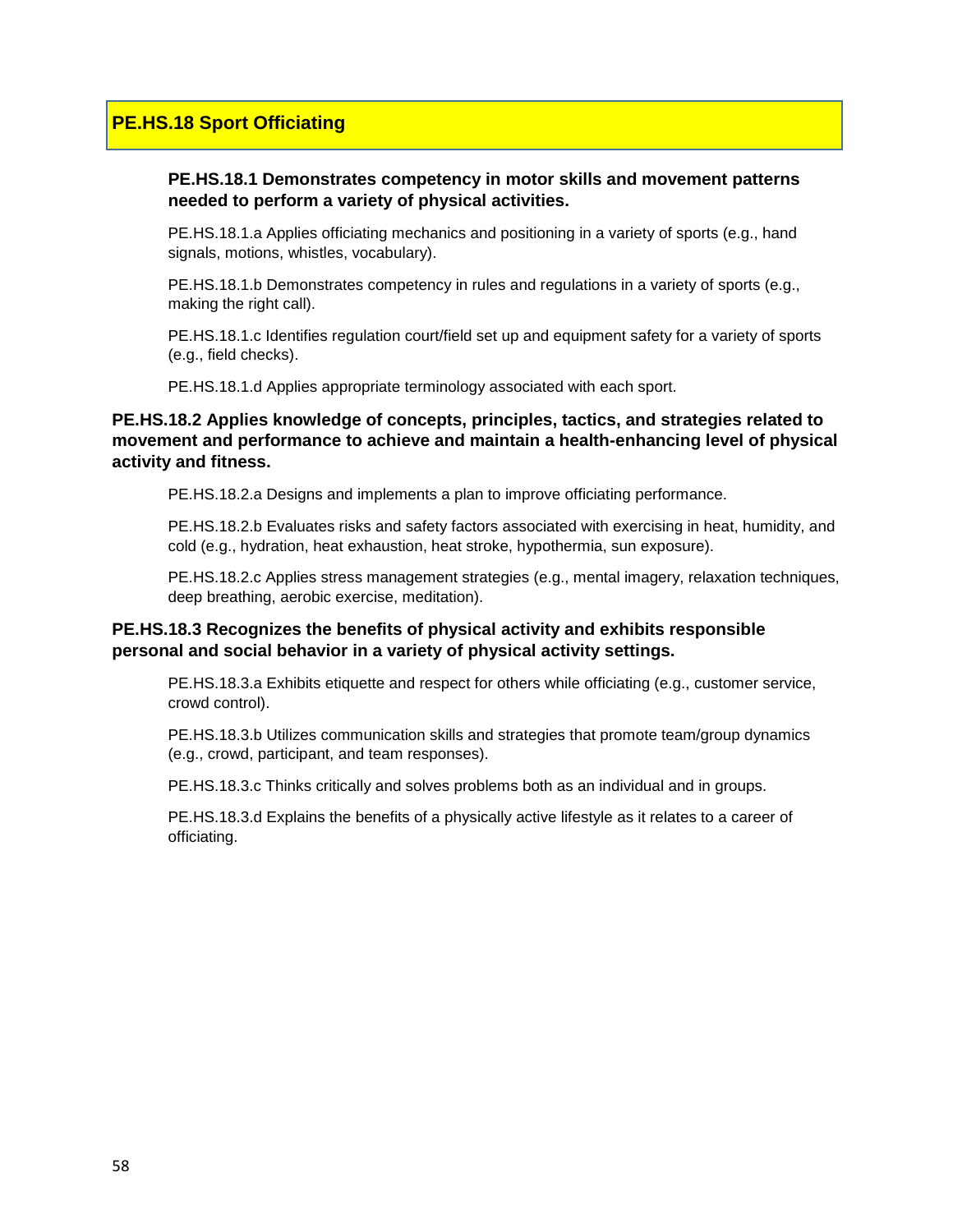## PE.HS.18 Sport Officiating

### PE.HS.18.1 Demonstrates competency in motor skills and movement patterns needed to perform a variety of physical activities.

PE.HS.18.1.a Applies officiating mechanics and positioning in a variety of sports (e.g., hand signals, motions, whistles, vocabulary).

PE.HS.18.1.b Demonstrates competency in rules and regulations in a variety of sports (e.g., making the right call).

PE.HS.18.1.c Identifies regulation court/field set up and equipment safety for a variety of sports (e.g., field checks).

PE.HS.18.1.d Applies appropriate terminology associated with each sport.

### PE.HS.18.2 Applies knowledge of concepts, principles, tactics, and strategies related to movement and performance to achieve and maintain a health-enhancing level of physical activity and fitness.

PE.HS.18.2.a Designs and implements a plan to improve officiating performance.

PE.HS.18.2.b Evaluates risks and safety factors associated with exercising in heat, humidity, and cold (e.g., hydration, heat exhaustion, heat stroke, hypothermia, sun exposure).

PE.HS.18.2.c Applies stress management strategies (e.g., mental imagery, relaxation techniques, deep breathing, aerobic exercise, meditation).

### PE.HS.18.3 Recognizes the benefits of physical activity and exhibits responsible personal and social behavior in a variety of physical activity settings.

PE.HS.18.3.a Exhibits etiquette and respect for others while officiating (e.g., customer service, crowd control).

PE.HS.18.3.b Utilizes communication skills and strategies that promote team/group dynamics (e.g., crowd, participant, and team responses).

PE.HS.18.3.c Thinks critically and solves problems both as an individual and in groups.

PE.HS.18.3.d Explains the benefits of a physically active lifestyle as it relates to a career of officiating.